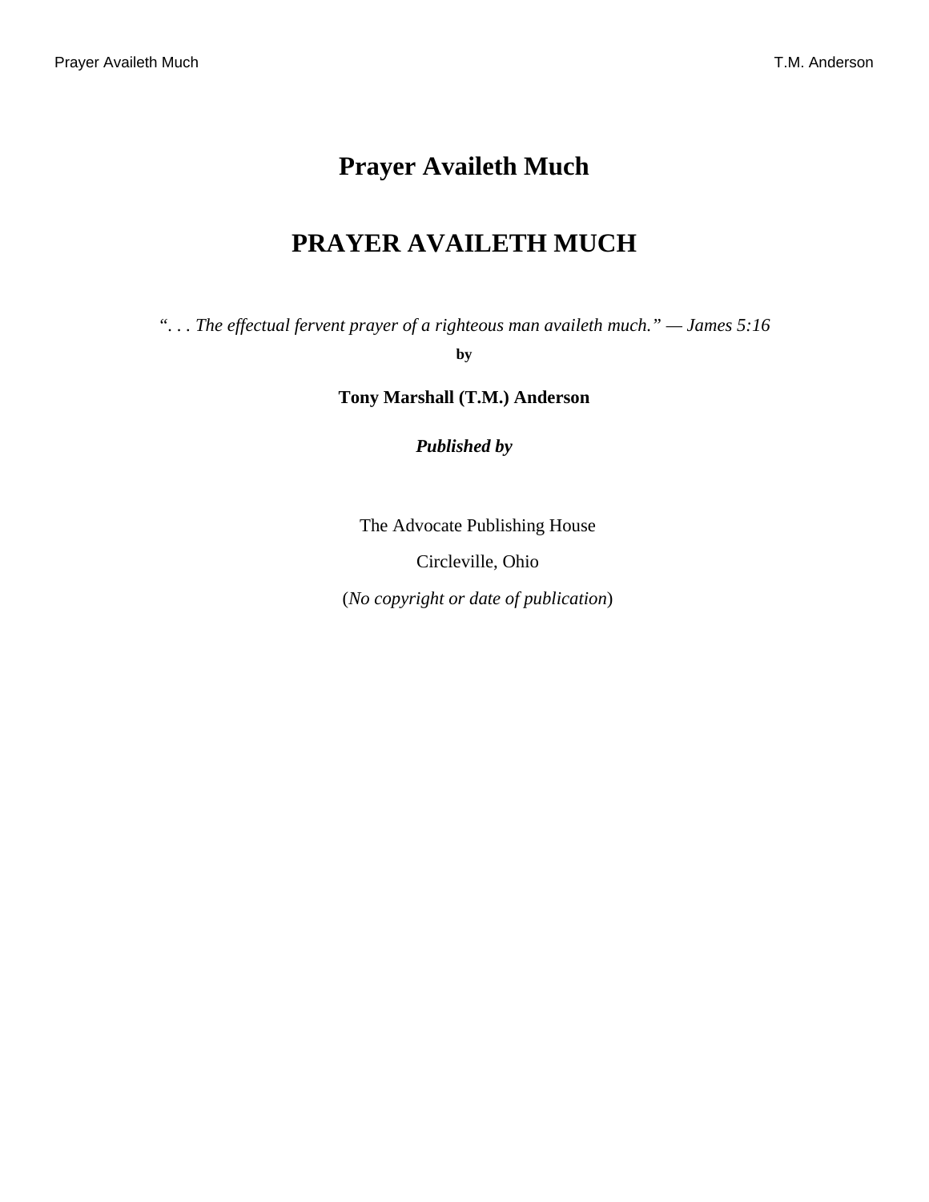# Prayer Availeth Much

# PRAYER AVAILETH MUCH

*“. . . The effectual fervent prayer of a righteous man availeth much.” — James 5:16*

**by**

**Tony Marshall (T.M.) Anderson**

***Published by***

The Advocate Publishing House

Circleville, Ohio

(*No copyright or date of publication*)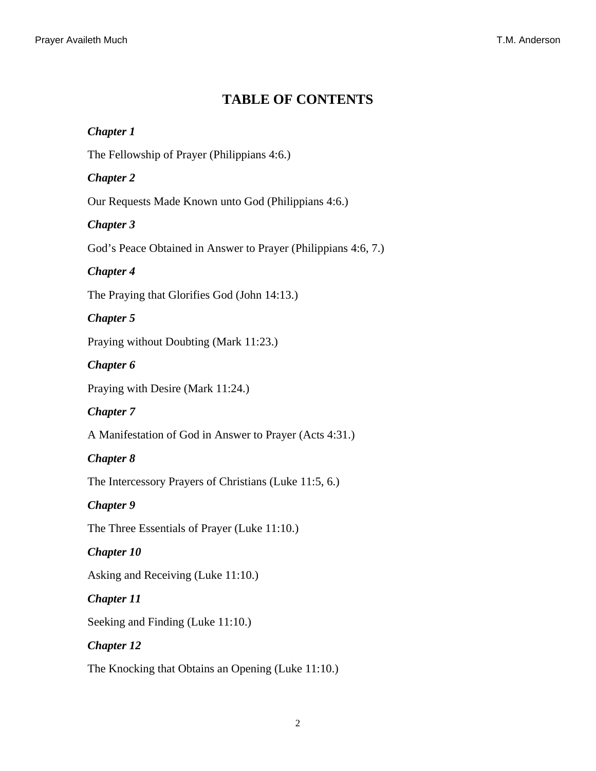# TABLE OF CONTENTS

***Chapter 1***

The Fellowship of Prayer (Philippians 4:6.)

***Chapter 2***

Our Requests Made Known unto God (Philippians 4:6.)

***Chapter 3***

God's Peace Obtained in Answer to Prayer (Philippians 4:6, 7.)

***Chapter 4***

The Praying that Glorifies God (John 14:13.)

***Chapter 5***

Praying without Doubting (Mark 11:23.)

***Chapter 6***

Praying with Desire (Mark 11:24.)

***Chapter 7***

A Manifestation of God in Answer to Prayer (Acts 4:31.)

***Chapter 8***

The Intercessory Prayers of Christians (Luke 11:5, 6.)

***Chapter 9***

The Three Essentials of Prayer (Luke 11:10.)

***Chapter 10***

Asking and Receiving (Luke 11:10.)

***Chapter 11***

Seeking and Finding (Luke 11:10.)

***Chapter 12***

The Knocking that Obtains an Opening (Luke 11:10.)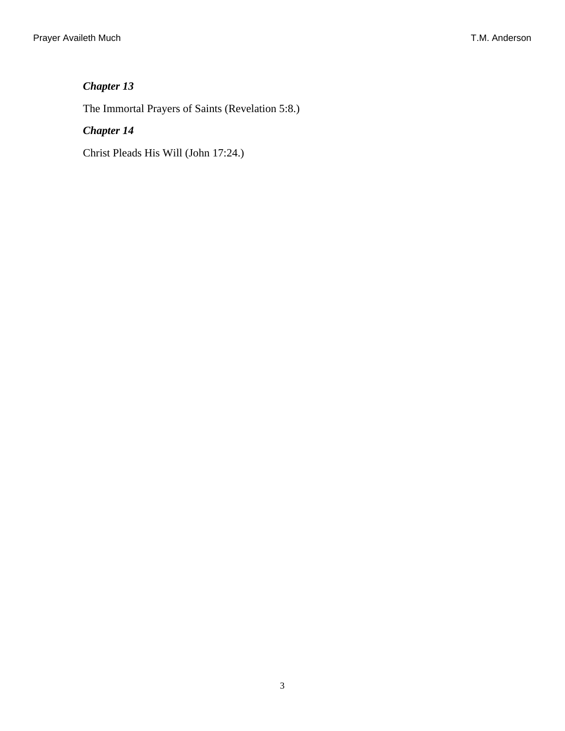***Chapter 13***

The Immortal Prayers of Saints (Revelation 5:8.)

***Chapter 14***

Christ Pleads His Will (John 17:24.)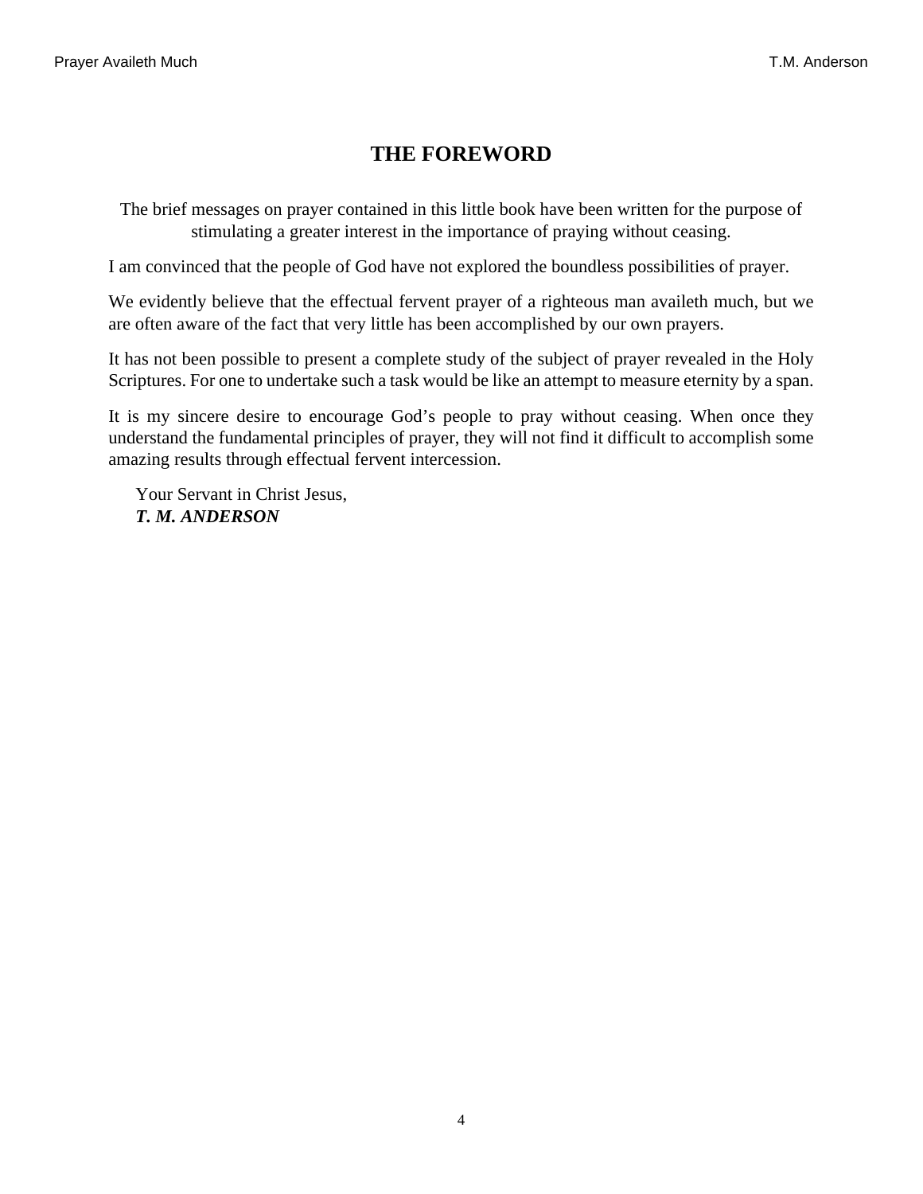# THE FOREWORD

The brief messages on prayer contained in this little book have been written for the purpose of stimulating a greater interest in the importance of praying without ceasing.

I am convinced that the people of God have not explored the boundless possibilities of prayer.

We evidently believe that the effectual fervent prayer of a righteous man availeth much, but we are often aware of the fact that very little has been accomplished by our own prayers.

It has not been possible to present a complete study of the subject of prayer revealed in the Holy Scriptures. For one to undertake such a task would be like an attempt to measure eternity by a span.

It is my sincere desire to encourage God's people to pray without ceasing. When once they understand the fundamental principles of prayer, they will not find it difficult to accomplish some amazing results through effectual fervent intercession.

Your Servant in Christ Jesus,
***T. M. ANDERSON***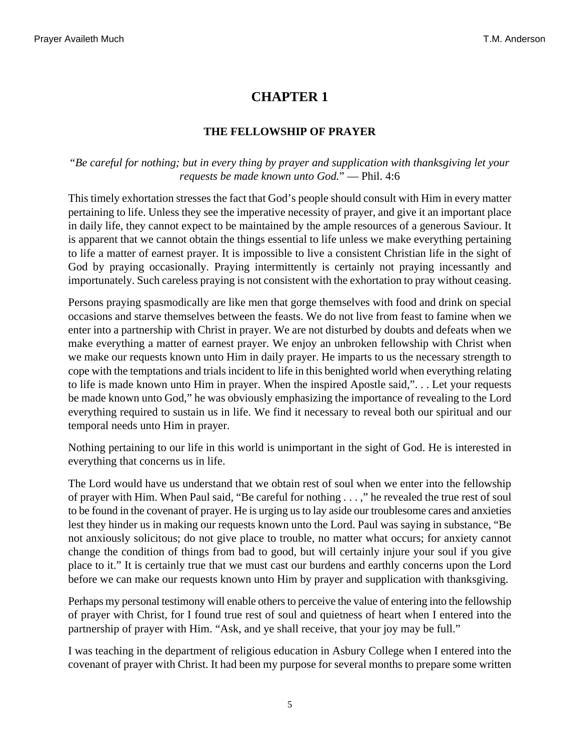# CHAPTER 1

## THE FELLOWSHIP OF PRAYER

*"Be careful for nothing; but in every thing by prayer and supplication with thanksgiving let your requests be made known unto God."* — Phil. 4:6

This timely exhortation stresses the fact that God's people should consult with Him in every matter pertaining to life. Unless they see the imperative necessity of prayer, and give it an important place in daily life, they cannot expect to be maintained by the ample resources of a generous Saviour. It is apparent that we cannot obtain the things essential to life unless we make everything pertaining to life a matter of earnest prayer. It is impossible to live a consistent Christian life in the sight of God by praying occasionally. Praying intermittently is certainly not praying incessantly and importunately. Such careless praying is not consistent with the exhortation to pray without ceasing.

Persons praying spasmodically are like men that gorge themselves with food and drink on special occasions and starve themselves between the feasts. We do not live from feast to famine when we enter into a partnership with Christ in prayer. We are not disturbed by doubts and defeats when we make everything a matter of earnest prayer. We enjoy an unbroken fellowship with Christ when we make our requests known unto Him in daily prayer. He imparts to us the necessary strength to cope with the temptations and trials incident to life in this benighted world when everything relating to life is made known unto Him in prayer. When the inspired Apostle said,". . . Let your requests be made known unto God," he was obviously emphasizing the importance of revealing to the Lord everything required to sustain us in life. We find it necessary to reveal both our spiritual and our temporal needs unto Him in prayer.

Nothing pertaining to our life in this world is unimportant in the sight of God. He is interested in everything that concerns us in life.

The Lord would have us understand that we obtain rest of soul when we enter into the fellowship of prayer with Him. When Paul said, "Be careful for nothing . . . ," he revealed the true rest of soul to be found in the covenant of prayer. He is urging us to lay aside our troublesome cares and anxieties lest they hinder us in making our requests known unto the Lord. Paul was saying in substance, "Be not anxiously solicitous; do not give place to trouble, no matter what occurs; for anxiety cannot change the condition of things from bad to good, but will certainly injure your soul if you give place to it." It is certainly true that we must cast our burdens and earthly concerns upon the Lord before we can make our requests known unto Him by prayer and supplication with thanksgiving.

Perhaps my personal testimony will enable others to perceive the value of entering into the fellowship of prayer with Christ, for I found true rest of soul and quietness of heart when I entered into the partnership of prayer with Him. "Ask, and ye shall receive, that your joy may be full."

I was teaching in the department of religious education in Asbury College when I entered into the covenant of prayer with Christ. It had been my purpose for several months to prepare some written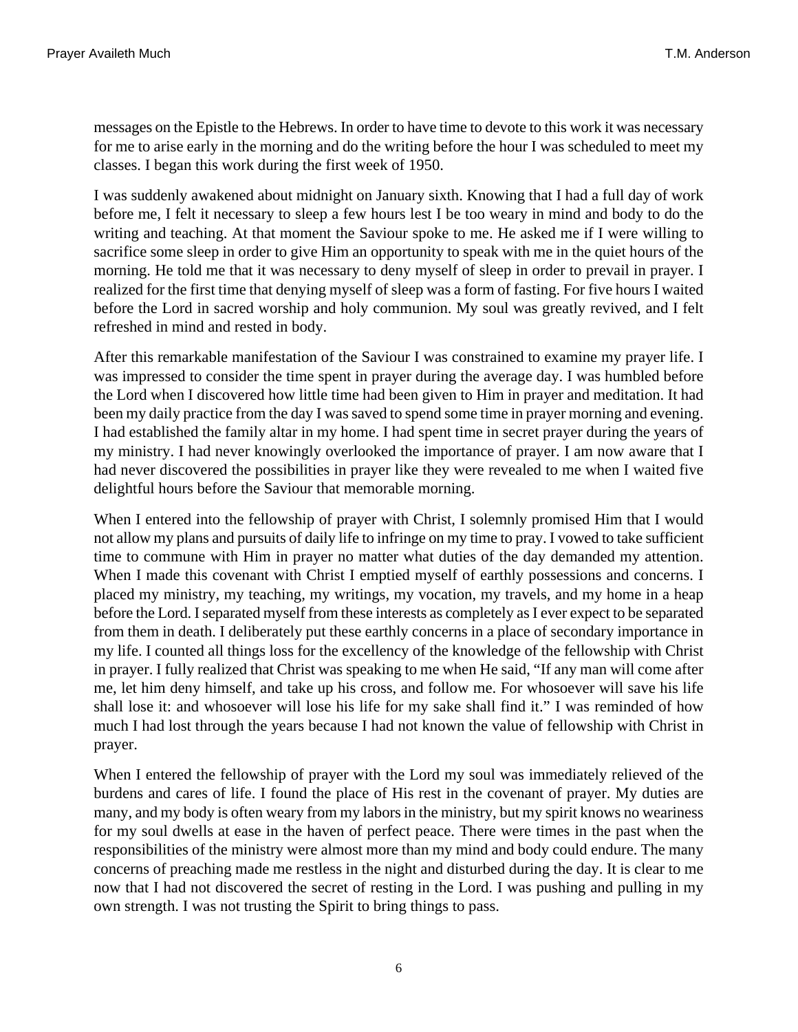messages on the Epistle to the Hebrews. In order to have time to devote to this work it was necessary for me to arise early in the morning and do the writing before the hour I was scheduled to meet my classes. I began this work during the first week of 1950.

I was suddenly awakened about midnight on January sixth. Knowing that I had a full day of work before me, I felt it necessary to sleep a few hours lest I be too weary in mind and body to do the writing and teaching. At that moment the Saviour spoke to me. He asked me if I were willing to sacrifice some sleep in order to give Him an opportunity to speak with me in the quiet hours of the morning. He told me that it was necessary to deny myself of sleep in order to prevail in prayer. I realized for the first time that denying myself of sleep was a form of fasting. For five hours I waited before the Lord in sacred worship and holy communion. My soul was greatly revived, and I felt refreshed in mind and rested in body.

After this remarkable manifestation of the Saviour I was constrained to examine my prayer life. I was impressed to consider the time spent in prayer during the average day. I was humbled before the Lord when I discovered how little time had been given to Him in prayer and meditation. It had been my daily practice from the day I was saved to spend some time in prayer morning and evening. I had established the family altar in my home. I had spent time in secret prayer during the years of my ministry. I had never knowingly overlooked the importance of prayer. I am now aware that I had never discovered the possibilities in prayer like they were revealed to me when I waited five delightful hours before the Saviour that memorable morning.

When I entered into the fellowship of prayer with Christ, I solemnly promised Him that I would not allow my plans and pursuits of daily life to infringe on my time to pray. I vowed to take sufficient time to commune with Him in prayer no matter what duties of the day demanded my attention. When I made this covenant with Christ I emptied myself of earthly possessions and concerns. I placed my ministry, my teaching, my writings, my vocation, my travels, and my home in a heap before the Lord. I separated myself from these interests as completely as I ever expect to be separated from them in death. I deliberately put these earthly concerns in a place of secondary importance in my life. I counted all things loss for the excellency of the knowledge of the fellowship with Christ in prayer. I fully realized that Christ was speaking to me when He said, “If any man will come after me, let him deny himself, and take up his cross, and follow me. For whosoever will save his life shall lose it: and whosoever will lose his life for my sake shall find it.” I was reminded of how much I had lost through the years because I had not known the value of fellowship with Christ in prayer.

When I entered the fellowship of prayer with the Lord my soul was immediately relieved of the burdens and cares of life. I found the place of His rest in the covenant of prayer. My duties are many, and my body is often weary from my labors in the ministry, but my spirit knows no weariness for my soul dwells at ease in the haven of perfect peace. There were times in the past when the responsibilities of the ministry were almost more than my mind and body could endure. The many concerns of preaching made me restless in the night and disturbed during the day. It is clear to me now that I had not discovered the secret of resting in the Lord. I was pushing and pulling in my own strength. I was not trusting the Spirit to bring things to pass.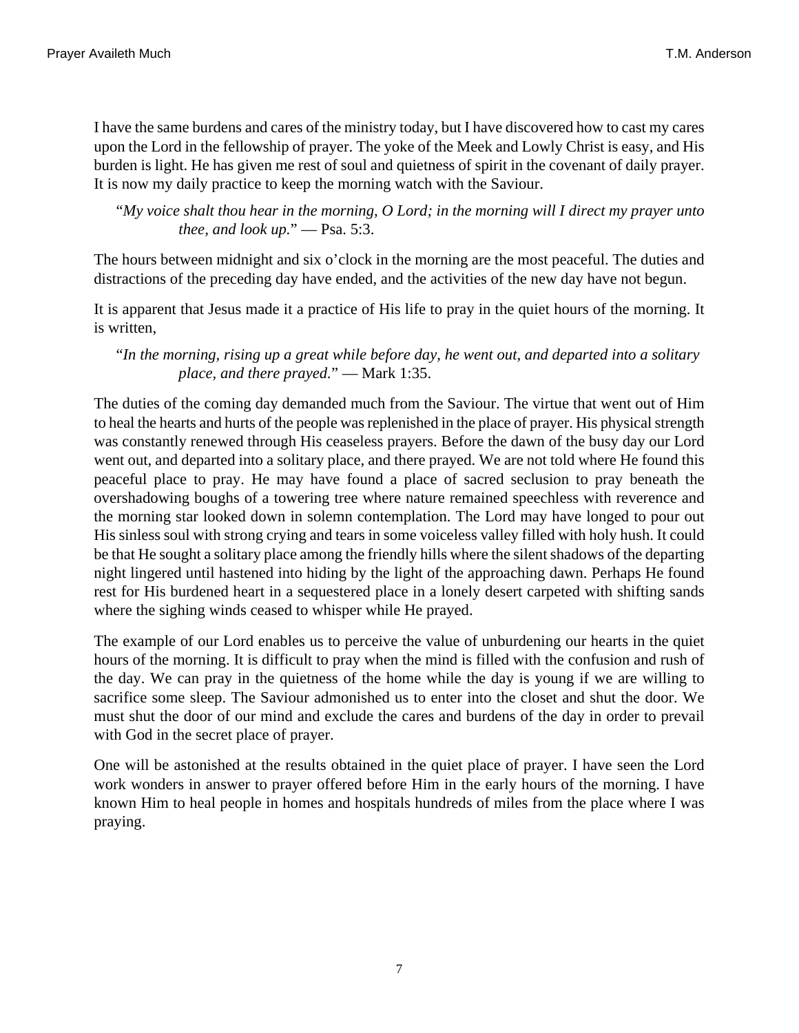I have the same burdens and cares of the ministry today, but I have discovered how to cast my cares upon the Lord in the fellowship of prayer. The yoke of the Meek and Lowly Christ is easy, and His burden is light. He has given me rest of soul and quietness of spirit in the covenant of daily prayer. It is now my daily practice to keep the morning watch with the Saviour.

> "*My voice shalt thou hear in the morning, O Lord; in the morning will I direct my prayer unto thee, and look up.*" — Psa. 5:3.

The hours between midnight and six o'clock in the morning are the most peaceful. The duties and distractions of the preceding day have ended, and the activities of the new day have not begun.

It is apparent that Jesus made it a practice of His life to pray in the quiet hours of the morning. It is written,

> "*In the morning, rising up a great while before day, he went out, and departed into a solitary place, and there prayed.*" — Mark 1:35.

The duties of the coming day demanded much from the Saviour. The virtue that went out of Him to heal the hearts and hurts of the people was replenished in the place of prayer. His physical strength was constantly renewed through His ceaseless prayers. Before the dawn of the busy day our Lord went out, and departed into a solitary place, and there prayed. We are not told where He found this peaceful place to pray. He may have found a place of sacred seclusion to pray beneath the overshadowing boughs of a towering tree where nature remained speechless with reverence and the morning star looked down in solemn contemplation. The Lord may have longed to pour out His sinless soul with strong crying and tears in some voiceless valley filled with holy hush. It could be that He sought a solitary place among the friendly hills where the silent shadows of the departing night lingered until hastened into hiding by the light of the approaching dawn. Perhaps He found rest for His burdened heart in a sequestered place in a lonely desert carpeted with shifting sands where the sighing winds ceased to whisper while He prayed.

The example of our Lord enables us to perceive the value of unburdening our hearts in the quiet hours of the morning. It is difficult to pray when the mind is filled with the confusion and rush of the day. We can pray in the quietness of the home while the day is young if we are willing to sacrifice some sleep. The Saviour admonished us to enter into the closet and shut the door. We must shut the door of our mind and exclude the cares and burdens of the day in order to prevail with God in the secret place of prayer.

One will be astonished at the results obtained in the quiet place of prayer. I have seen the Lord work wonders in answer to prayer offered before Him in the early hours of the morning. I have known Him to heal people in homes and hospitals hundreds of miles from the place where I was praying.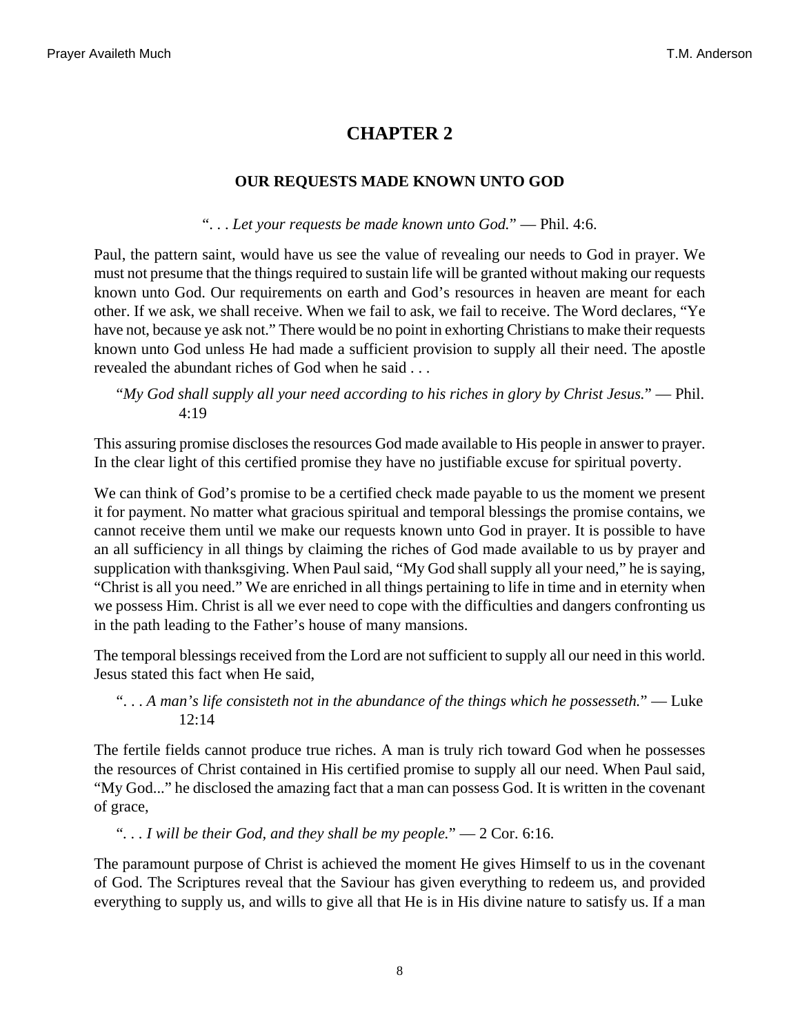# CHAPTER 2

### OUR REQUESTS MADE KNOWN UNTO GOD

"*. . . Let your requests be made known unto God.*" — Phil. 4:6.

Paul, the pattern saint, would have us see the value of revealing our needs to God in prayer. We must not presume that the things required to sustain life will be granted without making our requests known unto God. Our requirements on earth and God's resources in heaven are meant for each other. If we ask, we shall receive. When we fail to ask, we fail to receive. The Word declares, "Ye have not, because ye ask not." There would be no point in exhorting Christians to make their requests known unto God unless He had made a sufficient provision to supply all their need. The apostle revealed the abundant riches of God when he said . . .

> "*My God shall supply all your need according to his riches in glory by Christ Jesus.*" — Phil. 4:19

This assuring promise discloses the resources God made available to His people in answer to prayer. In the clear light of this certified promise they have no justifiable excuse for spiritual poverty.

We can think of God's promise to be a certified check made payable to us the moment we present it for payment. No matter what gracious spiritual and temporal blessings the promise contains, we cannot receive them until we make our requests known unto God in prayer. It is possible to have an all sufficiency in all things by claiming the riches of God made available to us by prayer and supplication with thanksgiving. When Paul said, "My God shall supply all your need," he is saying, "Christ is all you need." We are enriched in all things pertaining to life in time and in eternity when we possess Him. Christ is all we ever need to cope with the difficulties and dangers confronting us in the path leading to the Father's house of many mansions.

The temporal blessings received from the Lord are not sufficient to supply all our need in this world. Jesus stated this fact when He said,

> "*. . . A man's life consisteth not in the abundance of the things which he possesseth.*" — Luke 12:14

The fertile fields cannot produce true riches. A man is truly rich toward God when he possesses the resources of Christ contained in His certified promise to supply all our need. When Paul said, "My God..." he disclosed the amazing fact that a man can possess God. It is written in the covenant of grace,

> "*. . . I will be their God, and they shall be my people.*" — 2 Cor. 6:16.

The paramount purpose of Christ is achieved the moment He gives Himself to us in the covenant of God. The Scriptures reveal that the Saviour has given everything to redeem us, and provided everything to supply us, and wills to give all that He is in His divine nature to satisfy us. If a man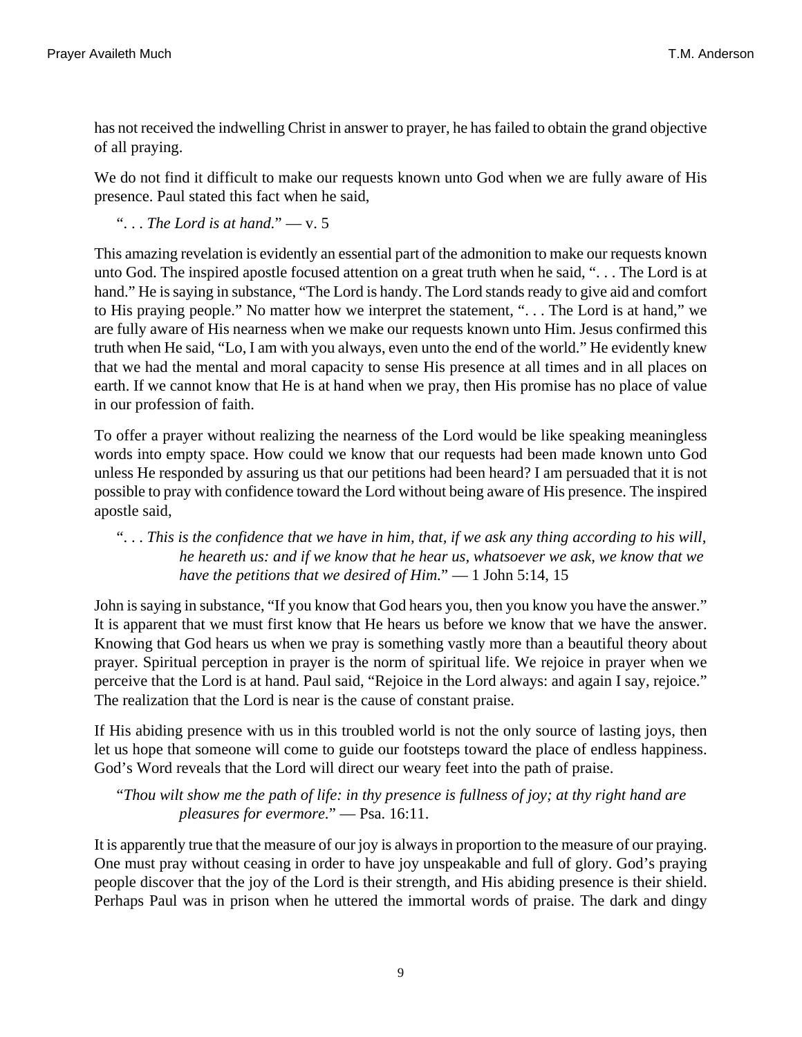has not received the indwelling Christ in answer to prayer, he has failed to obtain the grand objective of all praying.

We do not find it difficult to make our requests known unto God when we are fully aware of His presence. Paul stated this fact when he said,

> ". . . *The Lord is at hand.*" — v. 5

This amazing revelation is evidently an essential part of the admonition to make our requests known unto God. The inspired apostle focused attention on a great truth when he said, ". . . The Lord is at hand." He is saying in substance, "The Lord is handy. The Lord stands ready to give aid and comfort to His praying people." No matter how we interpret the statement, ". . . The Lord is at hand," we are fully aware of His nearness when we make our requests known unto Him. Jesus confirmed this truth when He said, "Lo, I am with you always, even unto the end of the world." He evidently knew that we had the mental and moral capacity to sense His presence at all times and in all places on earth. If we cannot know that He is at hand when we pray, then His promise has no place of value in our profession of faith.

To offer a prayer without realizing the nearness of the Lord would be like speaking meaningless words into empty space. How could we know that our requests had been made known unto God unless He responded by assuring us that our petitions had been heard? I am persuaded that it is not possible to pray with confidence toward the Lord without being aware of His presence. The inspired apostle said,

> ". . . *This is the confidence that we have in him, that, if we ask any thing according to his will, he heareth us: and if we know that he hear us, whatsoever we ask, we know that we have the petitions that we desired of Him.*" — 1 John 5:14, 15

John is saying in substance, "If you know that God hears you, then you know you have the answer." It is apparent that we must first know that He hears us before we know that we have the answer. Knowing that God hears us when we pray is something vastly more than a beautiful theory about prayer. Spiritual perception in prayer is the norm of spiritual life. We rejoice in prayer when we perceive that the Lord is at hand. Paul said, "Rejoice in the Lord always: and again I say, rejoice." The realization that the Lord is near is the cause of constant praise.

If His abiding presence with us in this troubled world is not the only source of lasting joys, then let us hope that someone will come to guide our footsteps toward the place of endless happiness. God's Word reveals that the Lord will direct our weary feet into the path of praise.

> "*Thou wilt show me the path of life: in thy presence is fullness of joy; at thy right hand are pleasures for evermore.*" — Psa. 16:11.

It is apparently true that the measure of our joy is always in proportion to the measure of our praying. One must pray without ceasing in order to have joy unspeakable and full of glory. God's praying people discover that the joy of the Lord is their strength, and His abiding presence is their shield. Perhaps Paul was in prison when he uttered the immortal words of praise. The dark and dingy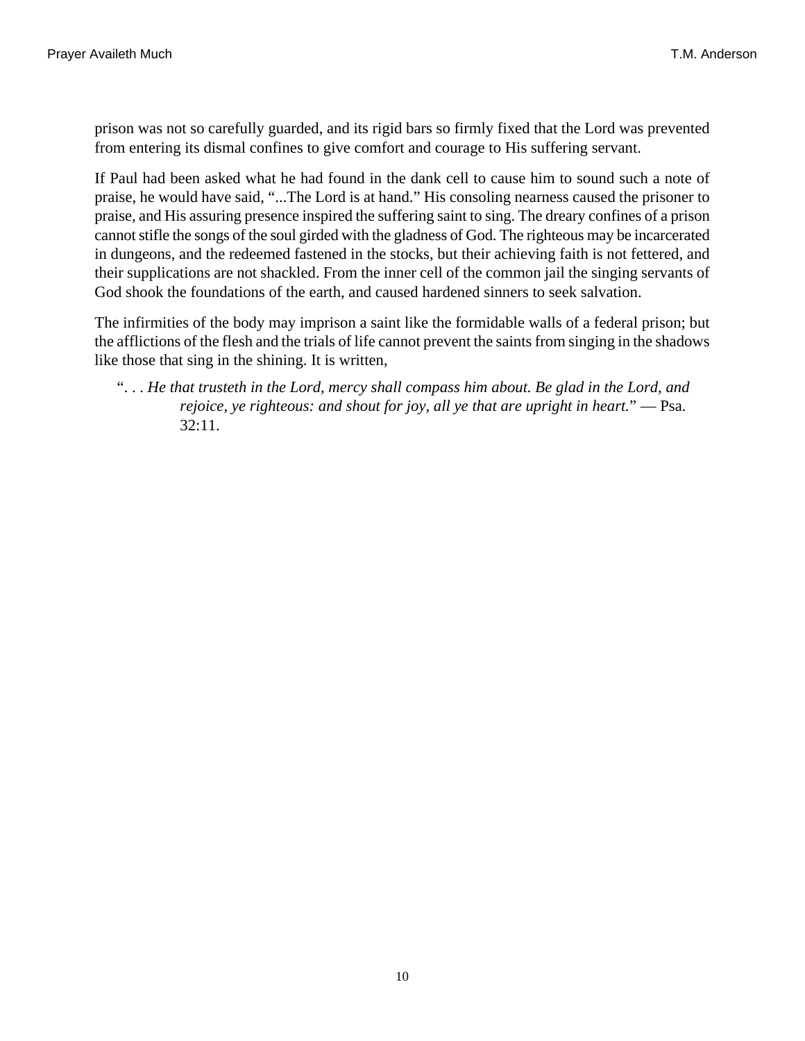prison was not so carefully guarded, and its rigid bars so firmly fixed that the Lord was prevented from entering its dismal confines to give comfort and courage to His suffering servant.

If Paul had been asked what he had found in the dank cell to cause him to sound such a note of praise, he would have said, "...The Lord is at hand." His consoling nearness caused the prisoner to praise, and His assuring presence inspired the suffering saint to sing. The dreary confines of a prison cannot stifle the songs of the soul girded with the gladness of God. The righteous may be incarcerated in dungeons, and the redeemed fastened in the stocks, but their achieving faith is not fettered, and their supplications are not shackled. From the inner cell of the common jail the singing servants of God shook the foundations of the earth, and caused hardened sinners to seek salvation.

The infirmities of the body may imprison a saint like the formidable walls of a federal prison; but the afflictions of the flesh and the trials of life cannot prevent the saints from singing in the shadows like those that sing in the shining. It is written,

> ". . . *He that trusteth in the Lord, mercy shall compass him about. Be glad in the Lord, and rejoice, ye righteous: and shout for joy, all ye that are upright in heart.*" — Psa. 32:11.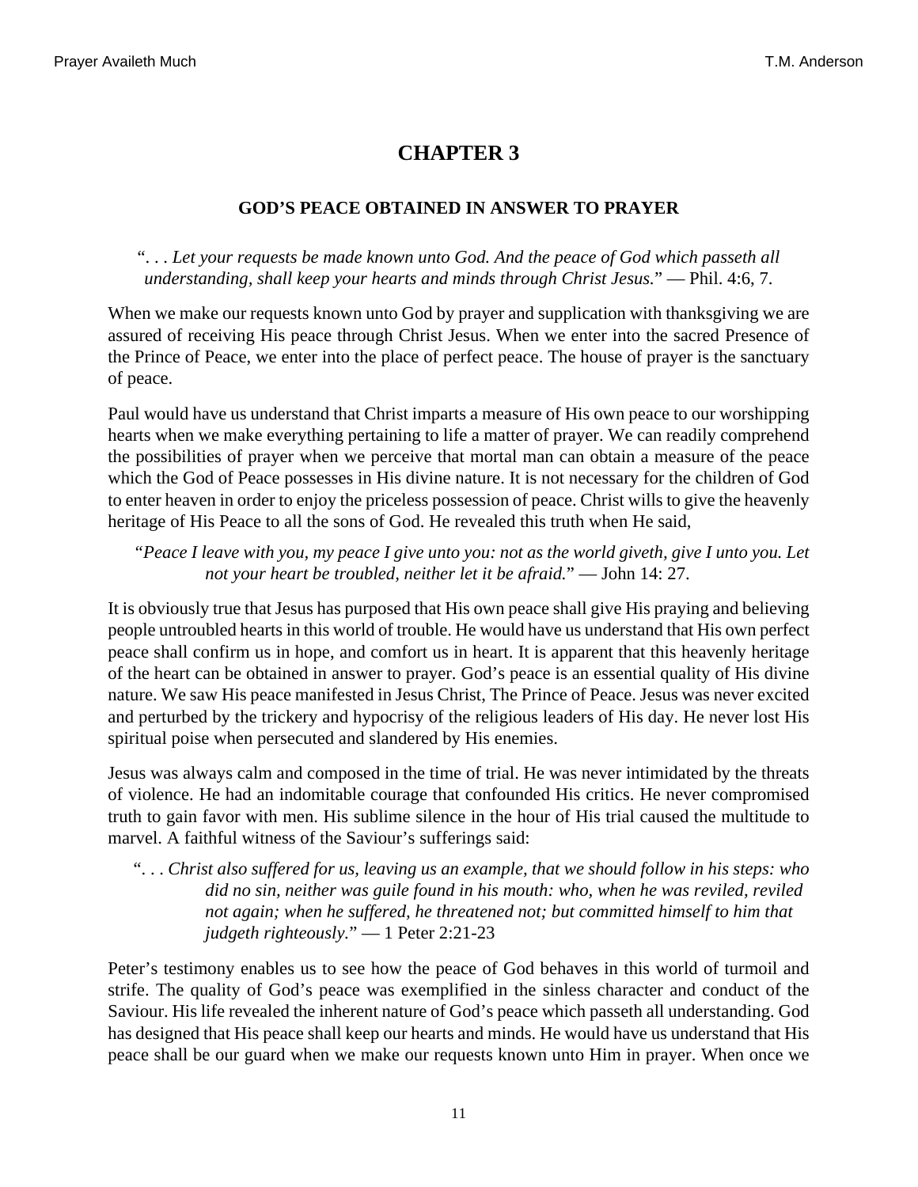# CHAPTER 3

## GOD'S PEACE OBTAINED IN ANSWER TO PRAYER

"*. . . Let your requests be made known unto God. And the peace of God which passeth all understanding, shall keep your hearts and minds through Christ Jesus.*" — Phil. 4:6, 7.

When we make our requests known unto God by prayer and supplication with thanksgiving we are assured of receiving His peace through Christ Jesus. When we enter into the sacred Presence of the Prince of Peace, we enter into the place of perfect peace. The house of prayer is the sanctuary of peace.

Paul would have us understand that Christ imparts a measure of His own peace to our worshipping hearts when we make everything pertaining to life a matter of prayer. We can readily comprehend the possibilities of prayer when we perceive that mortal man can obtain a measure of the peace which the God of Peace possesses in His divine nature. It is not necessary for the children of God to enter heaven in order to enjoy the priceless possession of peace. Christ wills to give the heavenly heritage of His Peace to all the sons of God. He revealed this truth when He said,

"*Peace I leave with you, my peace I give unto you: not as the world giveth, give I unto you. Let not your heart be troubled, neither let it be afraid.*" — John 14: 27.

It is obviously true that Jesus has purposed that His own peace shall give His praying and believing people untroubled hearts in this world of trouble. He would have us understand that His own perfect peace shall confirm us in hope, and comfort us in heart. It is apparent that this heavenly heritage of the heart can be obtained in answer to prayer. God's peace is an essential quality of His divine nature. We saw His peace manifested in Jesus Christ, The Prince of Peace. Jesus was never excited and perturbed by the trickery and hypocrisy of the religious leaders of His day. He never lost His spiritual poise when persecuted and slandered by His enemies.

Jesus was always calm and composed in the time of trial. He was never intimidated by the threats of violence. He had an indomitable courage that confounded His critics. He never compromised truth to gain favor with men. His sublime silence in the hour of His trial caused the multitude to marvel. A faithful witness of the Saviour's sufferings said:

"*. . . Christ also suffered for us, leaving us an example, that we should follow in his steps: who did no sin, neither was guile found in his mouth: who, when he was reviled, reviled not again; when he suffered, he threatened not; but committed himself to him that judgeth righteously.*" — 1 Peter 2:21-23

Peter's testimony enables us to see how the peace of God behaves in this world of turmoil and strife. The quality of God's peace was exemplified in the sinless character and conduct of the Saviour. His life revealed the inherent nature of God's peace which passeth all understanding. God has designed that His peace shall keep our hearts and minds. He would have us understand that His peace shall be our guard when we make our requests known unto Him in prayer. When once we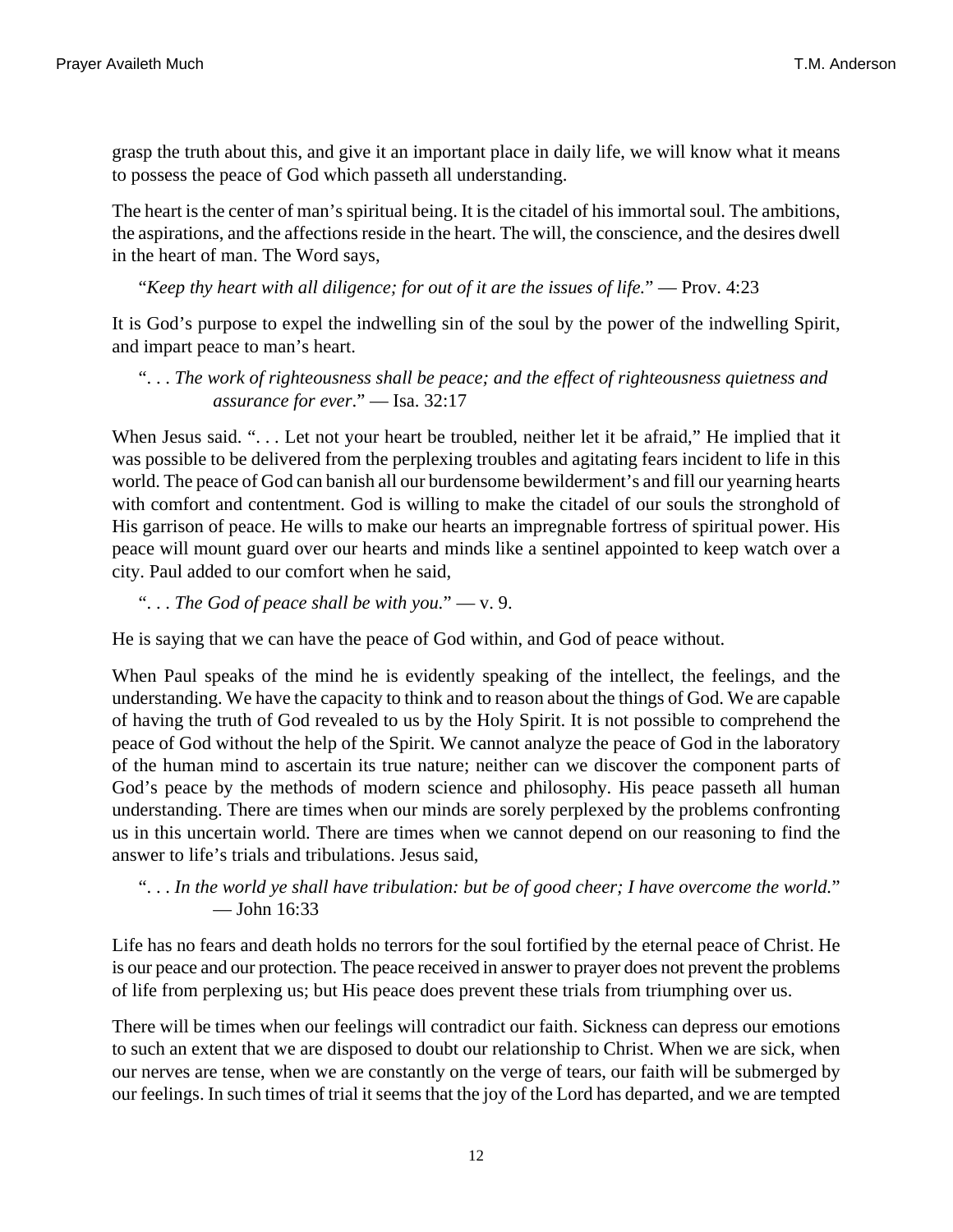grasp the truth about this, and give it an important place in daily life, we will know what it means to possess the peace of God which passeth all understanding.

The heart is the center of man's spiritual being. It is the citadel of his immortal soul. The ambitions, the aspirations, and the affections reside in the heart. The will, the conscience, and the desires dwell in the heart of man. The Word says,

> "*Keep thy heart with all diligence; for out of it are the issues of life.*" — Prov. 4:23

It is God's purpose to expel the indwelling sin of the soul by the power of the indwelling Spirit, and impart peace to man's heart.

> ". . . *The work of righteousness shall be peace; and the effect of righteousness quietness and assurance for ever*." — Isa. 32:17

When Jesus said. ". . . Let not your heart be troubled, neither let it be afraid," He implied that it was possible to be delivered from the perplexing troubles and agitating fears incident to life in this world. The peace of God can banish all our burdensome bewilderment's and fill our yearning hearts with comfort and contentment. God is willing to make the citadel of our souls the stronghold of His garrison of peace. He wills to make our hearts an impregnable fortress of spiritual power. His peace will mount guard over our hearts and minds like a sentinel appointed to keep watch over a city. Paul added to our comfort when he said,

> ". . . *The God of peace shall be with you.*" — v. 9.

He is saying that we can have the peace of God within, and God of peace without.

When Paul speaks of the mind he is evidently speaking of the intellect, the feelings, and the understanding. We have the capacity to think and to reason about the things of God. We are capable of having the truth of God revealed to us by the Holy Spirit. It is not possible to comprehend the peace of God without the help of the Spirit. We cannot analyze the peace of God in the laboratory of the human mind to ascertain its true nature; neither can we discover the component parts of God's peace by the methods of modern science and philosophy. His peace passeth all human understanding. There are times when our minds are sorely perplexed by the problems confronting us in this uncertain world. There are times when we cannot depend on our reasoning to find the answer to life's trials and tribulations. Jesus said,

> ". . . *In the world ye shall have tribulation: but be of good cheer; I have overcome the world.*" — John 16:33

Life has no fears and death holds no terrors for the soul fortified by the eternal peace of Christ. He is our peace and our protection. The peace received in answer to prayer does not prevent the problems of life from perplexing us; but His peace does prevent these trials from triumphing over us.

There will be times when our feelings will contradict our faith. Sickness can depress our emotions to such an extent that we are disposed to doubt our relationship to Christ. When we are sick, when our nerves are tense, when we are constantly on the verge of tears, our faith will be submerged by our feelings. In such times of trial it seems that the joy of the Lord has departed, and we are tempted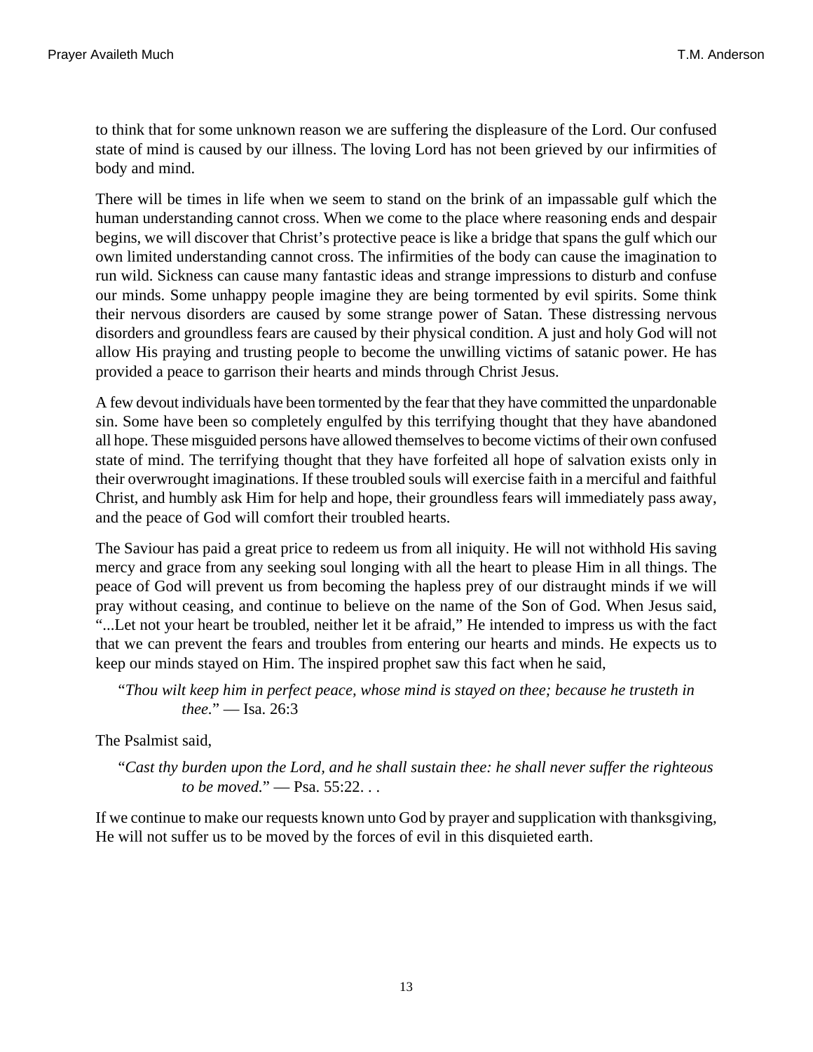to think that for some unknown reason we are suffering the displeasure of the Lord. Our confused state of mind is caused by our illness. The loving Lord has not been grieved by our infirmities of body and mind.

There will be times in life when we seem to stand on the brink of an impassable gulf which the human understanding cannot cross. When we come to the place where reasoning ends and despair begins, we will discover that Christ's protective peace is like a bridge that spans the gulf which our own limited understanding cannot cross. The infirmities of the body can cause the imagination to run wild. Sickness can cause many fantastic ideas and strange impressions to disturb and confuse our minds. Some unhappy people imagine they are being tormented by evil spirits. Some think their nervous disorders are caused by some strange power of Satan. These distressing nervous disorders and groundless fears are caused by their physical condition. A just and holy God will not allow His praying and trusting people to become the unwilling victims of satanic power. He has provided a peace to garrison their hearts and minds through Christ Jesus.

A few devout individuals have been tormented by the fear that they have committed the unpardonable sin. Some have been so completely engulfed by this terrifying thought that they have abandoned all hope. These misguided persons have allowed themselves to become victims of their own confused state of mind. The terrifying thought that they have forfeited all hope of salvation exists only in their overwrought imaginations. If these troubled souls will exercise faith in a merciful and faithful Christ, and humbly ask Him for help and hope, their groundless fears will immediately pass away, and the peace of God will comfort their troubled hearts.

The Saviour has paid a great price to redeem us from all iniquity. He will not withhold His saving mercy and grace from any seeking soul longing with all the heart to please Him in all things. The peace of God will prevent us from becoming the hapless prey of our distraught minds if we will pray without ceasing, and continue to believe on the name of the Son of God. When Jesus said, "...Let not your heart be troubled, neither let it be afraid," He intended to impress us with the fact that we can prevent the fears and troubles from entering our hearts and minds. He expects us to keep our minds stayed on Him. The inspired prophet saw this fact when he said,

> "*Thou wilt keep him in perfect peace, whose mind is stayed on thee; because he trusteth in thee.*" — Isa. 26:3

The Psalmist said,

> "*Cast thy burden upon the Lord, and he shall sustain thee: he shall never suffer the righteous to be moved.*" — Psa. 55:22. . .

If we continue to make our requests known unto God by prayer and supplication with thanksgiving, He will not suffer us to be moved by the forces of evil in this disquieted earth.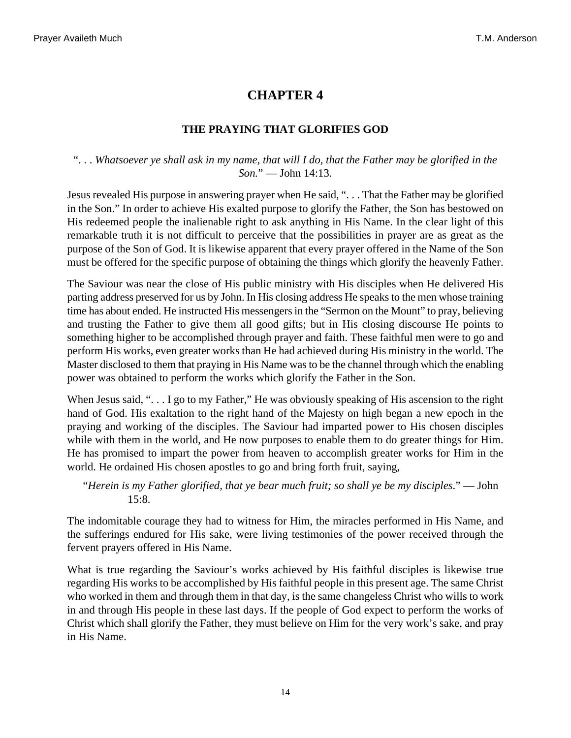# CHAPTER 4

## THE PRAYING THAT GLORIFIES GOD

“. . . *Whatsoever ye shall ask in my name, that will I do, that the Father may be glorified in the Son.*” — John 14:13.

Jesus revealed His purpose in answering prayer when He said, “. . . That the Father may be glorified in the Son.” In order to achieve His exalted purpose to glorify the Father, the Son has bestowed on His redeemed people the inalienable right to ask anything in His Name. In the clear light of this remarkable truth it is not difficult to perceive that the possibilities in prayer are as great as the purpose of the Son of God. It is likewise apparent that every prayer offered in the Name of the Son must be offered for the specific purpose of obtaining the things which glorify the heavenly Father.

The Saviour was near the close of His public ministry with His disciples when He delivered His parting address preserved for us by John. In His closing address He speaks to the men whose training time has about ended. He instructed His messengers in the “Sermon on the Mount” to pray, believing and trusting the Father to give them all good gifts; but in His closing discourse He points to something higher to be accomplished through prayer and faith. These faithful men were to go and perform His works, even greater works than He had achieved during His ministry in the world. The Master disclosed to them that praying in His Name was to be the channel through which the enabling power was obtained to perform the works which glorify the Father in the Son.

When Jesus said, “. . . I go to my Father,” He was obviously speaking of His ascension to the right hand of God. His exaltation to the right hand of the Majesty on high began a new epoch in the praying and working of the disciples. The Saviour had imparted power to His chosen disciples while with them in the world, and He now purposes to enable them to do greater things for Him. He has promised to impart the power from heaven to accomplish greater works for Him in the world. He ordained His chosen apostles to go and bring forth fruit, saying,

> “*Herein is my Father glorified, that ye bear much fruit; so shall ye be my disciples*.” — John 15:8.

The indomitable courage they had to witness for Him, the miracles performed in His Name, and the sufferings endured for His sake, were living testimonies of the power received through the fervent prayers offered in His Name.

What is true regarding the Saviour’s works achieved by His faithful disciples is likewise true regarding His works to be accomplished by His faithful people in this present age. The same Christ who worked in them and through them in that day, is the same changeless Christ who wills to work in and through His people in these last days. If the people of God expect to perform the works of Christ which shall glorify the Father, they must believe on Him for the very work’s sake, and pray in His Name.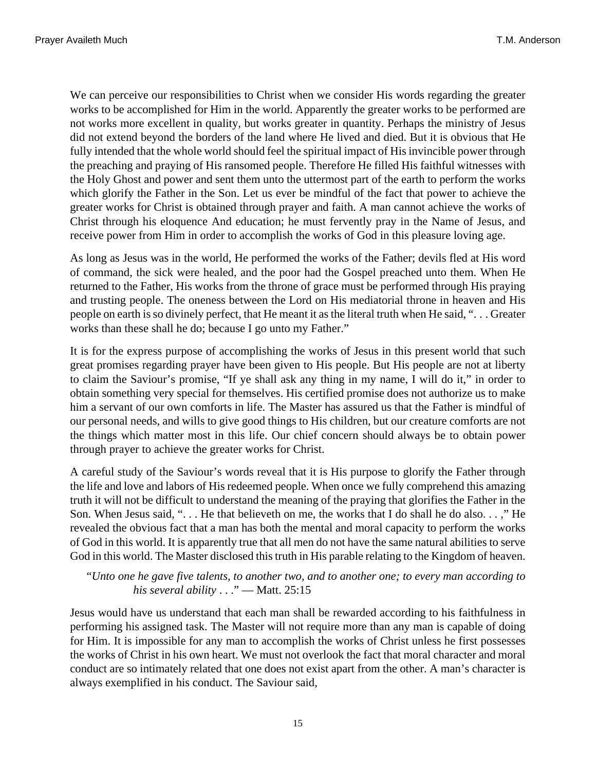We can perceive our responsibilities to Christ when we consider His words regarding the greater works to be accomplished for Him in the world. Apparently the greater works to be performed are not works more excellent in quality, but works greater in quantity. Perhaps the ministry of Jesus did not extend beyond the borders of the land where He lived and died. But it is obvious that He fully intended that the whole world should feel the spiritual impact of His invincible power through the preaching and praying of His ransomed people. Therefore He filled His faithful witnesses with the Holy Ghost and power and sent them unto the uttermost part of the earth to perform the works which glorify the Father in the Son. Let us ever be mindful of the fact that power to achieve the greater works for Christ is obtained through prayer and faith. A man cannot achieve the works of Christ through his eloquence And education; he must fervently pray in the Name of Jesus, and receive power from Him in order to accomplish the works of God in this pleasure loving age.

As long as Jesus was in the world, He performed the works of the Father; devils fled at His word of command, the sick were healed, and the poor had the Gospel preached unto them. When He returned to the Father, His works from the throne of grace must be performed through His praying and trusting people. The oneness between the Lord on His mediatorial throne in heaven and His people on earth is so divinely perfect, that He meant it as the literal truth when He said, ". . . Greater works than these shall he do; because I go unto my Father."

It is for the express purpose of accomplishing the works of Jesus in this present world that such great promises regarding prayer have been given to His people. But His people are not at liberty to claim the Saviour's promise, "If ye shall ask any thing in my name, I will do it," in order to obtain something very special for themselves. His certified promise does not authorize us to make him a servant of our own comforts in life. The Master has assured us that the Father is mindful of our personal needs, and wills to give good things to His children, but our creature comforts are not the things which matter most in this life. Our chief concern should always be to obtain power through prayer to achieve the greater works for Christ.

A careful study of the Saviour's words reveal that it is His purpose to glorify the Father through the life and love and labors of His redeemed people. When once we fully comprehend this amazing truth it will not be difficult to understand the meaning of the praying that glorifies the Father in the Son. When Jesus said, ". . . He that believeth on me, the works that I do shall he do also. . . ," He revealed the obvious fact that a man has both the mental and moral capacity to perform the works of God in this world. It is apparently true that all men do not have the same natural abilities to serve God in this world. The Master disclosed this truth in His parable relating to the Kingdom of heaven.

> "*Unto one he gave five talents, to another two, and to another one; to every man according to his several ability . . .*" — Matt. 25:15

Jesus would have us understand that each man shall be rewarded according to his faithfulness in performing his assigned task. The Master will not require more than any man is capable of doing for Him. It is impossible for any man to accomplish the works of Christ unless he first possesses the works of Christ in his own heart. We must not overlook the fact that moral character and moral conduct are so intimately related that one does not exist apart from the other. A man's character is always exemplified in his conduct. The Saviour said,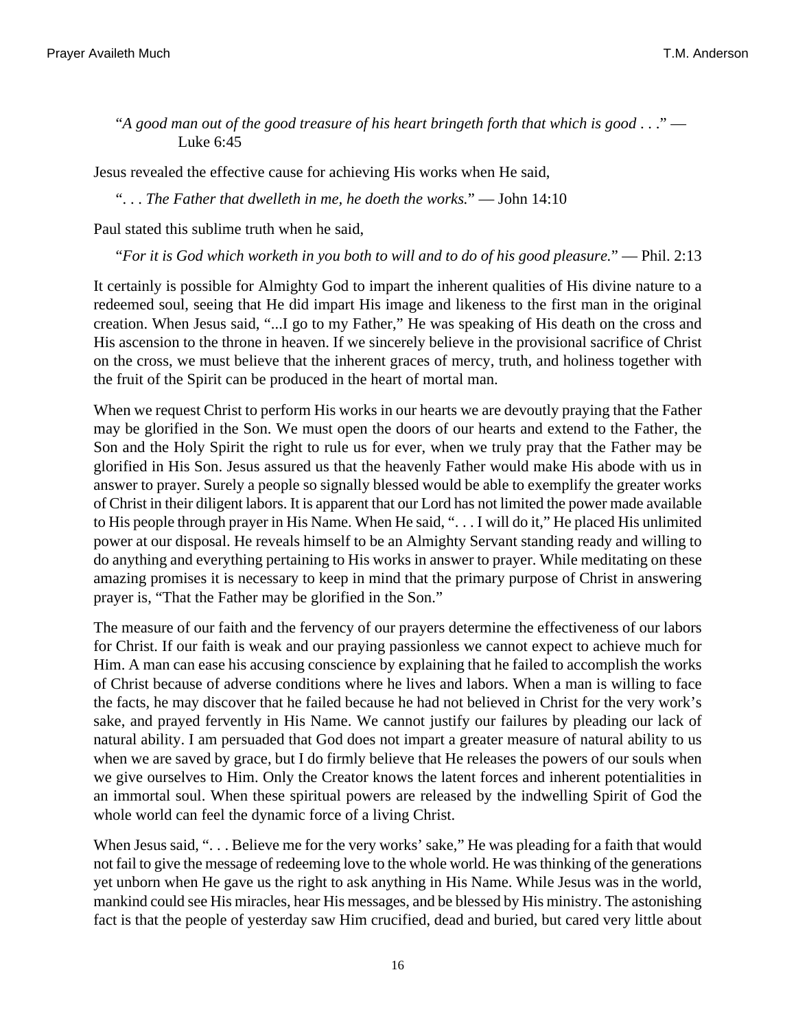> "*A good man out of the good treasure of his heart bringeth forth that which is good . . .*" — Luke 6:45

Jesus revealed the effective cause for achieving His works when He said,

> "*. . . The Father that dwelleth in me, he doeth the works.*" — John 14:10

Paul stated this sublime truth when he said,

> "*For it is God which worketh in you both to will and to do of his good pleasure.*" — Phil. 2:13

It certainly is possible for Almighty God to impart the inherent qualities of His divine nature to a redeemed soul, seeing that He did impart His image and likeness to the first man in the original creation. When Jesus said, "...I go to my Father," He was speaking of His death on the cross and His ascension to the throne in heaven. If we sincerely believe in the provisional sacrifice of Christ on the cross, we must believe that the inherent graces of mercy, truth, and holiness together with the fruit of the Spirit can be produced in the heart of mortal man.

When we request Christ to perform His works in our hearts we are devoutly praying that the Father may be glorified in the Son. We must open the doors of our hearts and extend to the Father, the Son and the Holy Spirit the right to rule us for ever, when we truly pray that the Father may be glorified in His Son. Jesus assured us that the heavenly Father would make His abode with us in answer to prayer. Surely a people so signally blessed would be able to exemplify the greater works of Christ in their diligent labors. It is apparent that our Lord has not limited the power made available to His people through prayer in His Name. When He said, ". . . I will do it," He placed His unlimited power at our disposal. He reveals himself to be an Almighty Servant standing ready and willing to do anything and everything pertaining to His works in answer to prayer. While meditating on these amazing promises it is necessary to keep in mind that the primary purpose of Christ in answering prayer is, "That the Father may be glorified in the Son."

The measure of our faith and the fervency of our prayers determine the effectiveness of our labors for Christ. If our faith is weak and our praying passionless we cannot expect to achieve much for Him. A man can ease his accusing conscience by explaining that he failed to accomplish the works of Christ because of adverse conditions where he lives and labors. When a man is willing to face the facts, he may discover that he failed because he had not believed in Christ for the very work's sake, and prayed fervently in His Name. We cannot justify our failures by pleading our lack of natural ability. I am persuaded that God does not impart a greater measure of natural ability to us when we are saved by grace, but I do firmly believe that He releases the powers of our souls when we give ourselves to Him. Only the Creator knows the latent forces and inherent potentialities in an immortal soul. When these spiritual powers are released by the indwelling Spirit of God the whole world can feel the dynamic force of a living Christ.

When Jesus said, ". . . Believe me for the very works' sake," He was pleading for a faith that would not fail to give the message of redeeming love to the whole world. He was thinking of the generations yet unborn when He gave us the right to ask anything in His Name. While Jesus was in the world, mankind could see His miracles, hear His messages, and be blessed by His ministry. The astonishing fact is that the people of yesterday saw Him crucified, dead and buried, but cared very little about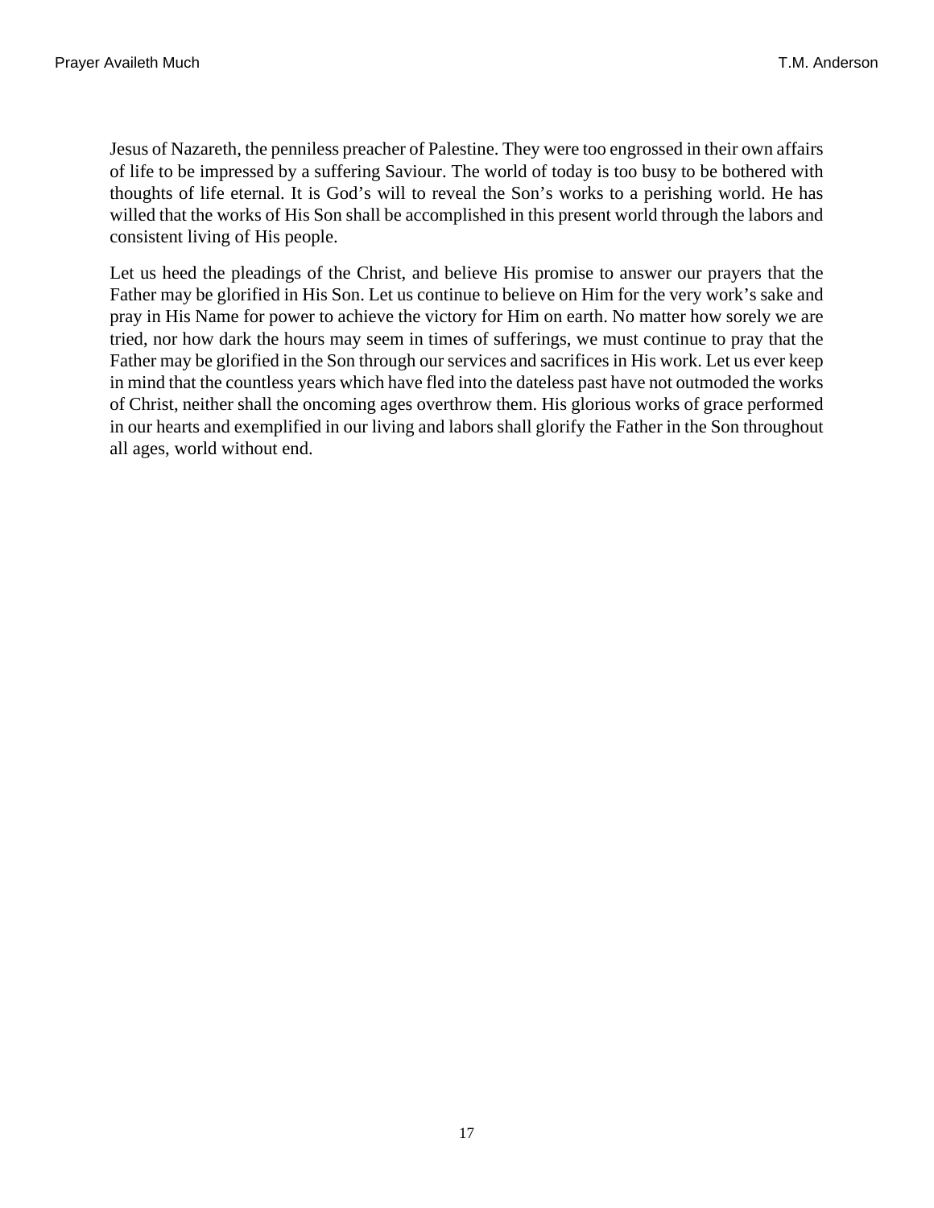Jesus of Nazareth, the penniless preacher of Palestine. They were too engrossed in their own affairs of life to be impressed by a suffering Saviour. The world of today is too busy to be bothered with thoughts of life eternal. It is God's will to reveal the Son's works to a perishing world. He has willed that the works of His Son shall be accomplished in this present world through the labors and consistent living of His people.

Let us heed the pleadings of the Christ, and believe His promise to answer our prayers that the Father may be glorified in His Son. Let us continue to believe on Him for the very work's sake and pray in His Name for power to achieve the victory for Him on earth. No matter how sorely we are tried, nor how dark the hours may seem in times of sufferings, we must continue to pray that the Father may be glorified in the Son through our services and sacrifices in His work. Let us ever keep in mind that the countless years which have fled into the dateless past have not outmoded the works of Christ, neither shall the oncoming ages overthrow them. His glorious works of grace performed in our hearts and exemplified in our living and labors shall glorify the Father in the Son throughout all ages, world without end.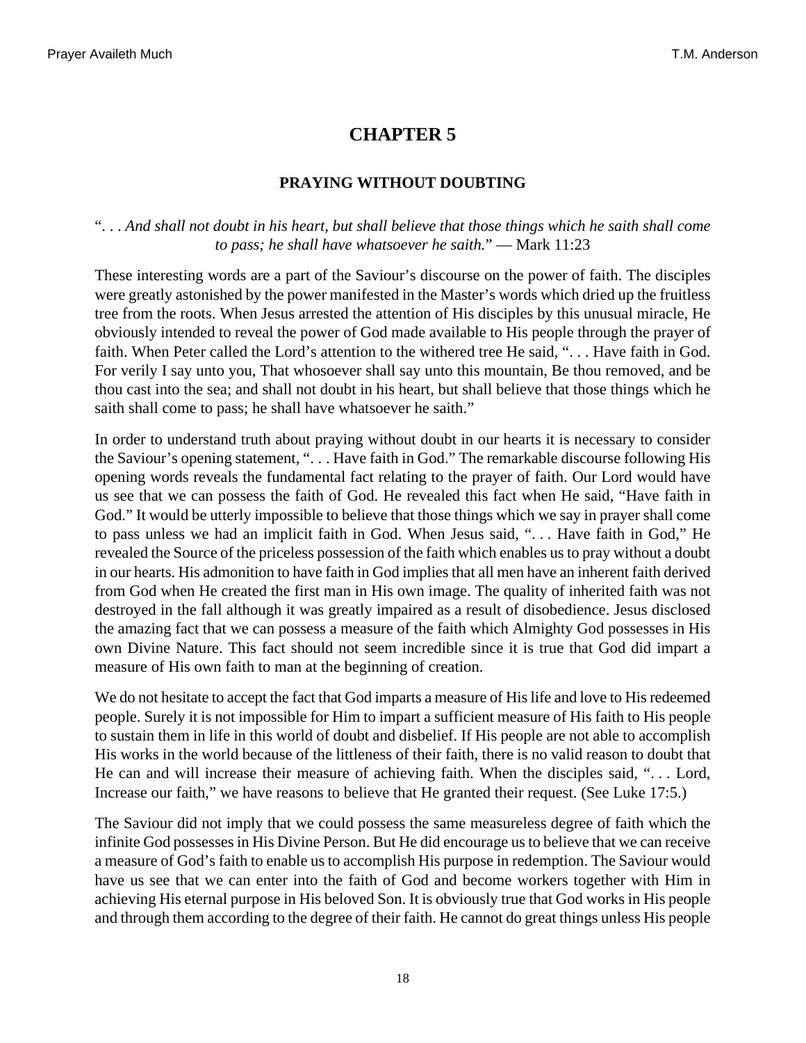# CHAPTER 5

### PRAYING WITHOUT DOUBTING

"*. . . And shall not doubt in his heart, but shall believe that those things which he saith shall come to pass; he shall have whatsoever he saith.*" — Mark 11:23

These interesting words are a part of the Saviour's discourse on the power of faith. The disciples were greatly astonished by the power manifested in the Master's words which dried up the fruitless tree from the roots. When Jesus arrested the attention of His disciples by this unusual miracle, He obviously intended to reveal the power of God made available to His people through the prayer of faith. When Peter called the Lord's attention to the withered tree He said, ". . . Have faith in God. For verily I say unto you, That whosoever shall say unto this mountain, Be thou removed, and be thou cast into the sea; and shall not doubt in his heart, but shall believe that those things which he saith shall come to pass; he shall have whatsoever he saith."

In order to understand truth about praying without doubt in our hearts it is necessary to consider the Saviour's opening statement, ". . . Have faith in God." The remarkable discourse following His opening words reveals the fundamental fact relating to the prayer of faith. Our Lord would have us see that we can possess the faith of God. He revealed this fact when He said, "Have faith in God." It would be utterly impossible to believe that those things which we say in prayer shall come to pass unless we had an implicit faith in God. When Jesus said, ". . . Have faith in God," He revealed the Source of the priceless possession of the faith which enables us to pray without a doubt in our hearts. His admonition to have faith in God implies that all men have an inherent faith derived from God when He created the first man in His own image. The quality of inherited faith was not destroyed in the fall although it was greatly impaired as a result of disobedience. Jesus disclosed the amazing fact that we can possess a measure of the faith which Almighty God possesses in His own Divine Nature. This fact should not seem incredible since it is true that God did impart a measure of His own faith to man at the beginning of creation.

We do not hesitate to accept the fact that God imparts a measure of His life and love to His redeemed people. Surely it is not impossible for Him to impart a sufficient measure of His faith to His people to sustain them in life in this world of doubt and disbelief. If His people are not able to accomplish His works in the world because of the littleness of their faith, there is no valid reason to doubt that He can and will increase their measure of achieving faith. When the disciples said, ". . . Lord, Increase our faith," we have reasons to believe that He granted their request. (See Luke 17:5.)

The Saviour did not imply that we could possess the same measureless degree of faith which the infinite God possesses in His Divine Person. But He did encourage us to believe that we can receive a measure of God's faith to enable us to accomplish His purpose in redemption. The Saviour would have us see that we can enter into the faith of God and become workers together with Him in achieving His eternal purpose in His beloved Son. It is obviously true that God works in His people and through them according to the degree of their faith. He cannot do great things unless His people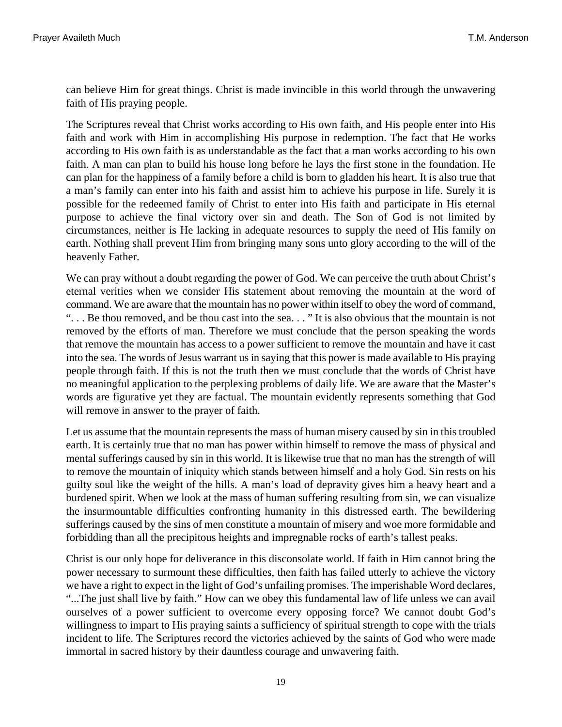can believe Him for great things. Christ is made invincible in this world through the unwavering faith of His praying people.

The Scriptures reveal that Christ works according to His own faith, and His people enter into His faith and work with Him in accomplishing His purpose in redemption. The fact that He works according to His own faith is as understandable as the fact that a man works according to his own faith. A man can plan to build his house long before he lays the first stone in the foundation. He can plan for the happiness of a family before a child is born to gladden his heart. It is also true that a man's family can enter into his faith and assist him to achieve his purpose in life. Surely it is possible for the redeemed family of Christ to enter into His faith and participate in His eternal purpose to achieve the final victory over sin and death. The Son of God is not limited by circumstances, neither is He lacking in adequate resources to supply the need of His family on earth. Nothing shall prevent Him from bringing many sons unto glory according to the will of the heavenly Father.

We can pray without a doubt regarding the power of God. We can perceive the truth about Christ's eternal verities when we consider His statement about removing the mountain at the word of command. We are aware that the mountain has no power within itself to obey the word of command, ". . . Be thou removed, and be thou cast into the sea. . . " It is also obvious that the mountain is not removed by the efforts of man. Therefore we must conclude that the person speaking the words that remove the mountain has access to a power sufficient to remove the mountain and have it cast into the sea. The words of Jesus warrant us in saying that this power is made available to His praying people through faith. If this is not the truth then we must conclude that the words of Christ have no meaningful application to the perplexing problems of daily life. We are aware that the Master's words are figurative yet they are factual. The mountain evidently represents something that God will remove in answer to the prayer of faith.

Let us assume that the mountain represents the mass of human misery caused by sin in this troubled earth. It is certainly true that no man has power within himself to remove the mass of physical and mental sufferings caused by sin in this world. It is likewise true that no man has the strength of will to remove the mountain of iniquity which stands between himself and a holy God. Sin rests on his guilty soul like the weight of the hills. A man's load of depravity gives him a heavy heart and a burdened spirit. When we look at the mass of human suffering resulting from sin, we can visualize the insurmountable difficulties confronting humanity in this distressed earth. The bewildering sufferings caused by the sins of men constitute a mountain of misery and woe more formidable and forbidding than all the precipitous heights and impregnable rocks of earth's tallest peaks.

Christ is our only hope for deliverance in this disconsolate world. If faith in Him cannot bring the power necessary to surmount these difficulties, then faith has failed utterly to achieve the victory we have a right to expect in the light of God's unfailing promises. The imperishable Word declares, "...The just shall live by faith." How can we obey this fundamental law of life unless we can avail ourselves of a power sufficient to overcome every opposing force? We cannot doubt God's willingness to impart to His praying saints a sufficiency of spiritual strength to cope with the trials incident to life. The Scriptures record the victories achieved by the saints of God who were made immortal in sacred history by their dauntless courage and unwavering faith.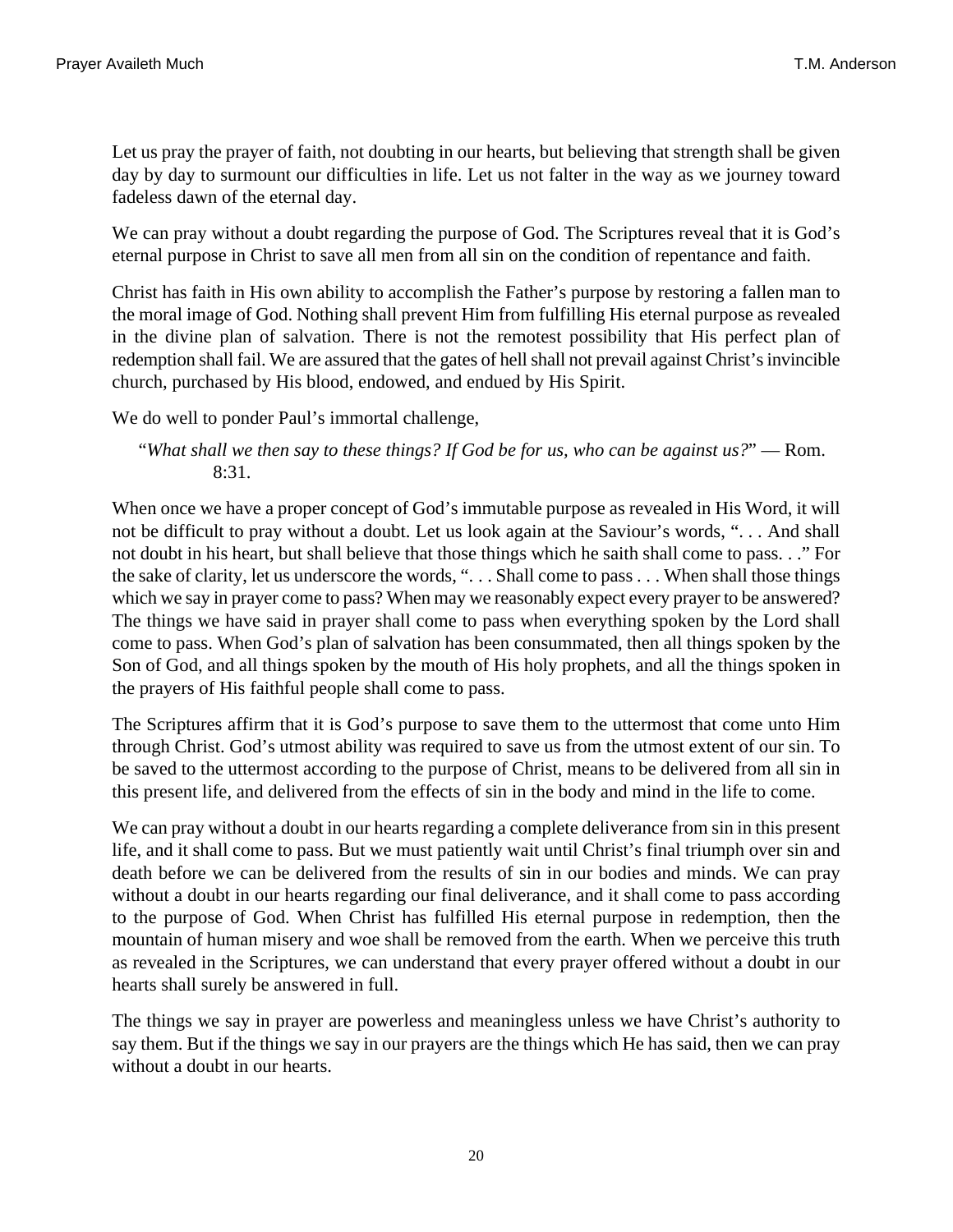Let us pray the prayer of faith, not doubting in our hearts, but believing that strength shall be given day by day to surmount our difficulties in life. Let us not falter in the way as we journey toward fadeless dawn of the eternal day.

We can pray without a doubt regarding the purpose of God. The Scriptures reveal that it is God's eternal purpose in Christ to save all men from all sin on the condition of repentance and faith.

Christ has faith in His own ability to accomplish the Father's purpose by restoring a fallen man to the moral image of God. Nothing shall prevent Him from fulfilling His eternal purpose as revealed in the divine plan of salvation. There is not the remotest possibility that His perfect plan of redemption shall fail. We are assured that the gates of hell shall not prevail against Christ's invincible church, purchased by His blood, endowed, and endued by His Spirit.

We do well to ponder Paul's immortal challenge,

> "*What shall we then say to these things? If God be for us, who can be against us?*" — Rom. 8:31.

When once we have a proper concept of God's immutable purpose as revealed in His Word, it will not be difficult to pray without a doubt. Let us look again at the Saviour's words, ". . . And shall not doubt in his heart, but shall believe that those things which he saith shall come to pass. . ." For the sake of clarity, let us underscore the words, ". . . Shall come to pass . . . When shall those things which we say in prayer come to pass? When may we reasonably expect every prayer to be answered? The things we have said in prayer shall come to pass when everything spoken by the Lord shall come to pass. When God's plan of salvation has been consummated, then all things spoken by the Son of God, and all things spoken by the mouth of His holy prophets, and all the things spoken in the prayers of His faithful people shall come to pass.

The Scriptures affirm that it is God's purpose to save them to the uttermost that come unto Him through Christ. God's utmost ability was required to save us from the utmost extent of our sin. To be saved to the uttermost according to the purpose of Christ, means to be delivered from all sin in this present life, and delivered from the effects of sin in the body and mind in the life to come.

We can pray without a doubt in our hearts regarding a complete deliverance from sin in this present life, and it shall come to pass. But we must patiently wait until Christ's final triumph over sin and death before we can be delivered from the results of sin in our bodies and minds. We can pray without a doubt in our hearts regarding our final deliverance, and it shall come to pass according to the purpose of God. When Christ has fulfilled His eternal purpose in redemption, then the mountain of human misery and woe shall be removed from the earth. When we perceive this truth as revealed in the Scriptures, we can understand that every prayer offered without a doubt in our hearts shall surely be answered in full.

The things we say in prayer are powerless and meaningless unless we have Christ's authority to say them. But if the things we say in our prayers are the things which He has said, then we can pray without a doubt in our hearts.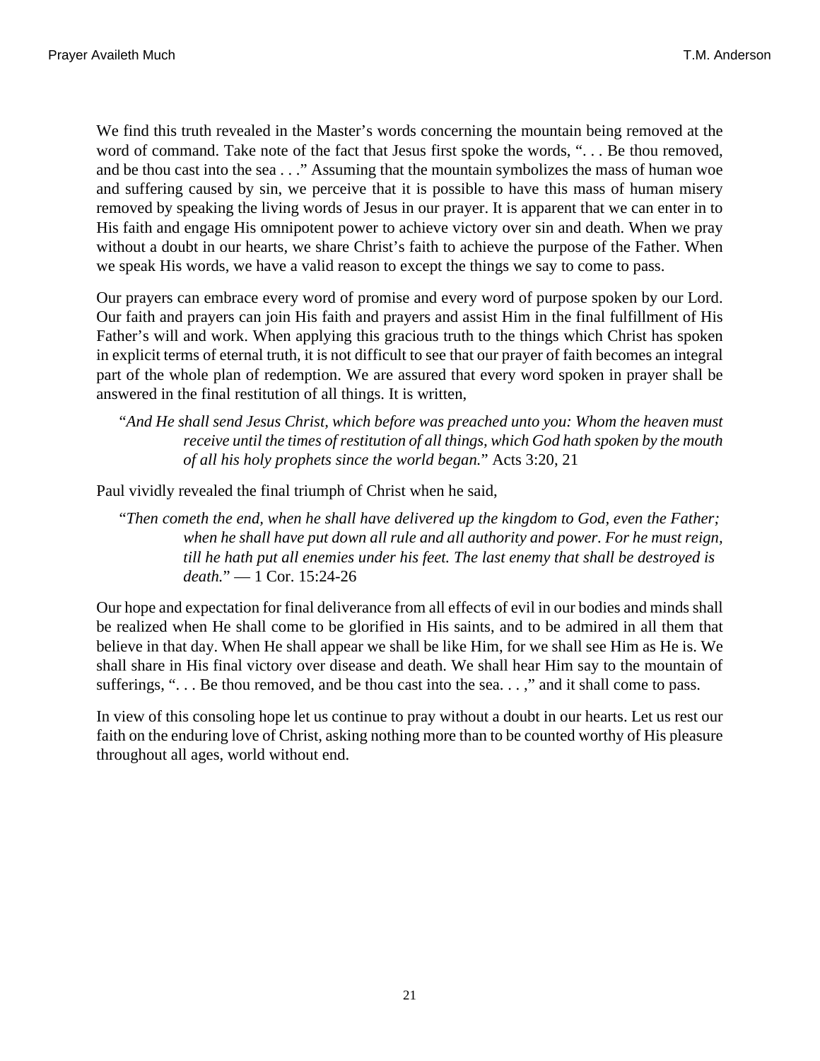We find this truth revealed in the Master's words concerning the mountain being removed at the word of command. Take note of the fact that Jesus first spoke the words, ". . . Be thou removed, and be thou cast into the sea . . ." Assuming that the mountain symbolizes the mass of human woe and suffering caused by sin, we perceive that it is possible to have this mass of human misery removed by speaking the living words of Jesus in our prayer. It is apparent that we can enter in to His faith and engage His omnipotent power to achieve victory over sin and death. When we pray without a doubt in our hearts, we share Christ's faith to achieve the purpose of the Father. When we speak His words, we have a valid reason to except the things we say to come to pass.

Our prayers can embrace every word of promise and every word of purpose spoken by our Lord. Our faith and prayers can join His faith and prayers and assist Him in the final fulfillment of His Father's will and work. When applying this gracious truth to the things which Christ has spoken in explicit terms of eternal truth, it is not difficult to see that our prayer of faith becomes an integral part of the whole plan of redemption. We are assured that every word spoken in prayer shall be answered in the final restitution of all things. It is written,

> "*And He shall send Jesus Christ, which before was preached unto you: Whom the heaven must receive until the times of restitution of all things, which God hath spoken by the mouth of all his holy prophets since the world began.*" Acts 3:20, 21

Paul vividly revealed the final triumph of Christ when he said,

> "*Then cometh the end, when he shall have delivered up the kingdom to God, even the Father; when he shall have put down all rule and all authority and power. For he must reign, till he hath put all enemies under his feet. The last enemy that shall be destroyed is death.*" — 1 Cor. 15:24-26

Our hope and expectation for final deliverance from all effects of evil in our bodies and minds shall be realized when He shall come to be glorified in His saints, and to be admired in all them that believe in that day. When He shall appear we shall be like Him, for we shall see Him as He is. We shall share in His final victory over disease and death. We shall hear Him say to the mountain of sufferings, ". . . Be thou removed, and be thou cast into the sea. . . ," and it shall come to pass.

In view of this consoling hope let us continue to pray without a doubt in our hearts. Let us rest our faith on the enduring love of Christ, asking nothing more than to be counted worthy of His pleasure throughout all ages, world without end.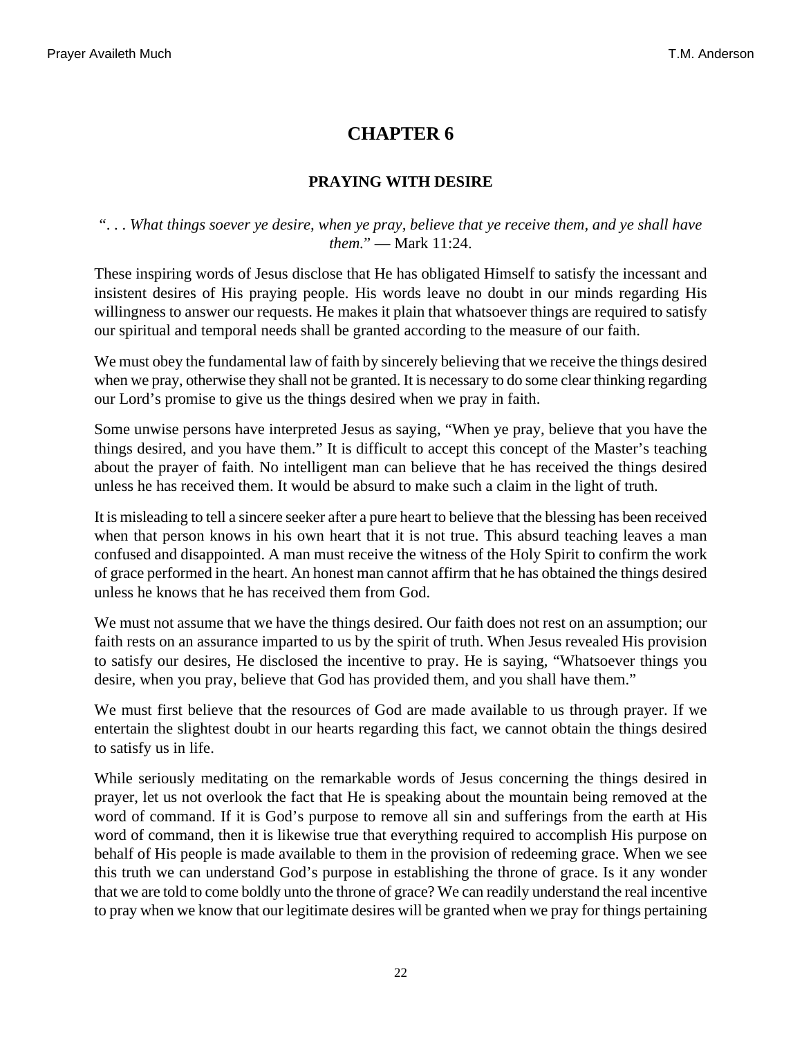# CHAPTER 6

## PRAYING WITH DESIRE

". . . *What things soever ye desire, when ye pray, believe that ye receive them, and ye shall have them.*" — Mark 11:24.

These inspiring words of Jesus disclose that He has obligated Himself to satisfy the incessant and insistent desires of His praying people. His words leave no doubt in our minds regarding His willingness to answer our requests. He makes it plain that whatsoever things are required to satisfy our spiritual and temporal needs shall be granted according to the measure of our faith.

We must obey the fundamental law of faith by sincerely believing that we receive the things desired when we pray, otherwise they shall not be granted. It is necessary to do some clear thinking regarding our Lord's promise to give us the things desired when we pray in faith.

Some unwise persons have interpreted Jesus as saying, "When ye pray, believe that you have the things desired, and you have them." It is difficult to accept this concept of the Master's teaching about the prayer of faith. No intelligent man can believe that he has received the things desired unless he has received them. It would be absurd to make such a claim in the light of truth.

It is misleading to tell a sincere seeker after a pure heart to believe that the blessing has been received when that person knows in his own heart that it is not true. This absurd teaching leaves a man confused and disappointed. A man must receive the witness of the Holy Spirit to confirm the work of grace performed in the heart. An honest man cannot affirm that he has obtained the things desired unless he knows that he has received them from God.

We must not assume that we have the things desired. Our faith does not rest on an assumption; our faith rests on an assurance imparted to us by the spirit of truth. When Jesus revealed His provision to satisfy our desires, He disclosed the incentive to pray. He is saying, "Whatsoever things you desire, when you pray, believe that God has provided them, and you shall have them."

We must first believe that the resources of God are made available to us through prayer. If we entertain the slightest doubt in our hearts regarding this fact, we cannot obtain the things desired to satisfy us in life.

While seriously meditating on the remarkable words of Jesus concerning the things desired in prayer, let us not overlook the fact that He is speaking about the mountain being removed at the word of command. If it is God's purpose to remove all sin and sufferings from the earth at His word of command, then it is likewise true that everything required to accomplish His purpose on behalf of His people is made available to them in the provision of redeeming grace. When we see this truth we can understand God's purpose in establishing the throne of grace. Is it any wonder that we are told to come boldly unto the throne of grace? We can readily understand the real incentive to pray when we know that our legitimate desires will be granted when we pray for things pertaining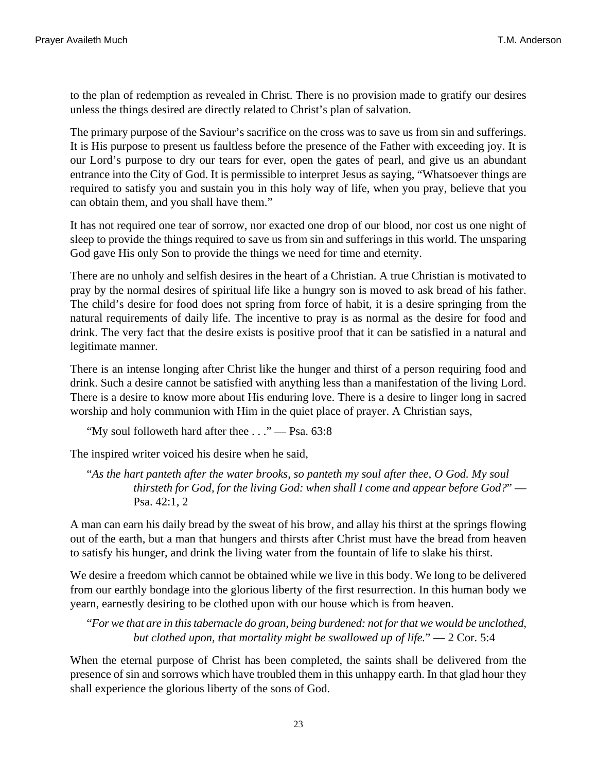to the plan of redemption as revealed in Christ. There is no provision made to gratify our desires unless the things desired are directly related to Christ's plan of salvation.

The primary purpose of the Saviour's sacrifice on the cross was to save us from sin and sufferings. It is His purpose to present us faultless before the presence of the Father with exceeding joy. It is our Lord's purpose to dry our tears for ever, open the gates of pearl, and give us an abundant entrance into the City of God. It is permissible to interpret Jesus as saying, "Whatsoever things are required to satisfy you and sustain you in this holy way of life, when you pray, believe that you can obtain them, and you shall have them."

It has not required one tear of sorrow, nor exacted one drop of our blood, nor cost us one night of sleep to provide the things required to save us from sin and sufferings in this world. The unsparing God gave His only Son to provide the things we need for time and eternity.

There are no unholy and selfish desires in the heart of a Christian. A true Christian is motivated to pray by the normal desires of spiritual life like a hungry son is moved to ask bread of his father. The child's desire for food does not spring from force of habit, it is a desire springing from the natural requirements of daily life. The incentive to pray is as normal as the desire for food and drink. The very fact that the desire exists is positive proof that it can be satisfied in a natural and legitimate manner.

There is an intense longing after Christ like the hunger and thirst of a person requiring food and drink. Such a desire cannot be satisfied with anything less than a manifestation of the living Lord. There is a desire to know more about His enduring love. There is a desire to linger long in sacred worship and holy communion with Him in the quiet place of prayer. A Christian says,

> "My soul followeth hard after thee . . ." — Psa. 63:8

The inspired writer voiced his desire when he said,

> "*As the hart panteth after the water brooks, so panteth my soul after thee, O God. My soul thirsteth for God, for the living God: when shall I come and appear before God?*" — Psa. 42:1, 2

A man can earn his daily bread by the sweat of his brow, and allay his thirst at the springs flowing out of the earth, but a man that hungers and thirsts after Christ must have the bread from heaven to satisfy his hunger, and drink the living water from the fountain of life to slake his thirst.

We desire a freedom which cannot be obtained while we live in this body. We long to be delivered from our earthly bondage into the glorious liberty of the first resurrection. In this human body we yearn, earnestly desiring to be clothed upon with our house which is from heaven.

> "*For we that are in this tabernacle do groan, being burdened: not for that we would be unclothed, but clothed upon, that mortality might be swallowed up of life.*" — 2 Cor. 5:4

When the eternal purpose of Christ has been completed, the saints shall be delivered from the presence of sin and sorrows which have troubled them in this unhappy earth. In that glad hour they shall experience the glorious liberty of the sons of God.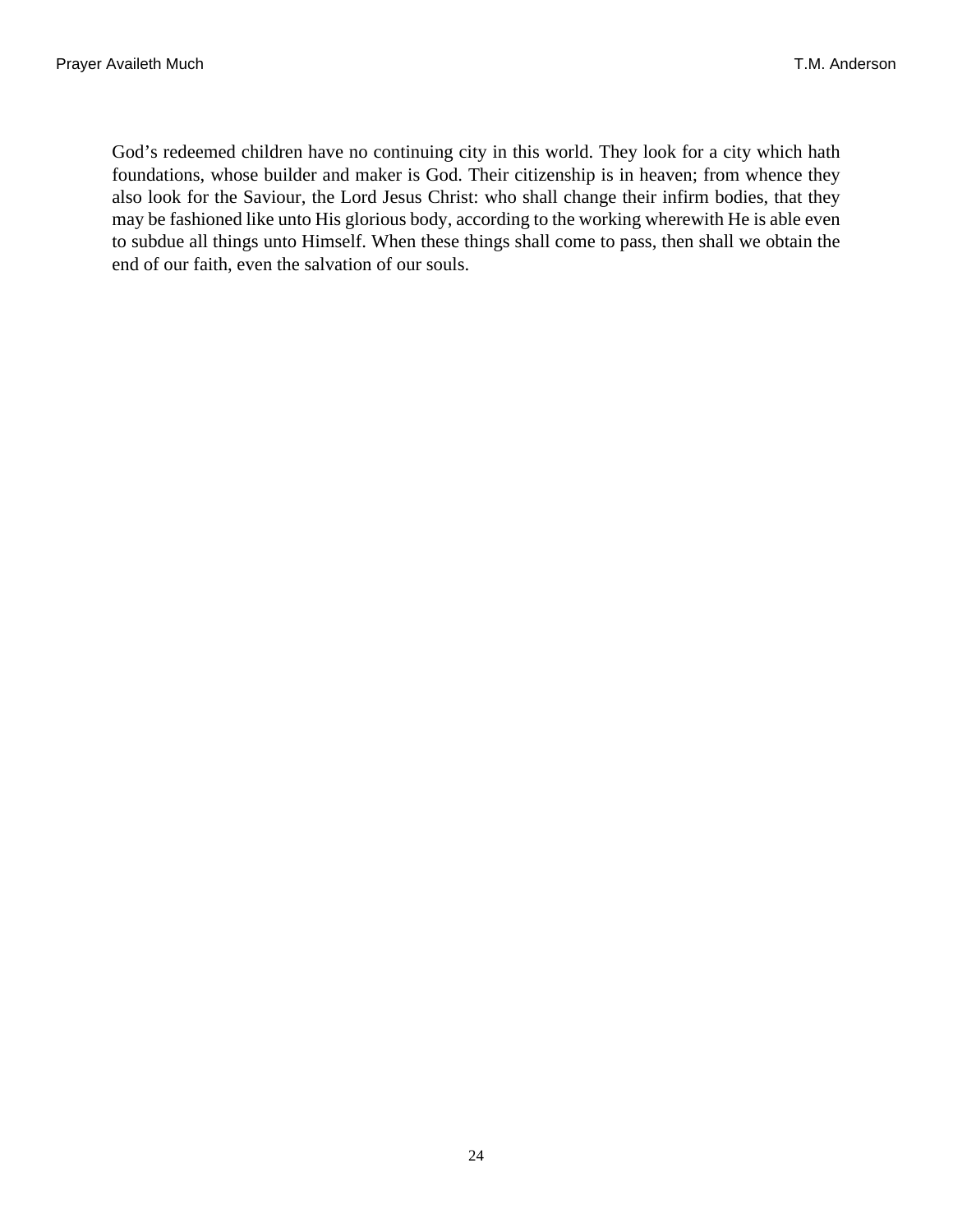God’s redeemed children have no continuing city in this world. They look for a city which hath foundations, whose builder and maker is God. Their citizenship is in heaven; from whence they also look for the Saviour, the Lord Jesus Christ: who shall change their infirm bodies, that they may be fashioned like unto His glorious body, according to the working wherewith He is able even to subdue all things unto Himself. When these things shall come to pass, then shall we obtain the end of our faith, even the salvation of our souls.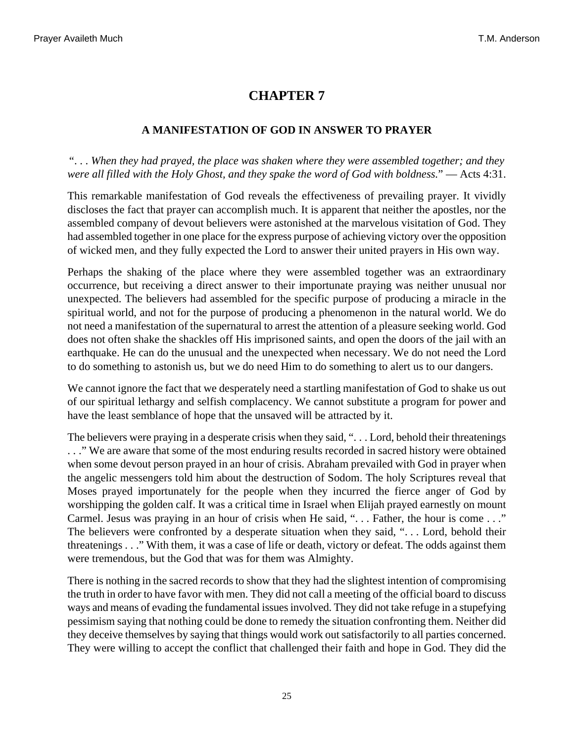# CHAPTER 7

### A MANIFESTATION OF GOD IN ANSWER TO PRAYER

*". . . When they had prayed, the place was shaken where they were assembled together; and they were all filled with the Holy Ghost, and they spake the word of God with boldness.*" — Acts 4:31.

This remarkable manifestation of God reveals the effectiveness of prevailing prayer. It vividly discloses the fact that prayer can accomplish much. It is apparent that neither the apostles, nor the assembled company of devout believers were astonished at the marvelous visitation of God. They had assembled together in one place for the express purpose of achieving victory over the opposition of wicked men, and they fully expected the Lord to answer their united prayers in His own way.

Perhaps the shaking of the place where they were assembled together was an extraordinary occurrence, but receiving a direct answer to their importunate praying was neither unusual nor unexpected. The believers had assembled for the specific purpose of producing a miracle in the spiritual world, and not for the purpose of producing a phenomenon in the natural world. We do not need a manifestation of the supernatural to arrest the attention of a pleasure seeking world. God does not often shake the shackles off His imprisoned saints, and open the doors of the jail with an earthquake. He can do the unusual and the unexpected when necessary. We do not need the Lord to do something to astonish us, but we do need Him to do something to alert us to our dangers.

We cannot ignore the fact that we desperately need a startling manifestation of God to shake us out of our spiritual lethargy and selfish complacency. We cannot substitute a program for power and have the least semblance of hope that the unsaved will be attracted by it.

The believers were praying in a desperate crisis when they said, ". . . Lord, behold their threatenings . . ." We are aware that some of the most enduring results recorded in sacred history were obtained when some devout person prayed in an hour of crisis. Abraham prevailed with God in prayer when the angelic messengers told him about the destruction of Sodom. The holy Scriptures reveal that Moses prayed importunately for the people when they incurred the fierce anger of God by worshipping the golden calf. It was a critical time in Israel when Elijah prayed earnestly on mount Carmel. Jesus was praying in an hour of crisis when He said, ". . . Father, the hour is come . . ." The believers were confronted by a desperate situation when they said, ". . . Lord, behold their threatenings . . ." With them, it was a case of life or death, victory or defeat. The odds against them were tremendous, but the God that was for them was Almighty.

There is nothing in the sacred records to show that they had the slightest intention of compromising the truth in order to have favor with men. They did not call a meeting of the official board to discuss ways and means of evading the fundamental issues involved. They did not take refuge in a stupefying pessimism saying that nothing could be done to remedy the situation confronting them. Neither did they deceive themselves by saying that things would work out satisfactorily to all parties concerned. They were willing to accept the conflict that challenged their faith and hope in God. They did the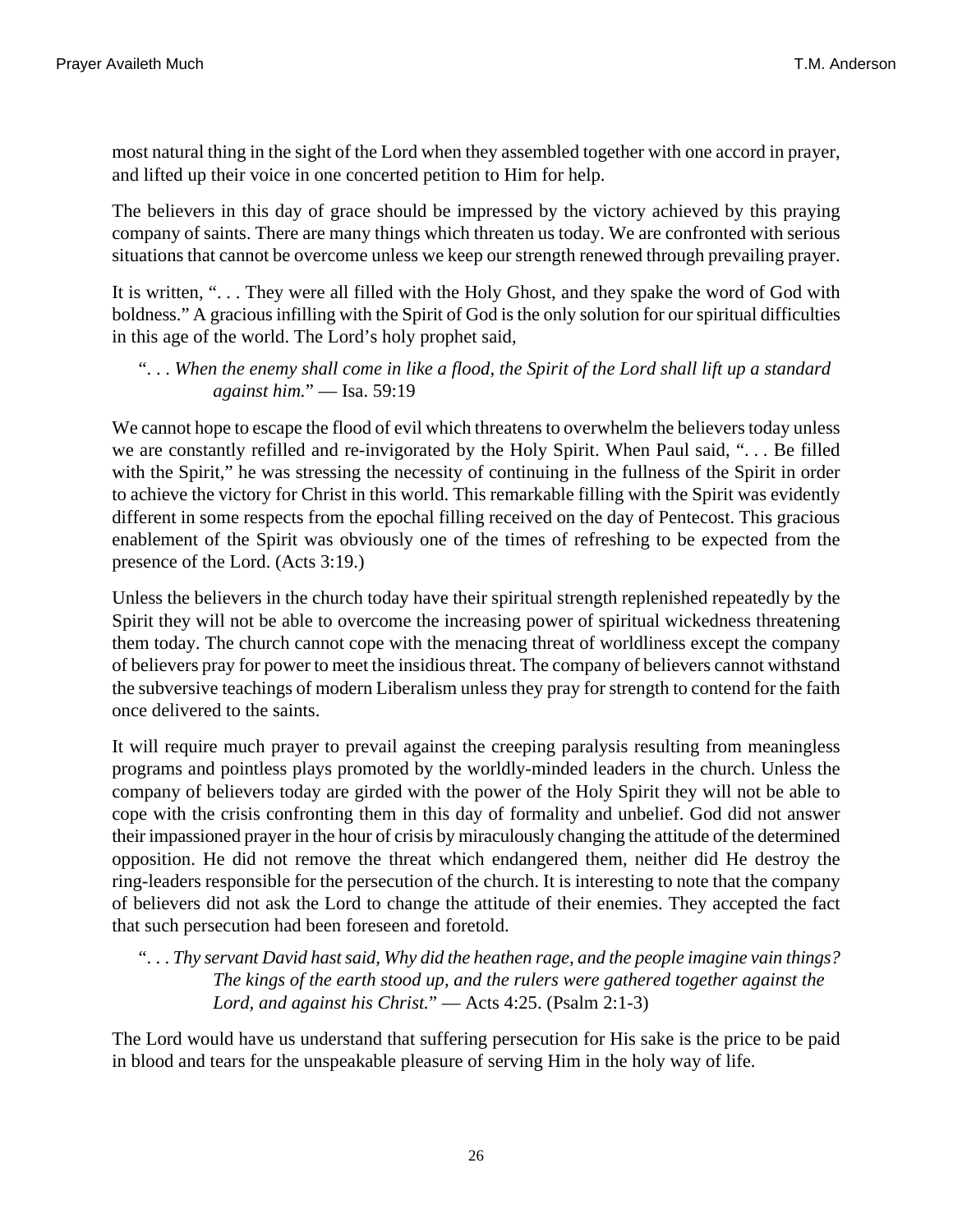most natural thing in the sight of the Lord when they assembled together with one accord in prayer, and lifted up their voice in one concerted petition to Him for help.

The believers in this day of grace should be impressed by the victory achieved by this praying company of saints. There are many things which threaten us today. We are confronted with serious situations that cannot be overcome unless we keep our strength renewed through prevailing prayer.

It is written, ". . . They were all filled with the Holy Ghost, and they spake the word of God with boldness." A gracious infilling with the Spirit of God is the only solution for our spiritual difficulties in this age of the world. The Lord's holy prophet said,

> ". . . *When the enemy shall come in like a flood, the Spirit of the Lord shall lift up a standard against him.*" — Isa. 59:19

We cannot hope to escape the flood of evil which threatens to overwhelm the believers today unless we are constantly refilled and re-invigorated by the Holy Spirit. When Paul said, ". . . Be filled with the Spirit," he was stressing the necessity of continuing in the fullness of the Spirit in order to achieve the victory for Christ in this world. This remarkable filling with the Spirit was evidently different in some respects from the epochal filling received on the day of Pentecost. This gracious enablement of the Spirit was obviously one of the times of refreshing to be expected from the presence of the Lord. (Acts 3:19.)

Unless the believers in the church today have their spiritual strength replenished repeatedly by the Spirit they will not be able to overcome the increasing power of spiritual wickedness threatening them today. The church cannot cope with the menacing threat of worldliness except the company of believers pray for power to meet the insidious threat. The company of believers cannot withstand the subversive teachings of modern Liberalism unless they pray for strength to contend for the faith once delivered to the saints.

It will require much prayer to prevail against the creeping paralysis resulting from meaningless programs and pointless plays promoted by the worldly-minded leaders in the church. Unless the company of believers today are girded with the power of the Holy Spirit they will not be able to cope with the crisis confronting them in this day of formality and unbelief. God did not answer their impassioned prayer in the hour of crisis by miraculously changing the attitude of the determined opposition. He did not remove the threat which endangered them, neither did He destroy the ring-leaders responsible for the persecution of the church. It is interesting to note that the company of believers did not ask the Lord to change the attitude of their enemies. They accepted the fact that such persecution had been foreseen and foretold.

> ". . . *Thy servant David hast said, Why did the heathen rage, and the people imagine vain things? The kings of the earth stood up, and the rulers were gathered together against the Lord, and against his Christ.*" — Acts 4:25. (Psalm 2:1-3)

The Lord would have us understand that suffering persecution for His sake is the price to be paid in blood and tears for the unspeakable pleasure of serving Him in the holy way of life.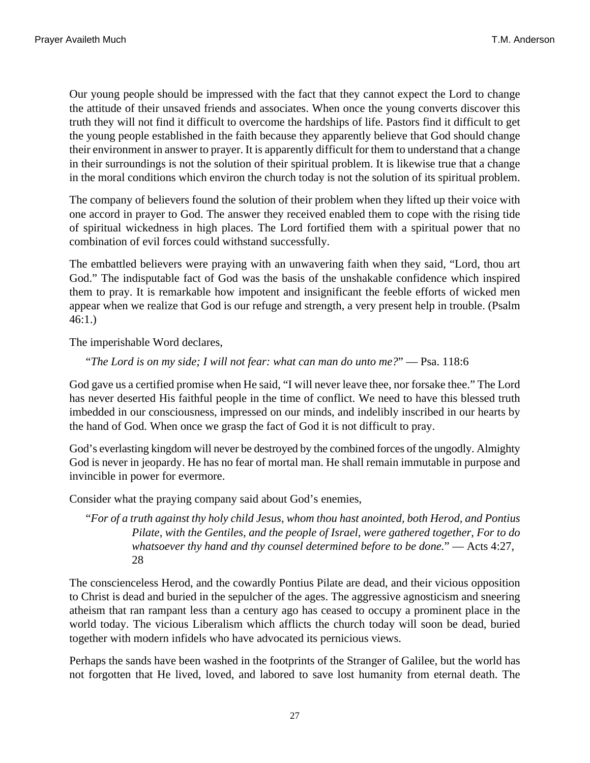Our young people should be impressed with the fact that they cannot expect the Lord to change the attitude of their unsaved friends and associates. When once the young converts discover this truth they will not find it difficult to overcome the hardships of life. Pastors find it difficult to get the young people established in the faith because they apparently believe that God should change their environment in answer to prayer. It is apparently difficult for them to understand that a change in their surroundings is not the solution of their spiritual problem. It is likewise true that a change in the moral conditions which environ the church today is not the solution of its spiritual problem.

The company of believers found the solution of their problem when they lifted up their voice with one accord in prayer to God. The answer they received enabled them to cope with the rising tide of spiritual wickedness in high places. The Lord fortified them with a spiritual power that no combination of evil forces could withstand successfully.

The embattled believers were praying with an unwavering faith when they said, "Lord, thou art God." The indisputable fact of God was the basis of the unshakable confidence which inspired them to pray. It is remarkable how impotent and insignificant the feeble efforts of wicked men appear when we realize that God is our refuge and strength, a very present help in trouble. (Psalm 46:1.)

The imperishable Word declares,

> "*The Lord is on my side; I will not fear: what can man do unto me?*" — Psa. 118:6

God gave us a certified promise when He said, "I will never leave thee, nor forsake thee." The Lord has never deserted His faithful people in the time of conflict. We need to have this blessed truth imbedded in our consciousness, impressed on our minds, and indelibly inscribed in our hearts by the hand of God. When once we grasp the fact of God it is not difficult to pray.

God's everlasting kingdom will never be destroyed by the combined forces of the ungodly. Almighty God is never in jeopardy. He has no fear of mortal man. He shall remain immutable in purpose and invincible in power for evermore.

Consider what the praying company said about God's enemies,

> "*For of a truth against thy holy child Jesus, whom thou hast anointed, both Herod, and Pontius Pilate, with the Gentiles, and the people of Israel, were gathered together, For to do whatsoever thy hand and thy counsel determined before to be done.*" — Acts 4:27, 28

The conscienceless Herod, and the cowardly Pontius Pilate are dead, and their vicious opposition to Christ is dead and buried in the sepulcher of the ages. The aggressive agnosticism and sneering atheism that ran rampant less than a century ago has ceased to occupy a prominent place in the world today. The vicious Liberalism which afflicts the church today will soon be dead, buried together with modern infidels who have advocated its pernicious views.

Perhaps the sands have been washed in the footprints of the Stranger of Galilee, but the world has not forgotten that He lived, loved, and labored to save lost humanity from eternal death. The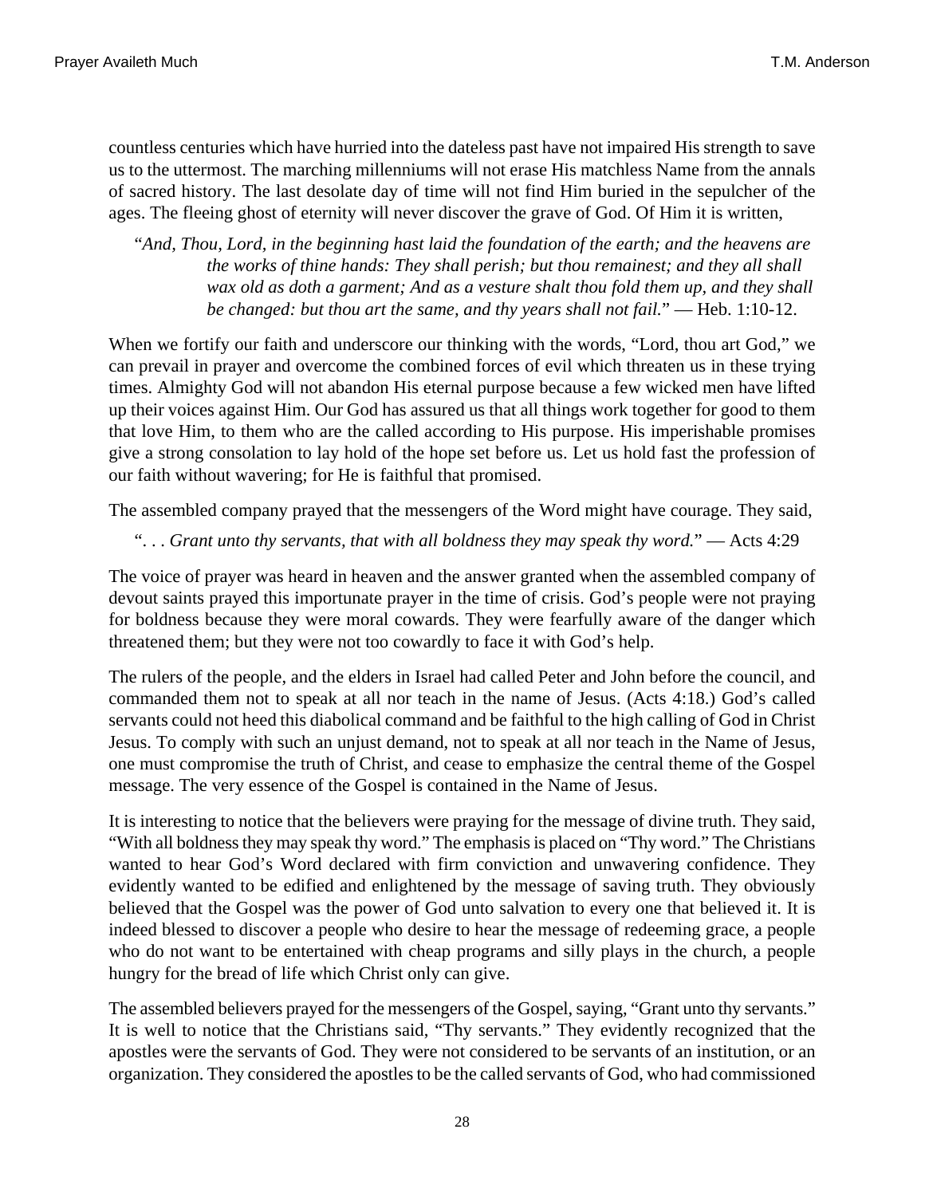countless centuries which have hurried into the dateless past have not impaired His strength to save us to the uttermost. The marching millenniums will not erase His matchless Name from the annals of sacred history. The last desolate day of time will not find Him buried in the sepulcher of the ages. The fleeing ghost of eternity will never discover the grave of God. Of Him it is written,

> "*And, Thou, Lord, in the beginning hast laid the foundation of the earth; and the heavens are the works of thine hands: They shall perish; but thou remainest; and they all shall wax old as doth a garment; And as a vesture shalt thou fold them up, and they shall be changed: but thou art the same, and thy years shall not fail.*" — Heb. 1:10-12.

When we fortify our faith and underscore our thinking with the words, "Lord, thou art God," we can prevail in prayer and overcome the combined forces of evil which threaten us in these trying times. Almighty God will not abandon His eternal purpose because a few wicked men have lifted up their voices against Him. Our God has assured us that all things work together for good to them that love Him, to them who are the called according to His purpose. His imperishable promises give a strong consolation to lay hold of the hope set before us. Let us hold fast the profession of our faith without wavering; for He is faithful that promised.

The assembled company prayed that the messengers of the Word might have courage. They said,

> ". . . *Grant unto thy servants, that with all boldness they may speak thy word.*" — Acts 4:29

The voice of prayer was heard in heaven and the answer granted when the assembled company of devout saints prayed this importunate prayer in the time of crisis. God's people were not praying for boldness because they were moral cowards. They were fearfully aware of the danger which threatened them; but they were not too cowardly to face it with God's help.

The rulers of the people, and the elders in Israel had called Peter and John before the council, and commanded them not to speak at all nor teach in the name of Jesus. (Acts 4:18.) God's called servants could not heed this diabolical command and be faithful to the high calling of God in Christ Jesus. To comply with such an unjust demand, not to speak at all nor teach in the Name of Jesus, one must compromise the truth of Christ, and cease to emphasize the central theme of the Gospel message. The very essence of the Gospel is contained in the Name of Jesus.

It is interesting to notice that the believers were praying for the message of divine truth. They said, "With all boldness they may speak thy word." The emphasis is placed on "Thy word." The Christians wanted to hear God's Word declared with firm conviction and unwavering confidence. They evidently wanted to be edified and enlightened by the message of saving truth. They obviously believed that the Gospel was the power of God unto salvation to every one that believed it. It is indeed blessed to discover a people who desire to hear the message of redeeming grace, a people who do not want to be entertained with cheap programs and silly plays in the church, a people hungry for the bread of life which Christ only can give.

The assembled believers prayed for the messengers of the Gospel, saying, "Grant unto thy servants." It is well to notice that the Christians said, "Thy servants." They evidently recognized that the apostles were the servants of God. They were not considered to be servants of an institution, or an organization. They considered the apostles to be the called servants of God, who had commissioned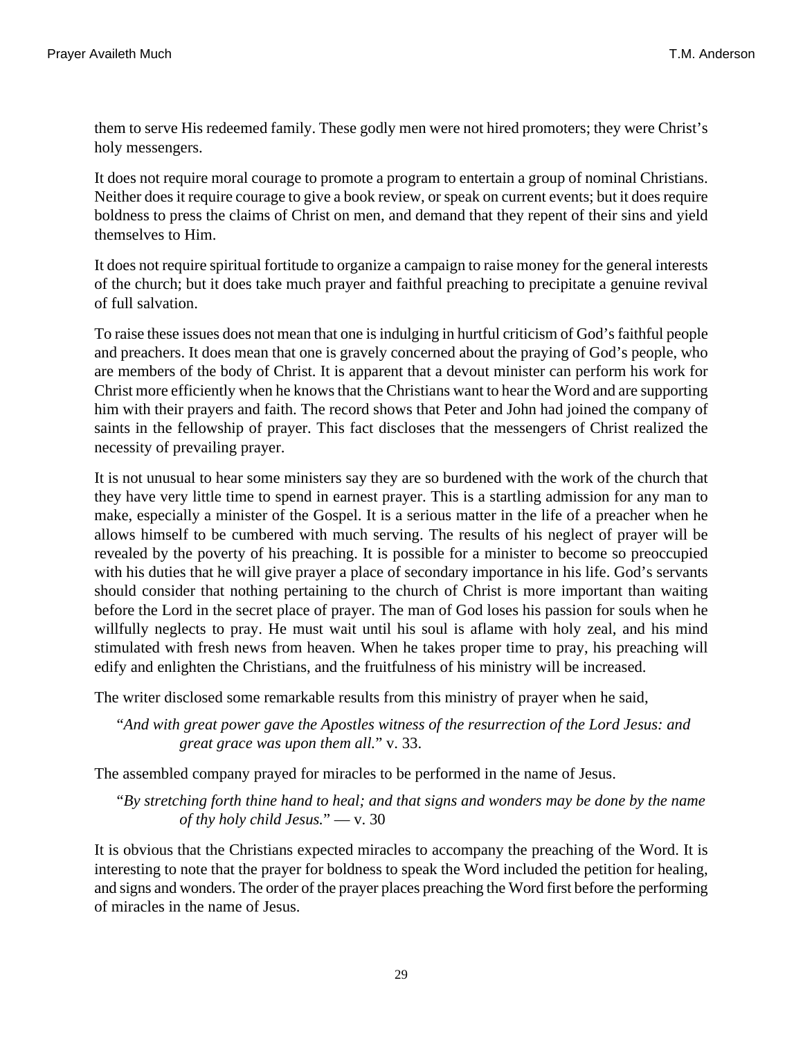them to serve His redeemed family. These godly men were not hired promoters; they were Christ's holy messengers.

It does not require moral courage to promote a program to entertain a group of nominal Christians. Neither does it require courage to give a book review, or speak on current events; but it does require boldness to press the claims of Christ on men, and demand that they repent of their sins and yield themselves to Him.

It does not require spiritual fortitude to organize a campaign to raise money for the general interests of the church; but it does take much prayer and faithful preaching to precipitate a genuine revival of full salvation.

To raise these issues does not mean that one is indulging in hurtful criticism of God's faithful people and preachers. It does mean that one is gravely concerned about the praying of God's people, who are members of the body of Christ. It is apparent that a devout minister can perform his work for Christ more efficiently when he knows that the Christians want to hear the Word and are supporting him with their prayers and faith. The record shows that Peter and John had joined the company of saints in the fellowship of prayer. This fact discloses that the messengers of Christ realized the necessity of prevailing prayer.

It is not unusual to hear some ministers say they are so burdened with the work of the church that they have very little time to spend in earnest prayer. This is a startling admission for any man to make, especially a minister of the Gospel. It is a serious matter in the life of a preacher when he allows himself to be cumbered with much serving. The results of his neglect of prayer will be revealed by the poverty of his preaching. It is possible for a minister to become so preoccupied with his duties that he will give prayer a place of secondary importance in his life. God's servants should consider that nothing pertaining to the church of Christ is more important than waiting before the Lord in the secret place of prayer. The man of God loses his passion for souls when he willfully neglects to pray. He must wait until his soul is aflame with holy zeal, and his mind stimulated with fresh news from heaven. When he takes proper time to pray, his preaching will edify and enlighten the Christians, and the fruitfulness of his ministry will be increased.

The writer disclosed some remarkable results from this ministry of prayer when he said,

> "*And with great power gave the Apostles witness of the resurrection of the Lord Jesus: and great grace was upon them all.*" v. 33.

The assembled company prayed for miracles to be performed in the name of Jesus.

> "*By stretching forth thine hand to heal; and that signs and wonders may be done by the name of thy holy child Jesus.*" — v. 30

It is obvious that the Christians expected miracles to accompany the preaching of the Word. It is interesting to note that the prayer for boldness to speak the Word included the petition for healing, and signs and wonders. The order of the prayer places preaching the Word first before the performing of miracles in the name of Jesus.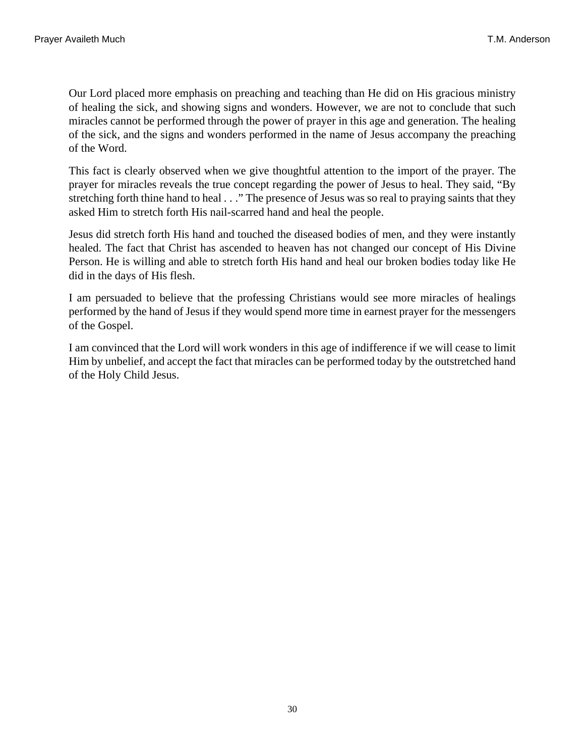Our Lord placed more emphasis on preaching and teaching than He did on His gracious ministry of healing the sick, and showing signs and wonders. However, we are not to conclude that such miracles cannot be performed through the power of prayer in this age and generation. The healing of the sick, and the signs and wonders performed in the name of Jesus accompany the preaching of the Word.

This fact is clearly observed when we give thoughtful attention to the import of the prayer. The prayer for miracles reveals the true concept regarding the power of Jesus to heal. They said, “By stretching forth thine hand to heal . . .” The presence of Jesus was so real to praying saints that they asked Him to stretch forth His nail-scarred hand and heal the people.

Jesus did stretch forth His hand and touched the diseased bodies of men, and they were instantly healed. The fact that Christ has ascended to heaven has not changed our concept of His Divine Person. He is willing and able to stretch forth His hand and heal our broken bodies today like He did in the days of His flesh.

I am persuaded to believe that the professing Christians would see more miracles of healings performed by the hand of Jesus if they would spend more time in earnest prayer for the messengers of the Gospel.

I am convinced that the Lord will work wonders in this age of indifference if we will cease to limit Him by unbelief, and accept the fact that miracles can be performed today by the outstretched hand of the Holy Child Jesus.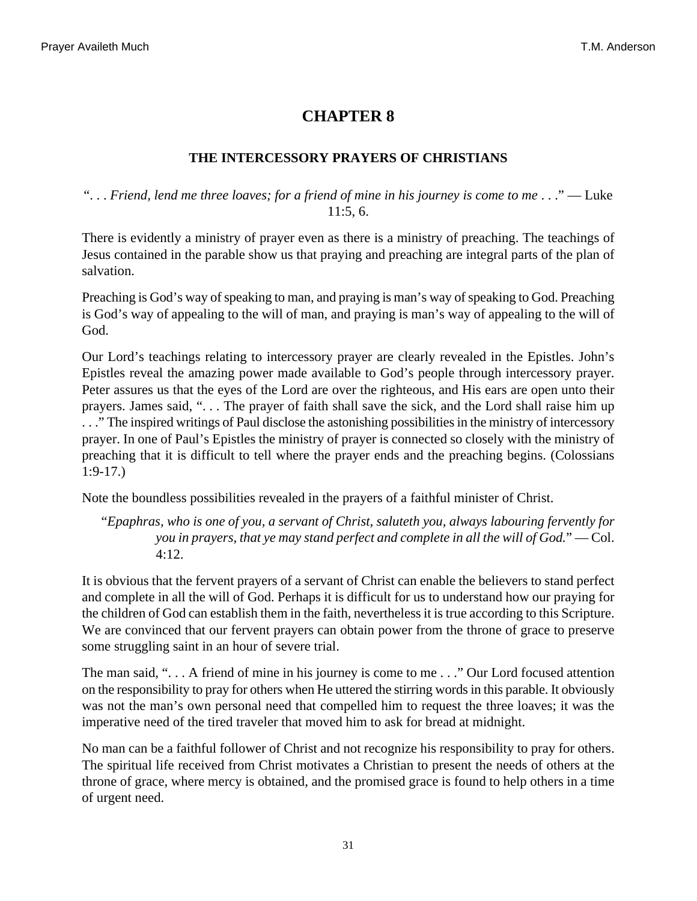# CHAPTER 8

## THE INTERCESSORY PRAYERS OF CHRISTIANS

*". . . Friend, lend me three loaves; for a friend of mine in his journey is come to me . . ."* — Luke 11:5, 6.

There is evidently a ministry of prayer even as there is a ministry of preaching. The teachings of Jesus contained in the parable show us that praying and preaching are integral parts of the plan of salvation.

Preaching is God's way of speaking to man, and praying is man's way of speaking to God. Preaching is God's way of appealing to the will of man, and praying is man's way of appealing to the will of God.

Our Lord's teachings relating to intercessory prayer are clearly revealed in the Epistles. John's Epistles reveal the amazing power made available to God's people through intercessory prayer. Peter assures us that the eyes of the Lord are over the righteous, and His ears are open unto their prayers. James said, ". . . The prayer of faith shall save the sick, and the Lord shall raise him up . . ." The inspired writings of Paul disclose the astonishing possibilities in the ministry of intercessory prayer. In one of Paul's Epistles the ministry of prayer is connected so closely with the ministry of preaching that it is difficult to tell where the prayer ends and the preaching begins. (Colossians 1:9-17.)

Note the boundless possibilities revealed in the prayers of a faithful minister of Christ.

> "*Epaphras, who is one of you, a servant of Christ, saluteth you, always labouring fervently for you in prayers, that ye may stand perfect and complete in all the will of God.*" — Col. 4:12.

It is obvious that the fervent prayers of a servant of Christ can enable the believers to stand perfect and complete in all the will of God. Perhaps it is difficult for us to understand how our praying for the children of God can establish them in the faith, nevertheless it is true according to this Scripture. We are convinced that our fervent prayers can obtain power from the throne of grace to preserve some struggling saint in an hour of severe trial.

The man said, ". . . A friend of mine in his journey is come to me . . ." Our Lord focused attention on the responsibility to pray for others when He uttered the stirring words in this parable. It obviously was not the man's own personal need that compelled him to request the three loaves; it was the imperative need of the tired traveler that moved him to ask for bread at midnight.

No man can be a faithful follower of Christ and not recognize his responsibility to pray for others. The spiritual life received from Christ motivates a Christian to present the needs of others at the throne of grace, where mercy is obtained, and the promised grace is found to help others in a time of urgent need.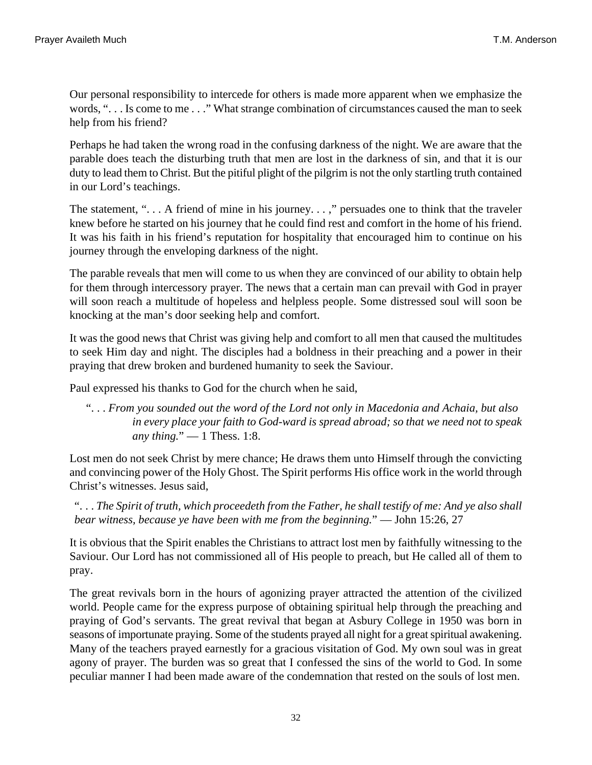Our personal responsibility to intercede for others is made more apparent when we emphasize the words, ". . . Is come to me . . ." What strange combination of circumstances caused the man to seek help from his friend?

Perhaps he had taken the wrong road in the confusing darkness of the night. We are aware that the parable does teach the disturbing truth that men are lost in the darkness of sin, and that it is our duty to lead them to Christ. But the pitiful plight of the pilgrim is not the only startling truth contained in our Lord's teachings.

The statement, ". . . A friend of mine in his journey. . . ," persuades one to think that the traveler knew before he started on his journey that he could find rest and comfort in the home of his friend. It was his faith in his friend's reputation for hospitality that encouraged him to continue on his journey through the enveloping darkness of the night.

The parable reveals that men will come to us when they are convinced of our ability to obtain help for them through intercessory prayer. The news that a certain man can prevail with God in prayer will soon reach a multitude of hopeless and helpless people. Some distressed soul will soon be knocking at the man's door seeking help and comfort.

It was the good news that Christ was giving help and comfort to all men that caused the multitudes to seek Him day and night. The disciples had a boldness in their preaching and a power in their praying that drew broken and burdened humanity to seek the Saviour.

Paul expressed his thanks to God for the church when he said,

> ". . . *From you sounded out the word of the Lord not only in Macedonia and Achaia, but also in every place your faith to God-ward is spread abroad; so that we need not to speak any thing.*" — 1 Thess. 1:8.

Lost men do not seek Christ by mere chance; He draws them unto Himself through the convicting and convincing power of the Holy Ghost. The Spirit performs His office work in the world through Christ's witnesses. Jesus said,

> ". . . *The Spirit of truth, which proceedeth from the Father, he shall testify of me: And ye also shall bear witness, because ye have been with me from the beginning.*" — John 15:26, 27

It is obvious that the Spirit enables the Christians to attract lost men by faithfully witnessing to the Saviour. Our Lord has not commissioned all of His people to preach, but He called all of them to pray.

The great revivals born in the hours of agonizing prayer attracted the attention of the civilized world. People came for the express purpose of obtaining spiritual help through the preaching and praying of God's servants. The great revival that began at Asbury College in 1950 was born in seasons of importunate praying. Some of the students prayed all night for a great spiritual awakening. Many of the teachers prayed earnestly for a gracious visitation of God. My own soul was in great agony of prayer. The burden was so great that I confessed the sins of the world to God. In some peculiar manner I had been made aware of the condemnation that rested on the souls of lost men.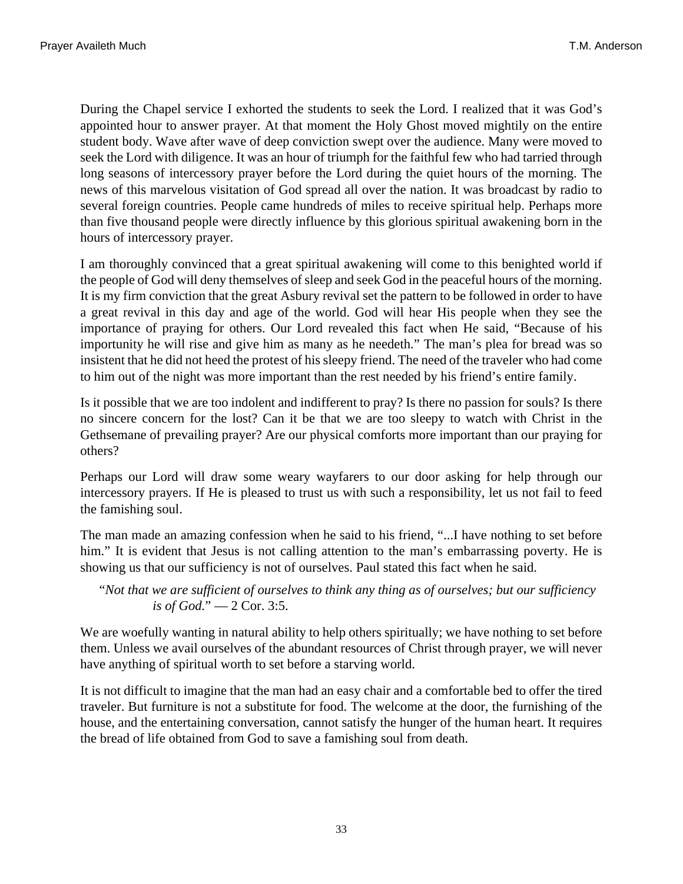During the Chapel service I exhorted the students to seek the Lord. I realized that it was God's appointed hour to answer prayer. At that moment the Holy Ghost moved mightily on the entire student body. Wave after wave of deep conviction swept over the audience. Many were moved to seek the Lord with diligence. It was an hour of triumph for the faithful few who had tarried through long seasons of intercessory prayer before the Lord during the quiet hours of the morning. The news of this marvelous visitation of God spread all over the nation. It was broadcast by radio to several foreign countries. People came hundreds of miles to receive spiritual help. Perhaps more than five thousand people were directly influence by this glorious spiritual awakening born in the hours of intercessory prayer.

I am thoroughly convinced that a great spiritual awakening will come to this benighted world if the people of God will deny themselves of sleep and seek God in the peaceful hours of the morning. It is my firm conviction that the great Asbury revival set the pattern to be followed in order to have a great revival in this day and age of the world. God will hear His people when they see the importance of praying for others. Our Lord revealed this fact when He said, "Because of his importunity he will rise and give him as many as he needeth." The man's plea for bread was so insistent that he did not heed the protest of his sleepy friend. The need of the traveler who had come to him out of the night was more important than the rest needed by his friend's entire family.

Is it possible that we are too indolent and indifferent to pray? Is there no passion for souls? Is there no sincere concern for the lost? Can it be that we are too sleepy to watch with Christ in the Gethsemane of prevailing prayer? Are our physical comforts more important than our praying for others?

Perhaps our Lord will draw some weary wayfarers to our door asking for help through our intercessory prayers. If He is pleased to trust us with such a responsibility, let us not fail to feed the famishing soul.

The man made an amazing confession when he said to his friend, "...I have nothing to set before him." It is evident that Jesus is not calling attention to the man's embarrassing poverty. He is showing us that our sufficiency is not of ourselves. Paul stated this fact when he said.

> "*Not that we are sufficient of ourselves to think any thing as of ourselves; but our sufficiency is of God.*" — 2 Cor. 3:5.

We are woefully wanting in natural ability to help others spiritually; we have nothing to set before them. Unless we avail ourselves of the abundant resources of Christ through prayer, we will never have anything of spiritual worth to set before a starving world.

It is not difficult to imagine that the man had an easy chair and a comfortable bed to offer the tired traveler. But furniture is not a substitute for food. The welcome at the door, the furnishing of the house, and the entertaining conversation, cannot satisfy the hunger of the human heart. It requires the bread of life obtained from God to save a famishing soul from death.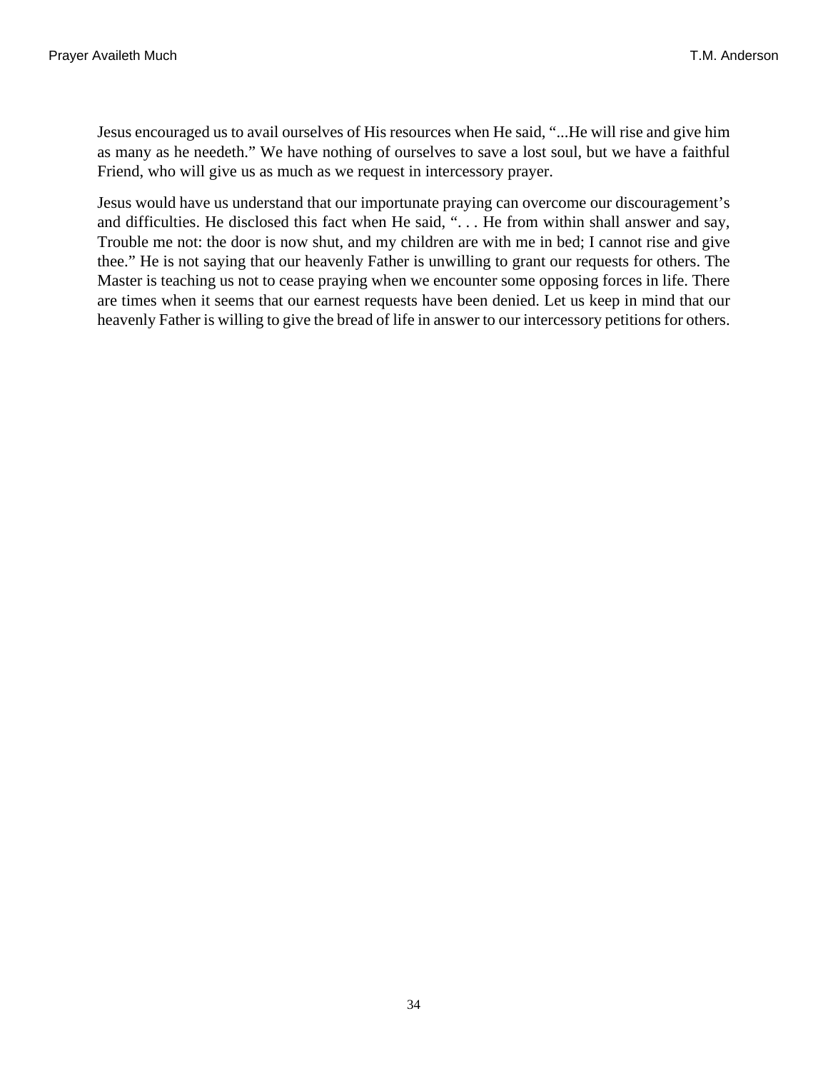Jesus encouraged us to avail ourselves of His resources when He said, "...He will rise and give him as many as he needeth." We have nothing of ourselves to save a lost soul, but we have a faithful Friend, who will give us as much as we request in intercessory prayer.

Jesus would have us understand that our importunate praying can overcome our discouragement's and difficulties. He disclosed this fact when He said, ". . . He from within shall answer and say, Trouble me not: the door is now shut, and my children are with me in bed; I cannot rise and give thee." He is not saying that our heavenly Father is unwilling to grant our requests for others. The Master is teaching us not to cease praying when we encounter some opposing forces in life. There are times when it seems that our earnest requests have been denied. Let us keep in mind that our heavenly Father is willing to give the bread of life in answer to our intercessory petitions for others.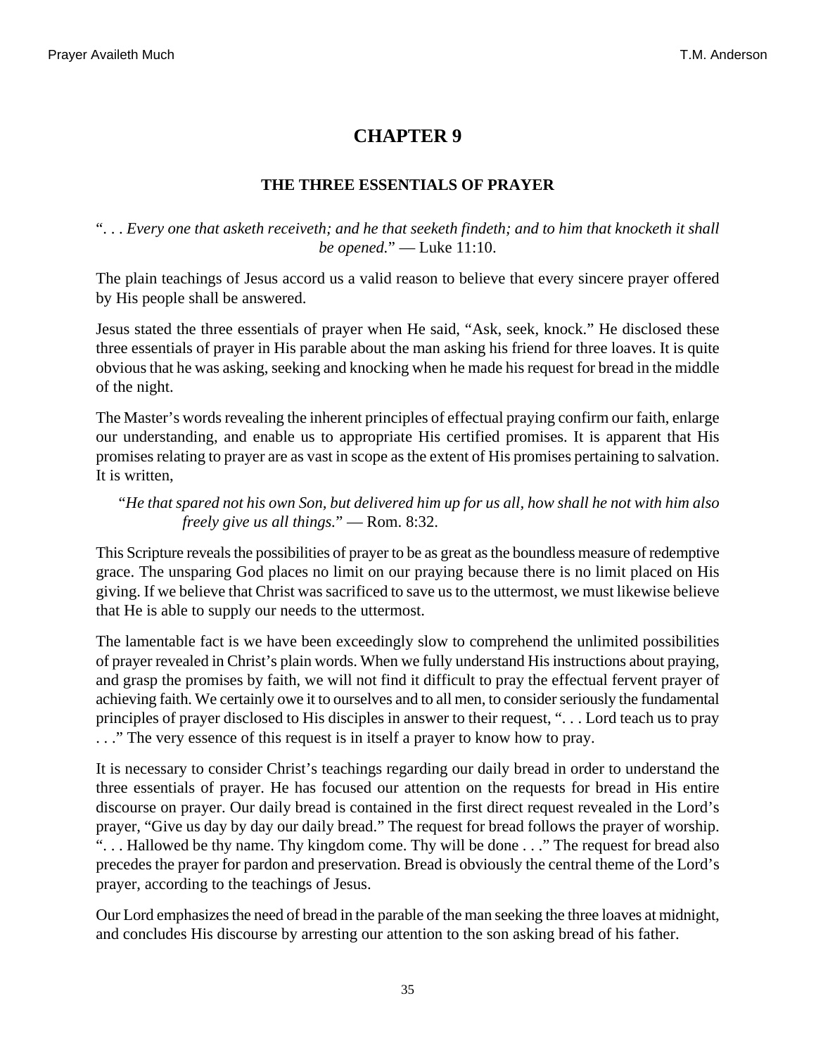# CHAPTER 9

## THE THREE ESSENTIALS OF PRAYER

". . . *Every one that asketh receiveth; and he that seeketh findeth; and to him that knocketh it shall be opened.*" — Luke 11:10.

The plain teachings of Jesus accord us a valid reason to believe that every sincere prayer offered by His people shall be answered.

Jesus stated the three essentials of prayer when He said, "Ask, seek, knock." He disclosed these three essentials of prayer in His parable about the man asking his friend for three loaves. It is quite obvious that he was asking, seeking and knocking when he made his request for bread in the middle of the night.

The Master's words revealing the inherent principles of effectual praying confirm our faith, enlarge our understanding, and enable us to appropriate His certified promises. It is apparent that His promises relating to prayer are as vast in scope as the extent of His promises pertaining to salvation. It is written,

> "*He that spared not his own Son, but delivered him up for us all, how shall he not with him also freely give us all things.*" — Rom. 8:32.

This Scripture reveals the possibilities of prayer to be as great as the boundless measure of redemptive grace. The unsparing God places no limit on our praying because there is no limit placed on His giving. If we believe that Christ was sacrificed to save us to the uttermost, we must likewise believe that He is able to supply our needs to the uttermost.

The lamentable fact is we have been exceedingly slow to comprehend the unlimited possibilities of prayer revealed in Christ's plain words. When we fully understand His instructions about praying, and grasp the promises by faith, we will not find it difficult to pray the effectual fervent prayer of achieving faith. We certainly owe it to ourselves and to all men, to consider seriously the fundamental principles of prayer disclosed to His disciples in answer to their request, ". . . Lord teach us to pray . . ." The very essence of this request is in itself a prayer to know how to pray.

It is necessary to consider Christ's teachings regarding our daily bread in order to understand the three essentials of prayer. He has focused our attention on the requests for bread in His entire discourse on prayer. Our daily bread is contained in the first direct request revealed in the Lord's prayer, "Give us day by day our daily bread." The request for bread follows the prayer of worship. ". . . Hallowed be thy name. Thy kingdom come. Thy will be done . . ." The request for bread also precedes the prayer for pardon and preservation. Bread is obviously the central theme of the Lord's prayer, according to the teachings of Jesus.

Our Lord emphasizes the need of bread in the parable of the man seeking the three loaves at midnight, and concludes His discourse by arresting our attention to the son asking bread of his father.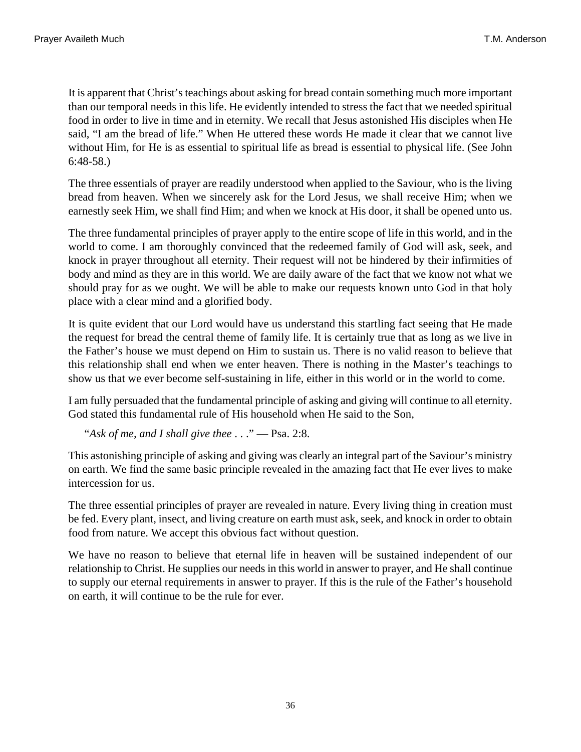It is apparent that Christ's teachings about asking for bread contain something much more important than our temporal needs in this life. He evidently intended to stress the fact that we needed spiritual food in order to live in time and in eternity. We recall that Jesus astonished His disciples when He said, "I am the bread of life." When He uttered these words He made it clear that we cannot live without Him, for He is as essential to spiritual life as bread is essential to physical life. (See John 6:48-58.)

The three essentials of prayer are readily understood when applied to the Saviour, who is the living bread from heaven. When we sincerely ask for the Lord Jesus, we shall receive Him; when we earnestly seek Him, we shall find Him; and when we knock at His door, it shall be opened unto us.

The three fundamental principles of prayer apply to the entire scope of life in this world, and in the world to come. I am thoroughly convinced that the redeemed family of God will ask, seek, and knock in prayer throughout all eternity. Their request will not be hindered by their infirmities of body and mind as they are in this world. We are daily aware of the fact that we know not what we should pray for as we ought. We will be able to make our requests known unto God in that holy place with a clear mind and a glorified body.

It is quite evident that our Lord would have us understand this startling fact seeing that He made the request for bread the central theme of family life. It is certainly true that as long as we live in the Father's house we must depend on Him to sustain us. There is no valid reason to believe that this relationship shall end when we enter heaven. There is nothing in the Master's teachings to show us that we ever become self-sustaining in life, either in this world or in the world to come.

I am fully persuaded that the fundamental principle of asking and giving will continue to all eternity. God stated this fundamental rule of His household when He said to the Son,

> "*Ask of me, and I shall give thee . . .*" — Psa. 2:8.

This astonishing principle of asking and giving was clearly an integral part of the Saviour's ministry on earth. We find the same basic principle revealed in the amazing fact that He ever lives to make intercession for us.

The three essential principles of prayer are revealed in nature. Every living thing in creation must be fed. Every plant, insect, and living creature on earth must ask, seek, and knock in order to obtain food from nature. We accept this obvious fact without question.

We have no reason to believe that eternal life in heaven will be sustained independent of our relationship to Christ. He supplies our needs in this world in answer to prayer, and He shall continue to supply our eternal requirements in answer to prayer. If this is the rule of the Father's household on earth, it will continue to be the rule for ever.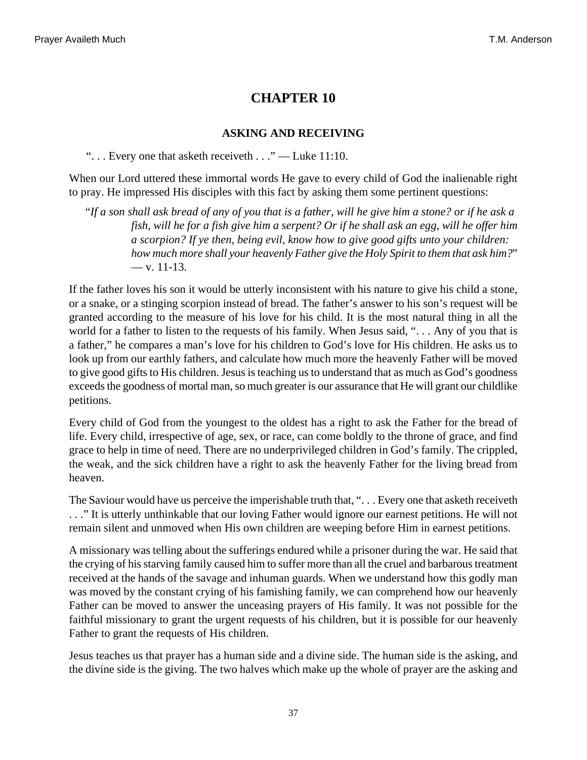# CHAPTER 10

### ASKING AND RECEIVING

". . . Every one that asketh receiveth . . ." — Luke 11:10.

When our Lord uttered these immortal words He gave to every child of God the inalienable right to pray. He impressed His disciples with this fact by asking them some pertinent questions:

> "*If a son shall ask bread of any of you that is a father, will he give him a stone? or if he ask a fish, will he for a fish give him a serpent? Or if he shall ask an egg, will he offer him a scorpion? If ye then, being evil, know how to give good gifts unto your children: how much more shall your heavenly Father give the Holy Spirit to them that ask him?*" — v. 11-13.

If the father loves his son it would be utterly inconsistent with his nature to give his child a stone, or a snake, or a stinging scorpion instead of bread. The father's answer to his son's request will be granted according to the measure of his love for his child. It is the most natural thing in all the world for a father to listen to the requests of his family. When Jesus said, ". . . Any of you that is a father," he compares a man's love for his children to God's love for His children. He asks us to look up from our earthly fathers, and calculate how much more the heavenly Father will be moved to give good gifts to His children. Jesus is teaching us to understand that as much as God's goodness exceeds the goodness of mortal man, so much greater is our assurance that He will grant our childlike petitions.

Every child of God from the youngest to the oldest has a right to ask the Father for the bread of life. Every child, irrespective of age, sex, or race, can come boldly to the throne of grace, and find grace to help in time of need. There are no underprivileged children in God's family. The crippled, the weak, and the sick children have a right to ask the heavenly Father for the living bread from heaven.

The Saviour would have us perceive the imperishable truth that, ". . . Every one that asketh receiveth . . ." It is utterly unthinkable that our loving Father would ignore our earnest petitions. He will not remain silent and unmoved when His own children are weeping before Him in earnest petitions.

A missionary was telling about the sufferings endured while a prisoner during the war. He said that the crying of his starving family caused him to suffer more than all the cruel and barbarous treatment received at the hands of the savage and inhuman guards. When we understand how this godly man was moved by the constant crying of his famishing family, we can comprehend how our heavenly Father can be moved to answer the unceasing prayers of His family. It was not possible for the faithful missionary to grant the urgent requests of his children, but it is possible for our heavenly Father to grant the requests of His children.

Jesus teaches us that prayer has a human side and a divine side. The human side is the asking, and the divine side is the giving. The two halves which make up the whole of prayer are the asking and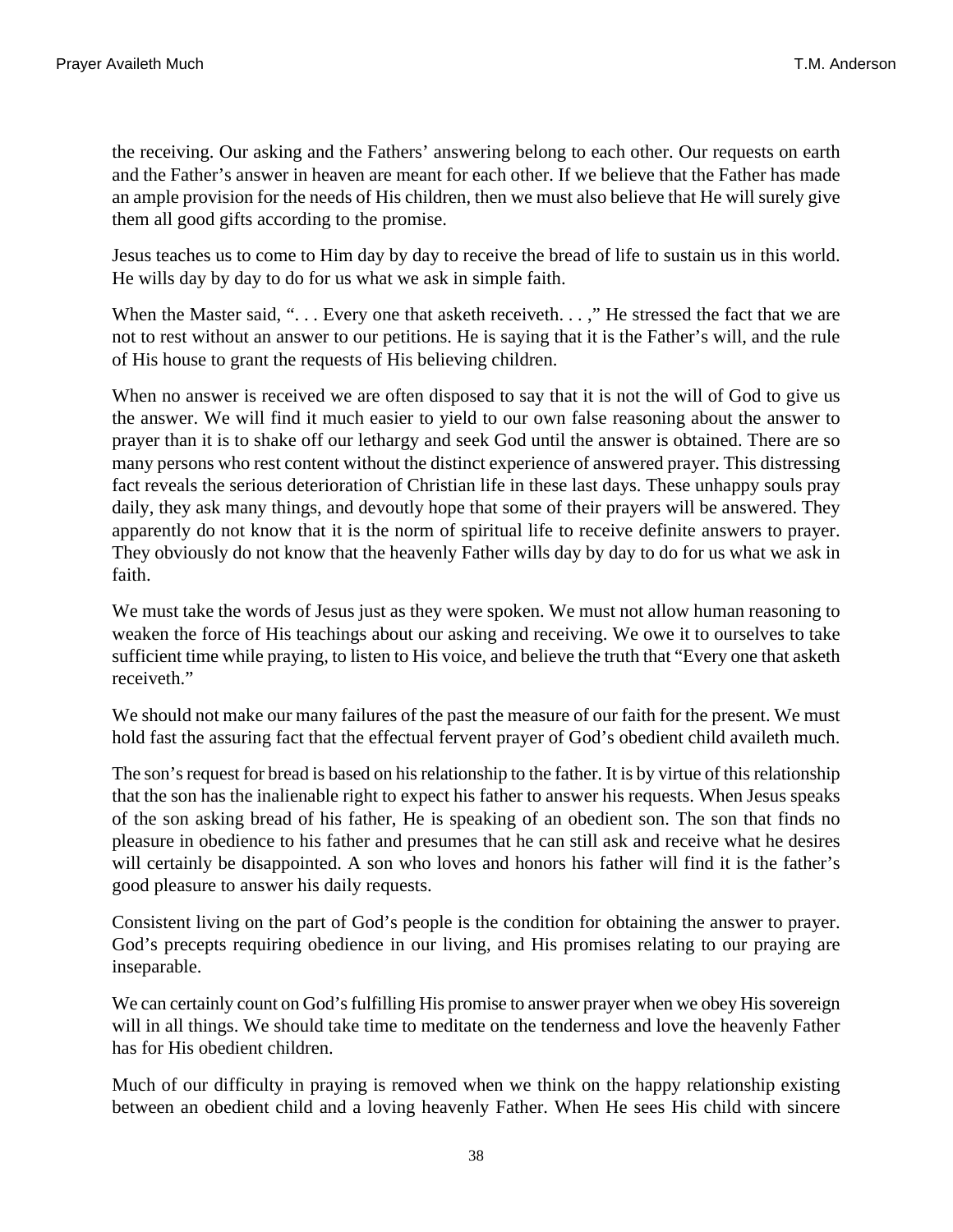the receiving. Our asking and the Fathers' answering belong to each other. Our requests on earth and the Father's answer in heaven are meant for each other. If we believe that the Father has made an ample provision for the needs of His children, then we must also believe that He will surely give them all good gifts according to the promise.

Jesus teaches us to come to Him day by day to receive the bread of life to sustain us in this world. He wills day by day to do for us what we ask in simple faith.

When the Master said, ". . . Every one that asketh receiveth. . . ," He stressed the fact that we are not to rest without an answer to our petitions. He is saying that it is the Father's will, and the rule of His house to grant the requests of His believing children.

When no answer is received we are often disposed to say that it is not the will of God to give us the answer. We will find it much easier to yield to our own false reasoning about the answer to prayer than it is to shake off our lethargy and seek God until the answer is obtained. There are so many persons who rest content without the distinct experience of answered prayer. This distressing fact reveals the serious deterioration of Christian life in these last days. These unhappy souls pray daily, they ask many things, and devoutly hope that some of their prayers will be answered. They apparently do not know that it is the norm of spiritual life to receive definite answers to prayer. They obviously do not know that the heavenly Father wills day by day to do for us what we ask in faith.

We must take the words of Jesus just as they were spoken. We must not allow human reasoning to weaken the force of His teachings about our asking and receiving. We owe it to ourselves to take sufficient time while praying, to listen to His voice, and believe the truth that "Every one that asketh receiveth."

We should not make our many failures of the past the measure of our faith for the present. We must hold fast the assuring fact that the effectual fervent prayer of God's obedient child availeth much.

The son's request for bread is based on his relationship to the father. It is by virtue of this relationship that the son has the inalienable right to expect his father to answer his requests. When Jesus speaks of the son asking bread of his father, He is speaking of an obedient son. The son that finds no pleasure in obedience to his father and presumes that he can still ask and receive what he desires will certainly be disappointed. A son who loves and honors his father will find it is the father's good pleasure to answer his daily requests.

Consistent living on the part of God's people is the condition for obtaining the answer to prayer. God's precepts requiring obedience in our living, and His promises relating to our praying are inseparable.

We can certainly count on God's fulfilling His promise to answer prayer when we obey His sovereign will in all things. We should take time to meditate on the tenderness and love the heavenly Father has for His obedient children.

Much of our difficulty in praying is removed when we think on the happy relationship existing between an obedient child and a loving heavenly Father. When He sees His child with sincere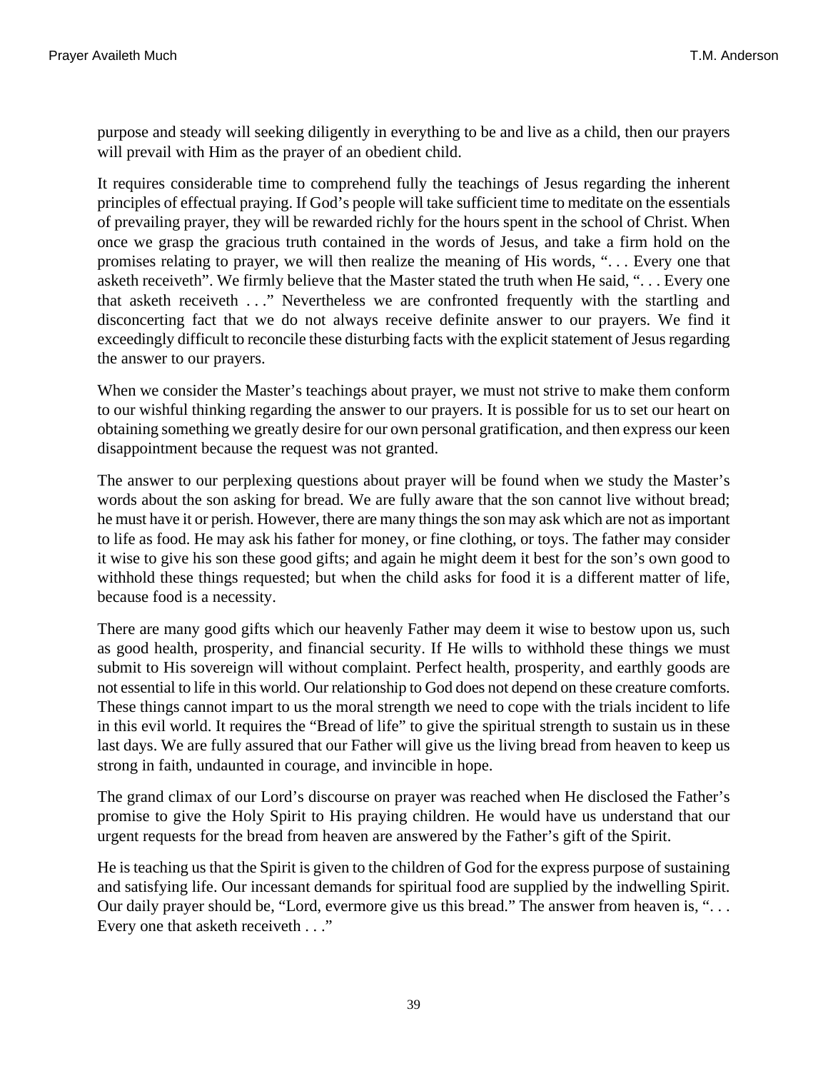purpose and steady will seeking diligently in everything to be and live as a child, then our prayers will prevail with Him as the prayer of an obedient child.

It requires considerable time to comprehend fully the teachings of Jesus regarding the inherent principles of effectual praying. If God's people will take sufficient time to meditate on the essentials of prevailing prayer, they will be rewarded richly for the hours spent in the school of Christ. When once we grasp the gracious truth contained in the words of Jesus, and take a firm hold on the promises relating to prayer, we will then realize the meaning of His words, ". . . Every one that asketh receiveth". We firmly believe that the Master stated the truth when He said, ". . . Every one that asketh receiveth . . ." Nevertheless we are confronted frequently with the startling and disconcerting fact that we do not always receive definite answer to our prayers. We find it exceedingly difficult to reconcile these disturbing facts with the explicit statement of Jesus regarding the answer to our prayers.

When we consider the Master's teachings about prayer, we must not strive to make them conform to our wishful thinking regarding the answer to our prayers. It is possible for us to set our heart on obtaining something we greatly desire for our own personal gratification, and then express our keen disappointment because the request was not granted.

The answer to our perplexing questions about prayer will be found when we study the Master's words about the son asking for bread. We are fully aware that the son cannot live without bread; he must have it or perish. However, there are many things the son may ask which are not as important to life as food. He may ask his father for money, or fine clothing, or toys. The father may consider it wise to give his son these good gifts; and again he might deem it best for the son's own good to withhold these things requested; but when the child asks for food it is a different matter of life, because food is a necessity.

There are many good gifts which our heavenly Father may deem it wise to bestow upon us, such as good health, prosperity, and financial security. If He wills to withhold these things we must submit to His sovereign will without complaint. Perfect health, prosperity, and earthly goods are not essential to life in this world. Our relationship to God does not depend on these creature comforts. These things cannot impart to us the moral strength we need to cope with the trials incident to life in this evil world. It requires the "Bread of life" to give the spiritual strength to sustain us in these last days. We are fully assured that our Father will give us the living bread from heaven to keep us strong in faith, undaunted in courage, and invincible in hope.

The grand climax of our Lord's discourse on prayer was reached when He disclosed the Father's promise to give the Holy Spirit to His praying children. He would have us understand that our urgent requests for the bread from heaven are answered by the Father's gift of the Spirit.

He is teaching us that the Spirit is given to the children of God for the express purpose of sustaining and satisfying life. Our incessant demands for spiritual food are supplied by the indwelling Spirit. Our daily prayer should be, "Lord, evermore give us this bread." The answer from heaven is, ". . . Every one that asketh receiveth . . ."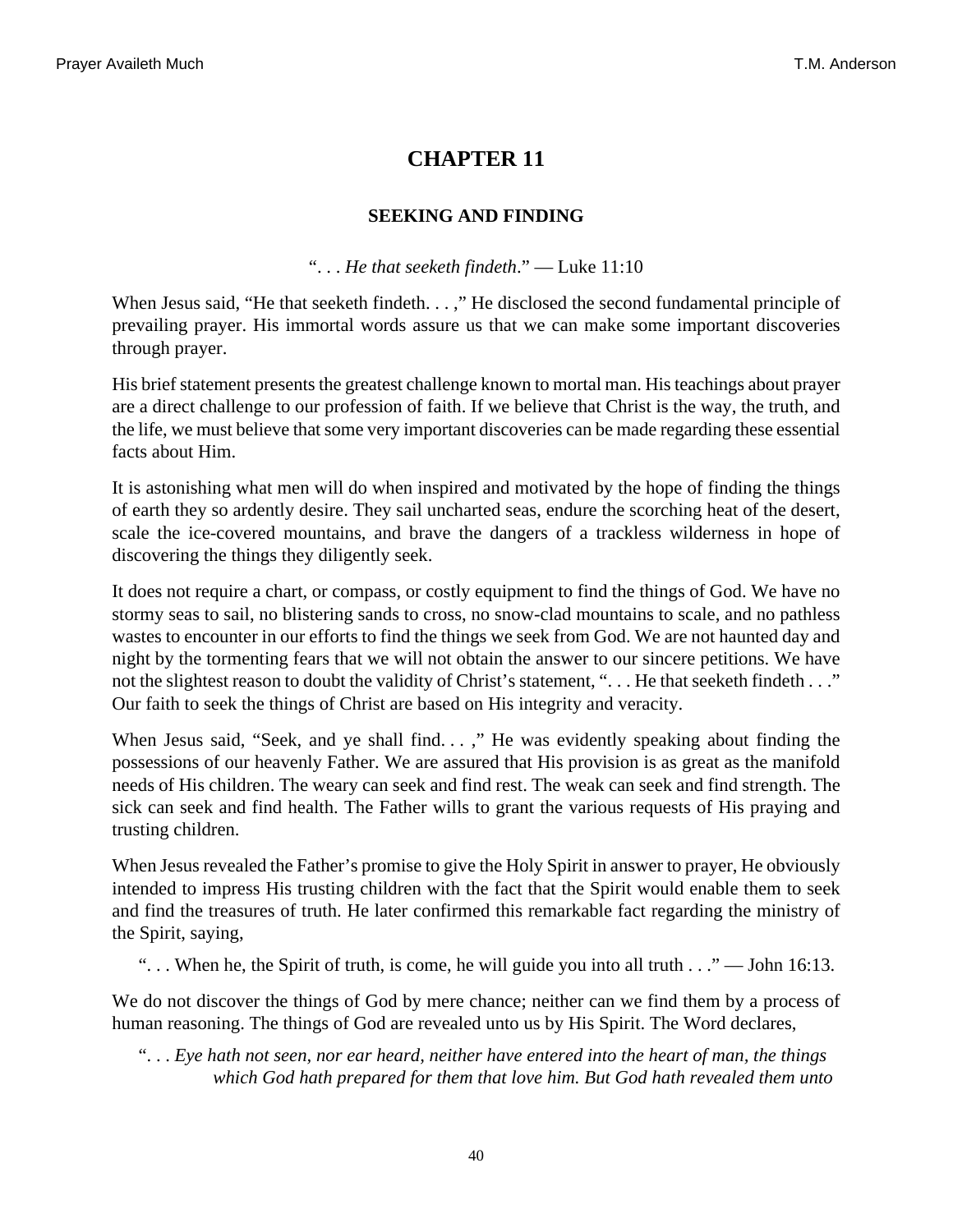# CHAPTER 11

### SEEKING AND FINDING

"*. . . He that seeketh findeth*." — Luke 11:10

When Jesus said, "He that seeketh findeth. . . ," He disclosed the second fundamental principle of prevailing prayer. His immortal words assure us that we can make some important discoveries through prayer.

His brief statement presents the greatest challenge known to mortal man. His teachings about prayer are a direct challenge to our profession of faith. If we believe that Christ is the way, the truth, and the life, we must believe that some very important discoveries can be made regarding these essential facts about Him.

It is astonishing what men will do when inspired and motivated by the hope of finding the things of earth they so ardently desire. They sail uncharted seas, endure the scorching heat of the desert, scale the ice-covered mountains, and brave the dangers of a trackless wilderness in hope of discovering the things they diligently seek.

It does not require a chart, or compass, or costly equipment to find the things of God. We have no stormy seas to sail, no blistering sands to cross, no snow-clad mountains to scale, and no pathless wastes to encounter in our efforts to find the things we seek from God. We are not haunted day and night by the tormenting fears that we will not obtain the answer to our sincere petitions. We have not the slightest reason to doubt the validity of Christ's statement, ". . . He that seeketh findeth . . ." Our faith to seek the things of Christ are based on His integrity and veracity.

When Jesus said, "Seek, and ye shall find. . . ," He was evidently speaking about finding the possessions of our heavenly Father. We are assured that His provision is as great as the manifold needs of His children. The weary can seek and find rest. The weak can seek and find strength. The sick can seek and find health. The Father wills to grant the various requests of His praying and trusting children.

When Jesus revealed the Father's promise to give the Holy Spirit in answer to prayer, He obviously intended to impress His trusting children with the fact that the Spirit would enable them to seek and find the treasures of truth. He later confirmed this remarkable fact regarding the ministry of the Spirit, saying,

> ". . . When he, the Spirit of truth, is come, he will guide you into all truth . . ." — John 16:13.

We do not discover the things of God by mere chance; neither can we find them by a process of human reasoning. The things of God are revealed unto us by His Spirit. The Word declares,

> ". . . *Eye hath not seen, nor ear heard, neither have entered into the heart of man, the things which God hath prepared for them that love him. But God hath revealed them unto*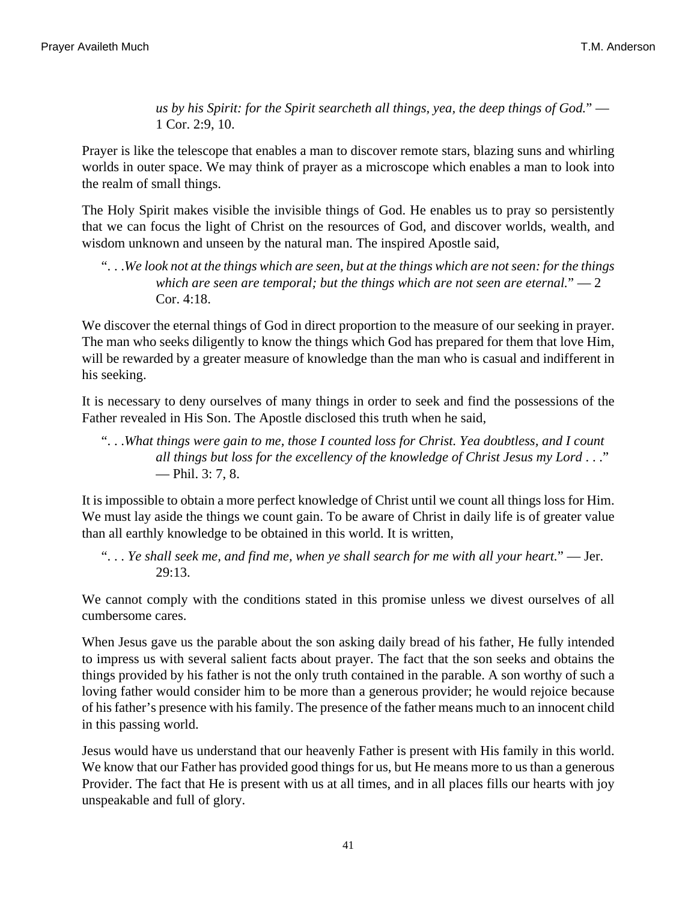> *us by his Spirit: for the Spirit searcheth all things, yea, the deep things of God.*" — 1 Cor. 2:9, 10.

Prayer is like the telescope that enables a man to discover remote stars, blazing suns and whirling worlds in outer space. We may think of prayer as a microscope which enables a man to look into the realm of small things.

The Holy Spirit makes visible the invisible things of God. He enables us to pray so persistently that we can focus the light of Christ on the resources of God, and discover worlds, wealth, and wisdom unknown and unseen by the natural man. The inspired Apostle said,

> ". . .*We look not at the things which are seen, but at the things which are not seen: for the things which are seen are temporal; but the things which are not seen are eternal.*" — 2 Cor. 4:18.

We discover the eternal things of God in direct proportion to the measure of our seeking in prayer. The man who seeks diligently to know the things which God has prepared for them that love Him, will be rewarded by a greater measure of knowledge than the man who is casual and indifferent in his seeking.

It is necessary to deny ourselves of many things in order to seek and find the possessions of the Father revealed in His Son. The Apostle disclosed this truth when he said,

> ". . .*What things were gain to me, those I counted loss for Christ. Yea doubtless, and I count all things but loss for the excellency of the knowledge of Christ Jesus my Lord . . .*" — Phil. 3: 7, 8.

It is impossible to obtain a more perfect knowledge of Christ until we count all things loss for Him. We must lay aside the things we count gain. To be aware of Christ in daily life is of greater value than all earthly knowledge to be obtained in this world. It is written,

> ". . . *Ye shall seek me, and find me, when ye shall search for me with all your heart.*" — Jer. 29:13.

We cannot comply with the conditions stated in this promise unless we divest ourselves of all cumbersome cares.

When Jesus gave us the parable about the son asking daily bread of his father, He fully intended to impress us with several salient facts about prayer. The fact that the son seeks and obtains the things provided by his father is not the only truth contained in the parable. A son worthy of such a loving father would consider him to be more than a generous provider; he would rejoice because of his father's presence with his family. The presence of the father means much to an innocent child in this passing world.

Jesus would have us understand that our heavenly Father is present with His family in this world. We know that our Father has provided good things for us, but He means more to us than a generous Provider. The fact that He is present with us at all times, and in all places fills our hearts with joy unspeakable and full of glory.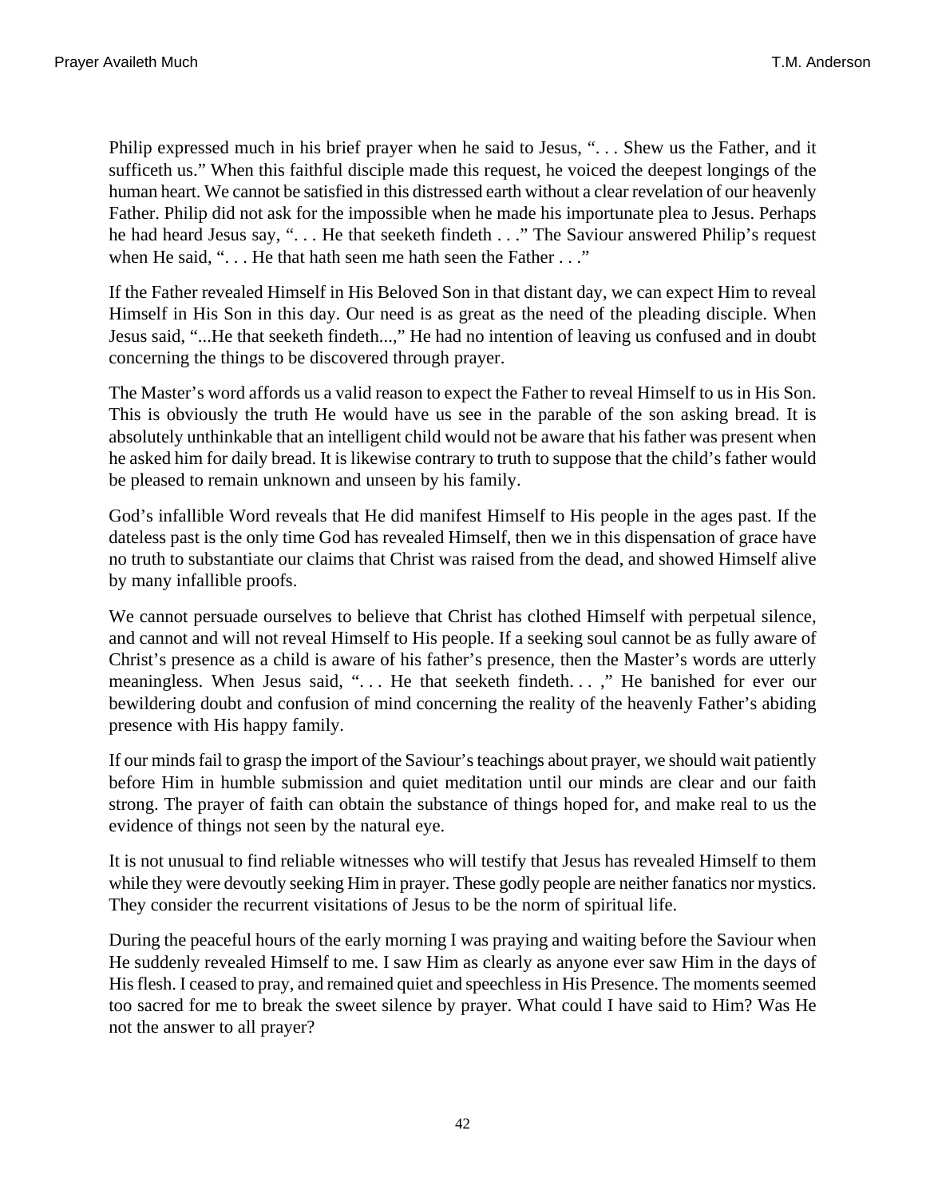Philip expressed much in his brief prayer when he said to Jesus, ". . . Shew us the Father, and it sufficeth us." When this faithful disciple made this request, he voiced the deepest longings of the human heart. We cannot be satisfied in this distressed earth without a clear revelation of our heavenly Father. Philip did not ask for the impossible when he made his importunate plea to Jesus. Perhaps he had heard Jesus say, ". . . He that seeketh findeth . . ." The Saviour answered Philip's request when He said, ". . . He that hath seen me hath seen the Father . . ."

If the Father revealed Himself in His Beloved Son in that distant day, we can expect Him to reveal Himself in His Son in this day. Our need is as great as the need of the pleading disciple. When Jesus said, "...He that seeketh findeth...," He had no intention of leaving us confused and in doubt concerning the things to be discovered through prayer.

The Master's word affords us a valid reason to expect the Father to reveal Himself to us in His Son. This is obviously the truth He would have us see in the parable of the son asking bread. It is absolutely unthinkable that an intelligent child would not be aware that his father was present when he asked him for daily bread. It is likewise contrary to truth to suppose that the child's father would be pleased to remain unknown and unseen by his family.

God's infallible Word reveals that He did manifest Himself to His people in the ages past. If the dateless past is the only time God has revealed Himself, then we in this dispensation of grace have no truth to substantiate our claims that Christ was raised from the dead, and showed Himself alive by many infallible proofs.

We cannot persuade ourselves to believe that Christ has clothed Himself with perpetual silence, and cannot and will not reveal Himself to His people. If a seeking soul cannot be as fully aware of Christ's presence as a child is aware of his father's presence, then the Master's words are utterly meaningless. When Jesus said, ". . . He that seeketh findeth. . . ," He banished for ever our bewildering doubt and confusion of mind concerning the reality of the heavenly Father's abiding presence with His happy family.

If our minds fail to grasp the import of the Saviour's teachings about prayer, we should wait patiently before Him in humble submission and quiet meditation until our minds are clear and our faith strong. The prayer of faith can obtain the substance of things hoped for, and make real to us the evidence of things not seen by the natural eye.

It is not unusual to find reliable witnesses who will testify that Jesus has revealed Himself to them while they were devoutly seeking Him in prayer. These godly people are neither fanatics nor mystics. They consider the recurrent visitations of Jesus to be the norm of spiritual life.

During the peaceful hours of the early morning I was praying and waiting before the Saviour when He suddenly revealed Himself to me. I saw Him as clearly as anyone ever saw Him in the days of His flesh. I ceased to pray, and remained quiet and speechless in His Presence. The moments seemed too sacred for me to break the sweet silence by prayer. What could I have said to Him? Was He not the answer to all prayer?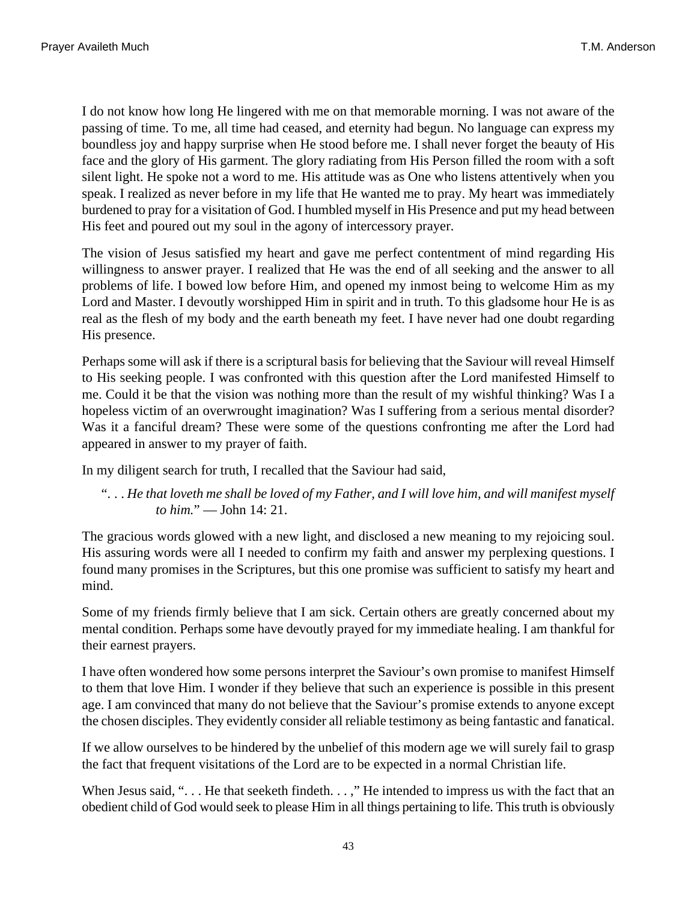I do not know how long He lingered with me on that memorable morning. I was not aware of the passing of time. To me, all time had ceased, and eternity had begun. No language can express my boundless joy and happy surprise when He stood before me. I shall never forget the beauty of His face and the glory of His garment. The glory radiating from His Person filled the room with a soft silent light. He spoke not a word to me. His attitude was as One who listens attentively when you speak. I realized as never before in my life that He wanted me to pray. My heart was immediately burdened to pray for a visitation of God. I humbled myself in His Presence and put my head between His feet and poured out my soul in the agony of intercessory prayer.

The vision of Jesus satisfied my heart and gave me perfect contentment of mind regarding His willingness to answer prayer. I realized that He was the end of all seeking and the answer to all problems of life. I bowed low before Him, and opened my inmost being to welcome Him as my Lord and Master. I devoutly worshipped Him in spirit and in truth. To this gladsome hour He is as real as the flesh of my body and the earth beneath my feet. I have never had one doubt regarding His presence.

Perhaps some will ask if there is a scriptural basis for believing that the Saviour will reveal Himself to His seeking people. I was confronted with this question after the Lord manifested Himself to me. Could it be that the vision was nothing more than the result of my wishful thinking? Was I a hopeless victim of an overwrought imagination? Was I suffering from a serious mental disorder? Was it a fanciful dream? These were some of the questions confronting me after the Lord had appeared in answer to my prayer of faith.

In my diligent search for truth, I recalled that the Saviour had said,

> ". . . *He that loveth me shall be loved of my Father, and I will love him, and will manifest myself to him.*" — John 14: 21.

The gracious words glowed with a new light, and disclosed a new meaning to my rejoicing soul. His assuring words were all I needed to confirm my faith and answer my perplexing questions. I found many promises in the Scriptures, but this one promise was sufficient to satisfy my heart and mind.

Some of my friends firmly believe that I am sick. Certain others are greatly concerned about my mental condition. Perhaps some have devoutly prayed for my immediate healing. I am thankful for their earnest prayers.

I have often wondered how some persons interpret the Saviour's own promise to manifest Himself to them that love Him. I wonder if they believe that such an experience is possible in this present age. I am convinced that many do not believe that the Saviour's promise extends to anyone except the chosen disciples. They evidently consider all reliable testimony as being fantastic and fanatical.

If we allow ourselves to be hindered by the unbelief of this modern age we will surely fail to grasp the fact that frequent visitations of the Lord are to be expected in a normal Christian life.

When Jesus said, ". . . He that seeketh findeth. . . ," He intended to impress us with the fact that an obedient child of God would seek to please Him in all things pertaining to life. This truth is obviously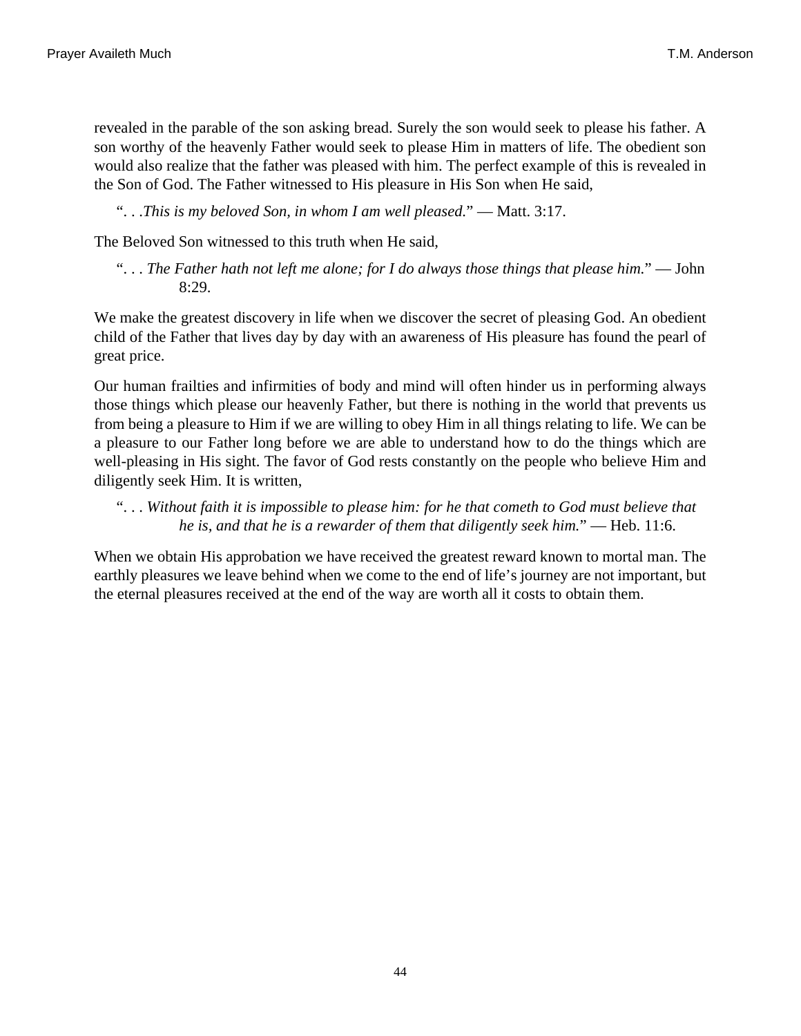revealed in the parable of the son asking bread. Surely the son would seek to please his father. A son worthy of the heavenly Father would seek to please Him in matters of life. The obedient son would also realize that the father was pleased with him. The perfect example of this is revealed in the Son of God. The Father witnessed to His pleasure in His Son when He said,

> ". . .*This is my beloved Son, in whom I am well pleased.*" — Matt. 3:17.

The Beloved Son witnessed to this truth when He said,

> ". . . *The Father hath not left me alone; for I do always those things that please him.*" — John 8:29.

We make the greatest discovery in life when we discover the secret of pleasing God. An obedient child of the Father that lives day by day with an awareness of His pleasure has found the pearl of great price.

Our human frailties and infirmities of body and mind will often hinder us in performing always those things which please our heavenly Father, but there is nothing in the world that prevents us from being a pleasure to Him if we are willing to obey Him in all things relating to life. We can be a pleasure to our Father long before we are able to understand how to do the things which are well-pleasing in His sight. The favor of God rests constantly on the people who believe Him and diligently seek Him. It is written,

> ". . . *Without faith it is impossible to please him: for he that cometh to God must believe that he is, and that he is a rewarder of them that diligently seek him.*" — Heb. 11:6.

When we obtain His approbation we have received the greatest reward known to mortal man. The earthly pleasures we leave behind when we come to the end of life's journey are not important, but the eternal pleasures received at the end of the way are worth all it costs to obtain them.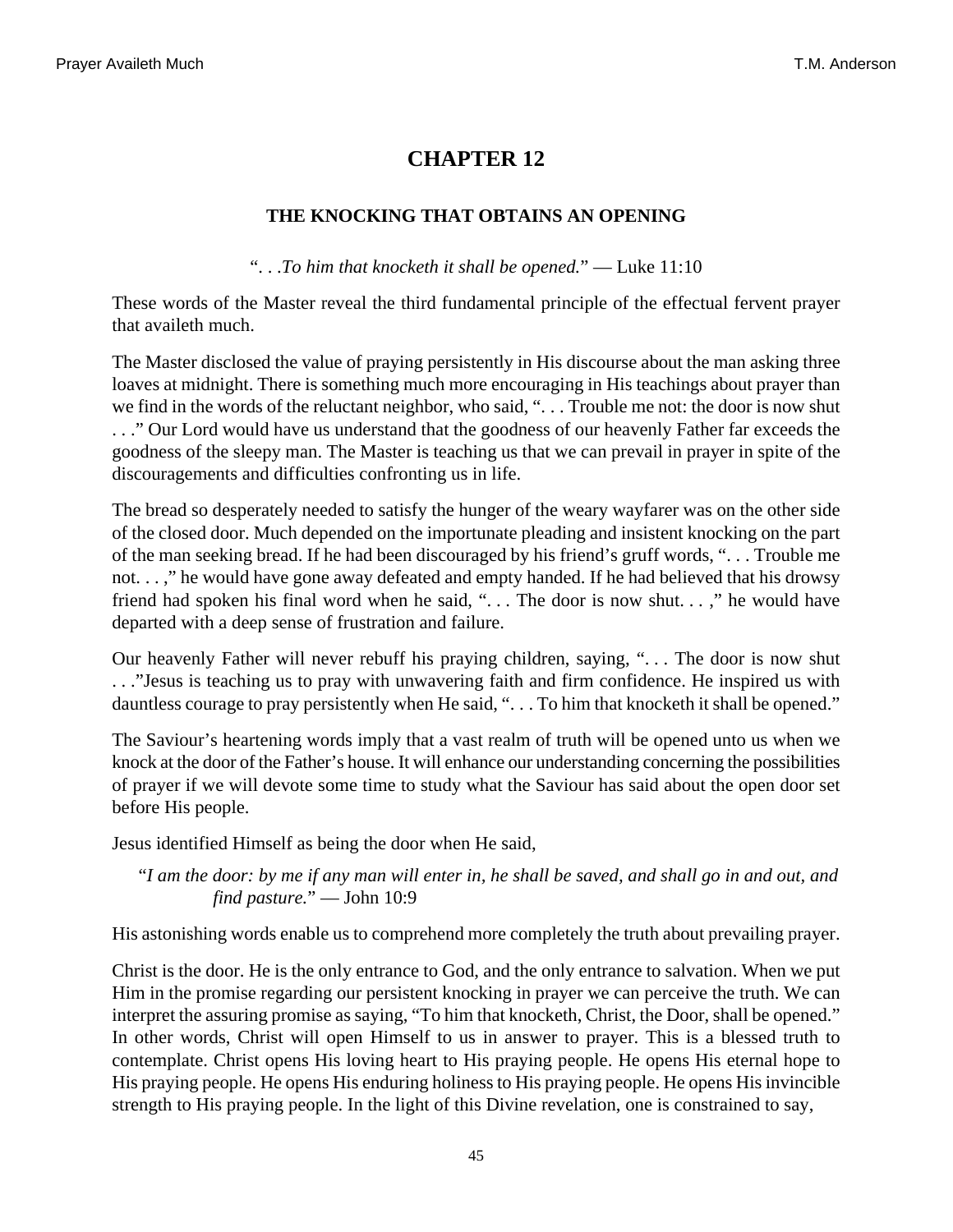# CHAPTER 12

### THE KNOCKING THAT OBTAINS AN OPENING

"*. . .To him that knocketh it shall be opened.*" — Luke 11:10

These words of the Master reveal the third fundamental principle of the effectual fervent prayer that availeth much.

The Master disclosed the value of praying persistently in His discourse about the man asking three loaves at midnight. There is something much more encouraging in His teachings about prayer than we find in the words of the reluctant neighbor, who said, ". . . Trouble me not: the door is now shut . . ." Our Lord would have us understand that the goodness of our heavenly Father far exceeds the goodness of the sleepy man. The Master is teaching us that we can prevail in prayer in spite of the discouragements and difficulties confronting us in life.

The bread so desperately needed to satisfy the hunger of the weary wayfarer was on the other side of the closed door. Much depended on the importunate pleading and insistent knocking on the part of the man seeking bread. If he had been discouraged by his friend's gruff words, ". . . Trouble me not. . . ," he would have gone away defeated and empty handed. If he had believed that his drowsy friend had spoken his final word when he said, ". . . The door is now shut. . . ," he would have departed with a deep sense of frustration and failure.

Our heavenly Father will never rebuff his praying children, saying, ". . . The door is now shut . . ."Jesus is teaching us to pray with unwavering faith and firm confidence. He inspired us with dauntless courage to pray persistently when He said, ". . . To him that knocketh it shall be opened."

The Saviour's heartening words imply that a vast realm of truth will be opened unto us when we knock at the door of the Father's house. It will enhance our understanding concerning the possibilities of prayer if we will devote some time to study what the Saviour has said about the open door set before His people.

Jesus identified Himself as being the door when He said,

> "*I am the door: by me if any man will enter in, he shall be saved, and shall go in and out, and find pasture.*" — John 10:9

His astonishing words enable us to comprehend more completely the truth about prevailing prayer.

Christ is the door. He is the only entrance to God, and the only entrance to salvation. When we put Him in the promise regarding our persistent knocking in prayer we can perceive the truth. We can interpret the assuring promise as saying, "To him that knocketh, Christ, the Door, shall be opened." In other words, Christ will open Himself to us in answer to prayer. This is a blessed truth to contemplate. Christ opens His loving heart to His praying people. He opens His eternal hope to His praying people. He opens His enduring holiness to His praying people. He opens His invincible strength to His praying people. In the light of this Divine revelation, one is constrained to say,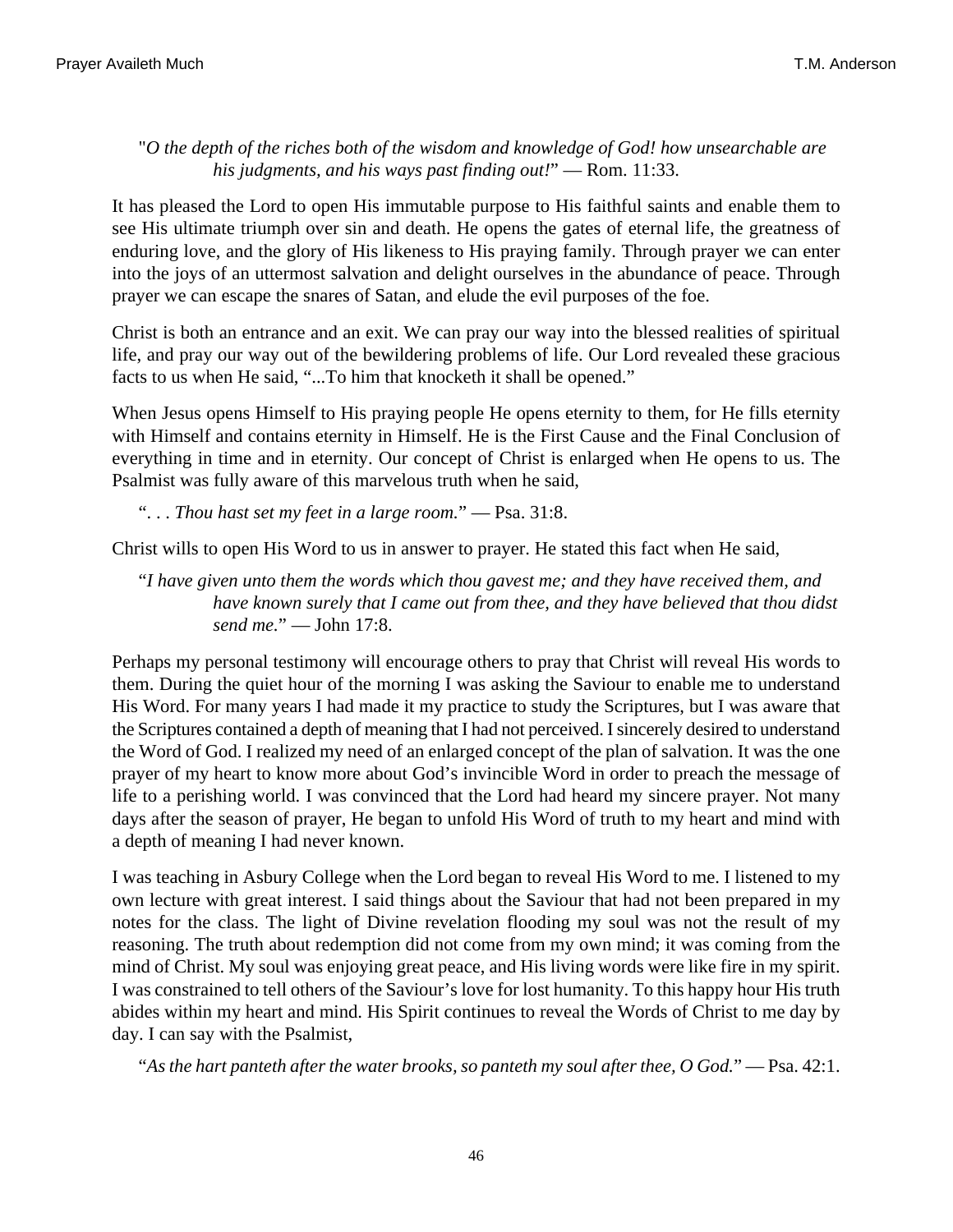"*O the depth of the riches both of the wisdom and knowledge of God! how unsearchable are his judgments, and his ways past finding out!*" — Rom. 11:33.

It has pleased the Lord to open His immutable purpose to His faithful saints and enable them to see His ultimate triumph over sin and death. He opens the gates of eternal life, the greatness of enduring love, and the glory of His likeness to His praying family. Through prayer we can enter into the joys of an uttermost salvation and delight ourselves in the abundance of peace. Through prayer we can escape the snares of Satan, and elude the evil purposes of the foe.

Christ is both an entrance and an exit. We can pray our way into the blessed realities of spiritual life, and pray our way out of the bewildering problems of life. Our Lord revealed these gracious facts to us when He said, "...To him that knocketh it shall be opened."

When Jesus opens Himself to His praying people He opens eternity to them, for He fills eternity with Himself and contains eternity in Himself. He is the First Cause and the Final Conclusion of everything in time and in eternity. Our concept of Christ is enlarged when He opens to us. The Psalmist was fully aware of this marvelous truth when he said,

"*. . . Thou hast set my feet in a large room.*" — Psa. 31:8.

Christ wills to open His Word to us in answer to prayer. He stated this fact when He said,

"*I have given unto them the words which thou gavest me; and they have received them, and have known surely that I came out from thee, and they have believed that thou didst send me.*" — John 17:8.

Perhaps my personal testimony will encourage others to pray that Christ will reveal His words to them. During the quiet hour of the morning I was asking the Saviour to enable me to understand His Word. For many years I had made it my practice to study the Scriptures, but I was aware that the Scriptures contained a depth of meaning that I had not perceived. I sincerely desired to understand the Word of God. I realized my need of an enlarged concept of the plan of salvation. It was the one prayer of my heart to know more about God's invincible Word in order to preach the message of life to a perishing world. I was convinced that the Lord had heard my sincere prayer. Not many days after the season of prayer, He began to unfold His Word of truth to my heart and mind with a depth of meaning I had never known.

I was teaching in Asbury College when the Lord began to reveal His Word to me. I listened to my own lecture with great interest. I said things about the Saviour that had not been prepared in my notes for the class. The light of Divine revelation flooding my soul was not the result of my reasoning. The truth about redemption did not come from my own mind; it was coming from the mind of Christ. My soul was enjoying great peace, and His living words were like fire in my spirit. I was constrained to tell others of the Saviour's love for lost humanity. To this happy hour His truth abides within my heart and mind. His Spirit continues to reveal the Words of Christ to me day by day. I can say with the Psalmist,

"*As the hart panteth after the water brooks, so panteth my soul after thee, O God.*" — Psa. 42:1.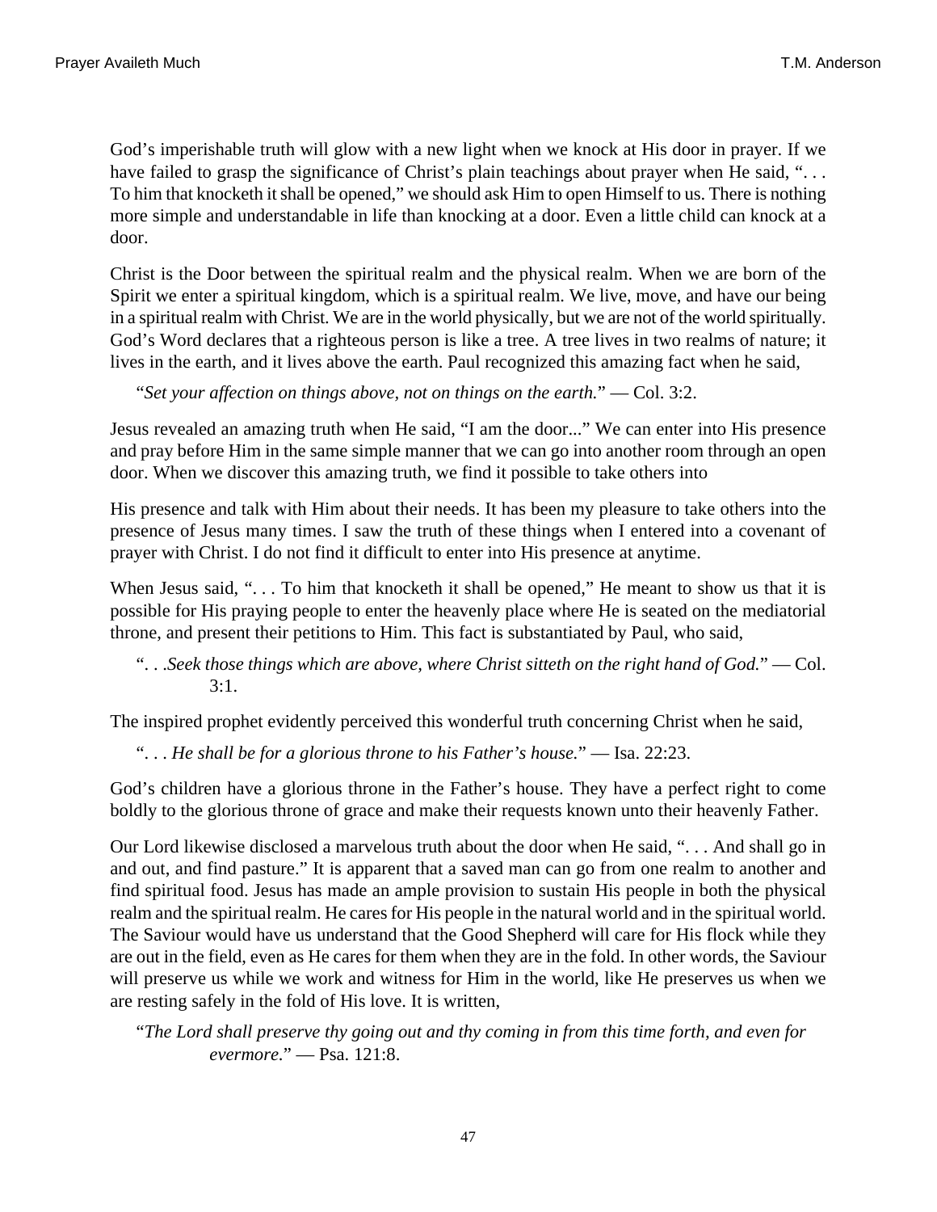God's imperishable truth will glow with a new light when we knock at His door in prayer. If we have failed to grasp the significance of Christ's plain teachings about prayer when He said, ". . . To him that knocketh it shall be opened," we should ask Him to open Himself to us. There is nothing more simple and understandable in life than knocking at a door. Even a little child can knock at a door.

Christ is the Door between the spiritual realm and the physical realm. When we are born of the Spirit we enter a spiritual kingdom, which is a spiritual realm. We live, move, and have our being in a spiritual realm with Christ. We are in the world physically, but we are not of the world spiritually. God's Word declares that a righteous person is like a tree. A tree lives in two realms of nature; it lives in the earth, and it lives above the earth. Paul recognized this amazing fact when he said,

> "*Set your affection on things above, not on things on the earth.*" — Col. 3:2.

Jesus revealed an amazing truth when He said, "I am the door..." We can enter into His presence and pray before Him in the same simple manner that we can go into another room through an open door. When we discover this amazing truth, we find it possible to take others into

His presence and talk with Him about their needs. It has been my pleasure to take others into the presence of Jesus many times. I saw the truth of these things when I entered into a covenant of prayer with Christ. I do not find it difficult to enter into His presence at anytime.

When Jesus said, ". . . To him that knocketh it shall be opened," He meant to show us that it is possible for His praying people to enter the heavenly place where He is seated on the mediatorial throne, and present their petitions to Him. This fact is substantiated by Paul, who said,

> ". . .*Seek those things which are above, where Christ sitteth on the right hand of God.*" — Col. 3:1.

The inspired prophet evidently perceived this wonderful truth concerning Christ when he said,

> ". . . *He shall be for a glorious throne to his Father's house.*" — Isa. 22:23.

God's children have a glorious throne in the Father's house. They have a perfect right to come boldly to the glorious throne of grace and make their requests known unto their heavenly Father.

Our Lord likewise disclosed a marvelous truth about the door when He said, ". . . And shall go in and out, and find pasture." It is apparent that a saved man can go from one realm to another and find spiritual food. Jesus has made an ample provision to sustain His people in both the physical realm and the spiritual realm. He cares for His people in the natural world and in the spiritual world. The Saviour would have us understand that the Good Shepherd will care for His flock while they are out in the field, even as He cares for them when they are in the fold. In other words, the Saviour will preserve us while we work and witness for Him in the world, like He preserves us when we are resting safely in the fold of His love. It is written,

> "*The Lord shall preserve thy going out and thy coming in from this time forth, and even for evermore.*" — Psa. 121:8.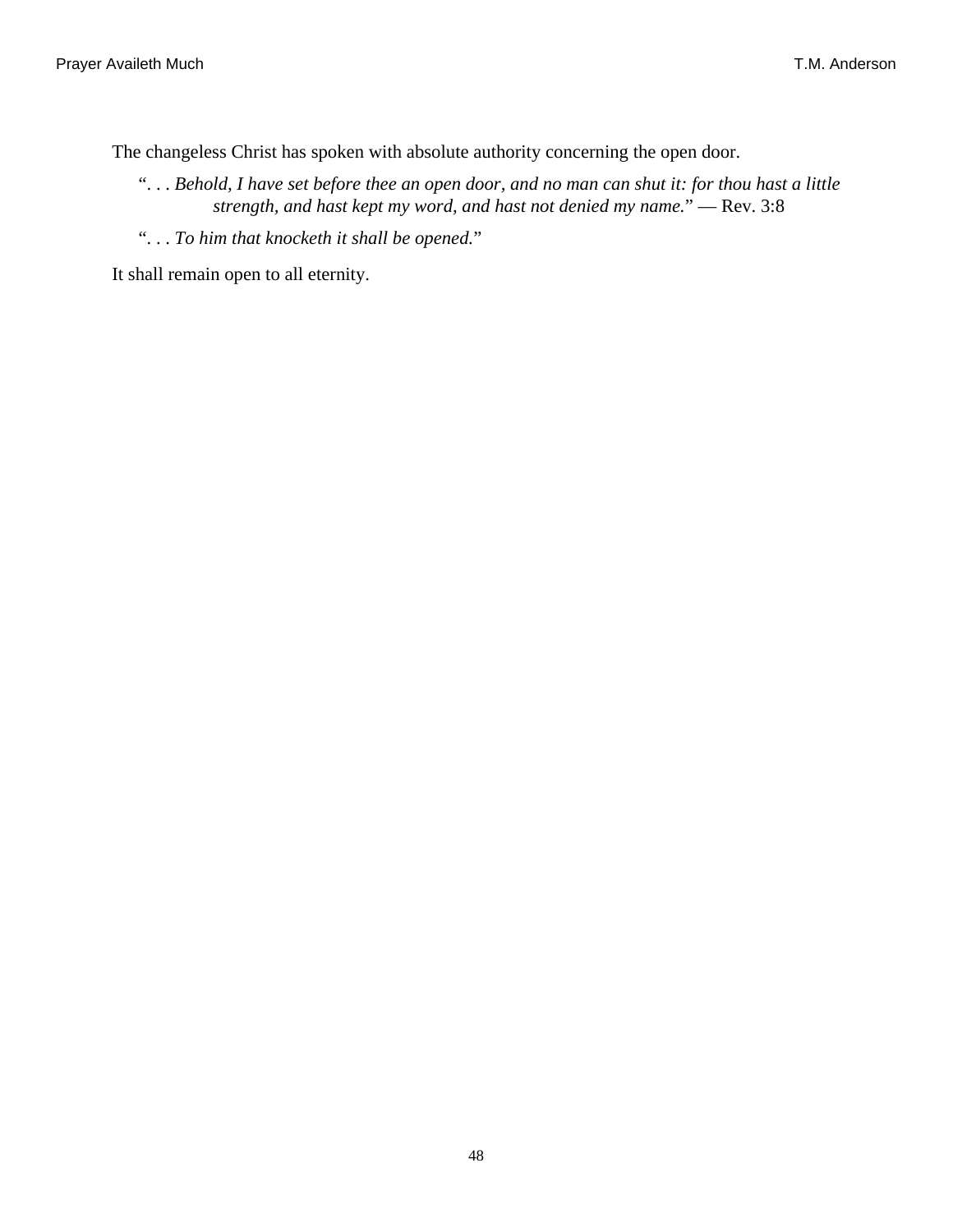The changeless Christ has spoken with absolute authority concerning the open door.

> “. . . *Behold, I have set before thee an open door, and no man can shut it: for thou hast a little strength, and hast kept my word, and hast not denied my name.*” — Rev. 3:8

> “. . . *To him that knocketh it shall be opened.*”

It shall remain open to all eternity.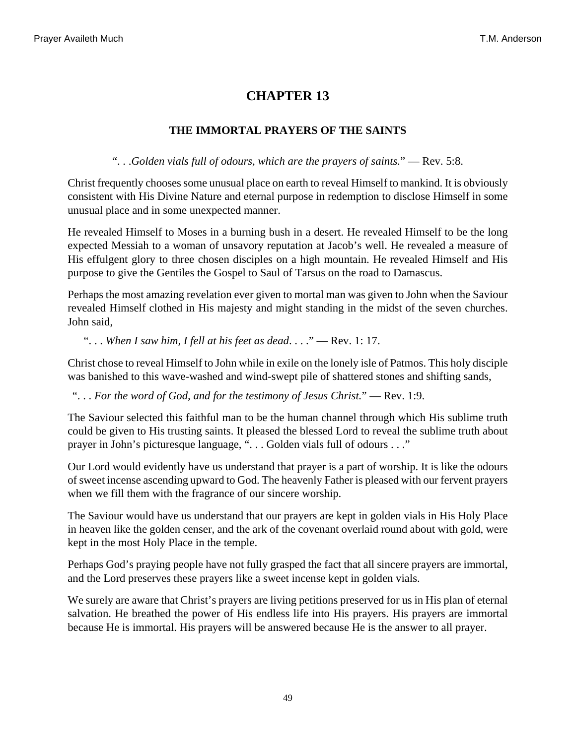# CHAPTER 13

### THE IMMORTAL PRAYERS OF THE SAINTS

"*. . .Golden vials full of odours, which are the prayers of saints.*" — Rev. 5:8.

Christ frequently chooses some unusual place on earth to reveal Himself to mankind. It is obviously consistent with His Divine Nature and eternal purpose in redemption to disclose Himself in some unusual place and in some unexpected manner.

He revealed Himself to Moses in a burning bush in a desert. He revealed Himself to be the long expected Messiah to a woman of unsavory reputation at Jacob's well. He revealed a measure of His effulgent glory to three chosen disciples on a high mountain. He revealed Himself and His purpose to give the Gentiles the Gospel to Saul of Tarsus on the road to Damascus.

Perhaps the most amazing revelation ever given to mortal man was given to John when the Saviour revealed Himself clothed in His majesty and might standing in the midst of the seven churches. John said,

"*. . . When I saw him, I fell at his feet as dead. . . .*" — Rev. 1: 17.

Christ chose to reveal Himself to John while in exile on the lonely isle of Patmos. This holy disciple was banished to this wave-washed and wind-swept pile of shattered stones and shifting sands,

"*. . . For the word of God, and for the testimony of Jesus Christ.*" — Rev. 1:9.

The Saviour selected this faithful man to be the human channel through which His sublime truth could be given to His trusting saints. It pleased the blessed Lord to reveal the sublime truth about prayer in John's picturesque language, ". . . Golden vials full of odours . . ."

Our Lord would evidently have us understand that prayer is a part of worship. It is like the odours of sweet incense ascending upward to God. The heavenly Father is pleased with our fervent prayers when we fill them with the fragrance of our sincere worship.

The Saviour would have us understand that our prayers are kept in golden vials in His Holy Place in heaven like the golden censer, and the ark of the covenant overlaid round about with gold, were kept in the most Holy Place in the temple.

Perhaps God's praying people have not fully grasped the fact that all sincere prayers are immortal, and the Lord preserves these prayers like a sweet incense kept in golden vials.

We surely are aware that Christ's prayers are living petitions preserved for us in His plan of eternal salvation. He breathed the power of His endless life into His prayers. His prayers are immortal because He is immortal. His prayers will be answered because He is the answer to all prayer.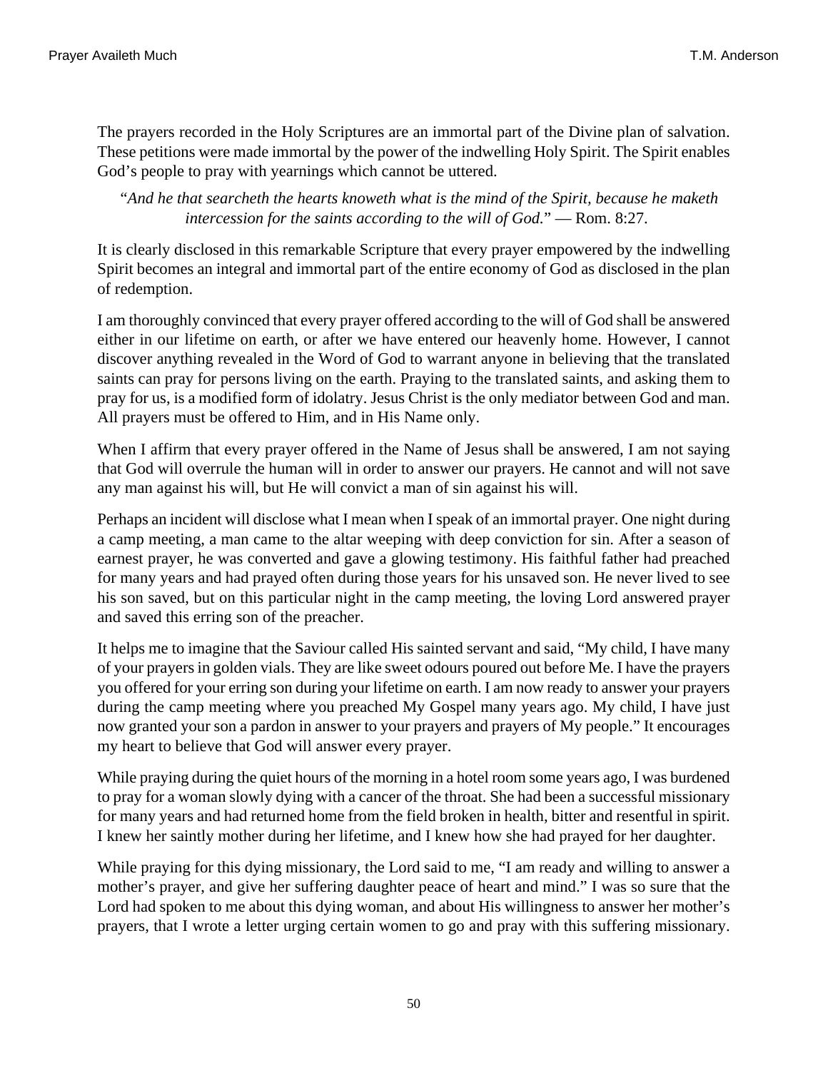The prayers recorded in the Holy Scriptures are an immortal part of the Divine plan of salvation. These petitions were made immortal by the power of the indwelling Holy Spirit. The Spirit enables God's people to pray with yearnings which cannot be uttered.

> "*And he that searcheth the hearts knoweth what is the mind of the Spirit, because he maketh intercession for the saints according to the will of God.*" — Rom. 8:27.

It is clearly disclosed in this remarkable Scripture that every prayer empowered by the indwelling Spirit becomes an integral and immortal part of the entire economy of God as disclosed in the plan of redemption.

I am thoroughly convinced that every prayer offered according to the will of God shall be answered either in our lifetime on earth, or after we have entered our heavenly home. However, I cannot discover anything revealed in the Word of God to warrant anyone in believing that the translated saints can pray for persons living on the earth. Praying to the translated saints, and asking them to pray for us, is a modified form of idolatry. Jesus Christ is the only mediator between God and man. All prayers must be offered to Him, and in His Name only.

When I affirm that every prayer offered in the Name of Jesus shall be answered, I am not saying that God will overrule the human will in order to answer our prayers. He cannot and will not save any man against his will, but He will convict a man of sin against his will.

Perhaps an incident will disclose what I mean when I speak of an immortal prayer. One night during a camp meeting, a man came to the altar weeping with deep conviction for sin. After a season of earnest prayer, he was converted and gave a glowing testimony. His faithful father had preached for many years and had prayed often during those years for his unsaved son. He never lived to see his son saved, but on this particular night in the camp meeting, the loving Lord answered prayer and saved this erring son of the preacher.

It helps me to imagine that the Saviour called His sainted servant and said, "My child, I have many of your prayers in golden vials. They are like sweet odours poured out before Me. I have the prayers you offered for your erring son during your lifetime on earth. I am now ready to answer your prayers during the camp meeting where you preached My Gospel many years ago. My child, I have just now granted your son a pardon in answer to your prayers and prayers of My people." It encourages my heart to believe that God will answer every prayer.

While praying during the quiet hours of the morning in a hotel room some years ago, I was burdened to pray for a woman slowly dying with a cancer of the throat. She had been a successful missionary for many years and had returned home from the field broken in health, bitter and resentful in spirit. I knew her saintly mother during her lifetime, and I knew how she had prayed for her daughter.

While praying for this dying missionary, the Lord said to me, "I am ready and willing to answer a mother's prayer, and give her suffering daughter peace of heart and mind." I was so sure that the Lord had spoken to me about this dying woman, and about His willingness to answer her mother's prayers, that I wrote a letter urging certain women to go and pray with this suffering missionary.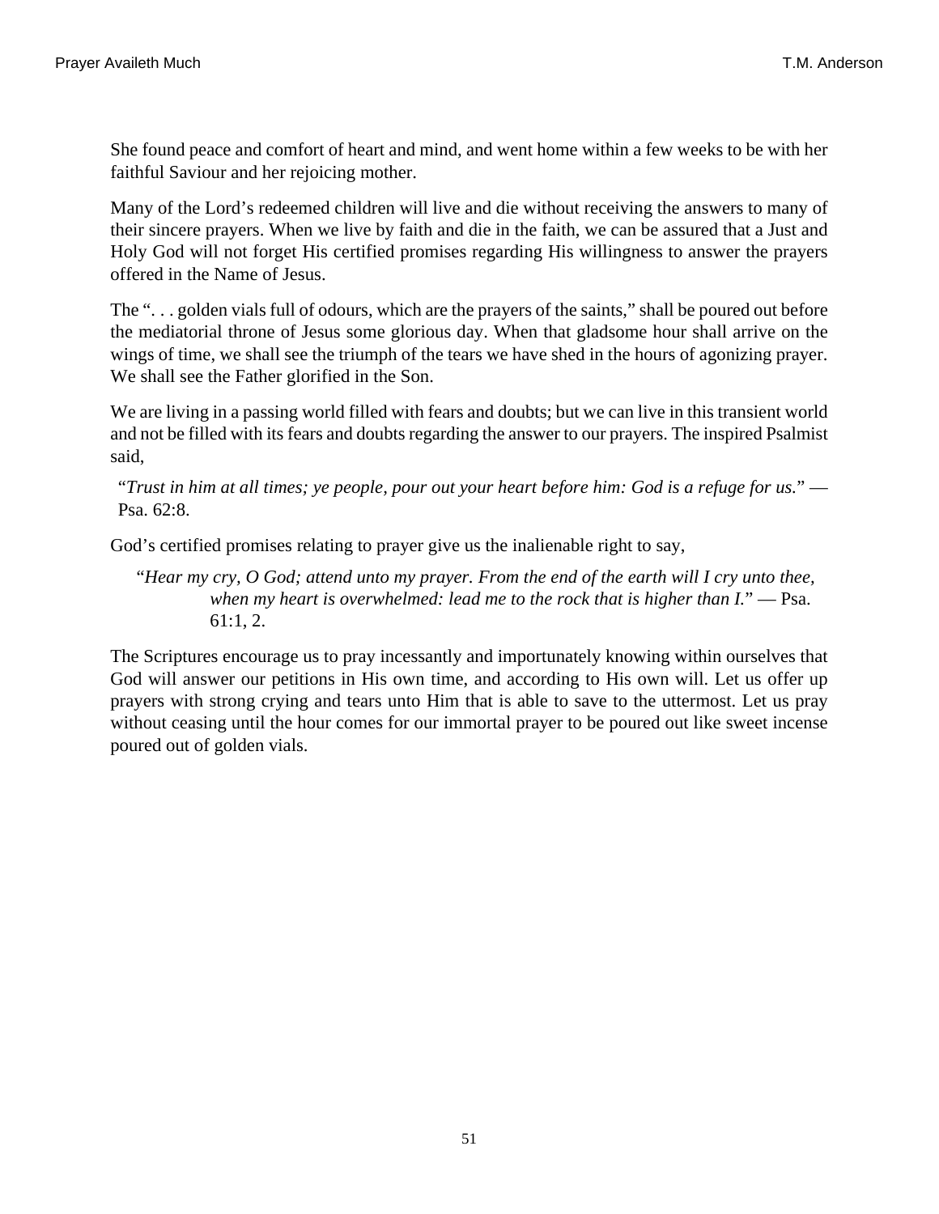She found peace and comfort of heart and mind, and went home within a few weeks to be with her faithful Saviour and her rejoicing mother.

Many of the Lord’s redeemed children will live and die without receiving the answers to many of their sincere prayers. When we live by faith and die in the faith, we can be assured that a Just and Holy God will not forget His certified promises regarding His willingness to answer the prayers offered in the Name of Jesus.

The “. . . golden vials full of odours, which are the prayers of the saints,” shall be poured out before the mediatorial throne of Jesus some glorious day. When that gladsome hour shall arrive on the wings of time, we shall see the triumph of the tears we have shed in the hours of agonizing prayer. We shall see the Father glorified in the Son.

We are living in a passing world filled with fears and doubts; but we can live in this transient world and not be filled with its fears and doubts regarding the answer to our prayers. The inspired Psalmist said,

> “*Trust in him at all times; ye people, pour out your heart before him: God is a refuge for us.*” — Psa. 62:8.

God’s certified promises relating to prayer give us the inalienable right to say,

> “*Hear my cry, O God; attend unto my prayer. From the end of the earth will I cry unto thee, when my heart is overwhelmed: lead me to the rock that is higher than I.*” — Psa. 61:1, 2.

The Scriptures encourage us to pray incessantly and importunately knowing within ourselves that God will answer our petitions in His own time, and according to His own will. Let us offer up prayers with strong crying and tears unto Him that is able to save to the uttermost. Let us pray without ceasing until the hour comes for our immortal prayer to be poured out like sweet incense poured out of golden vials.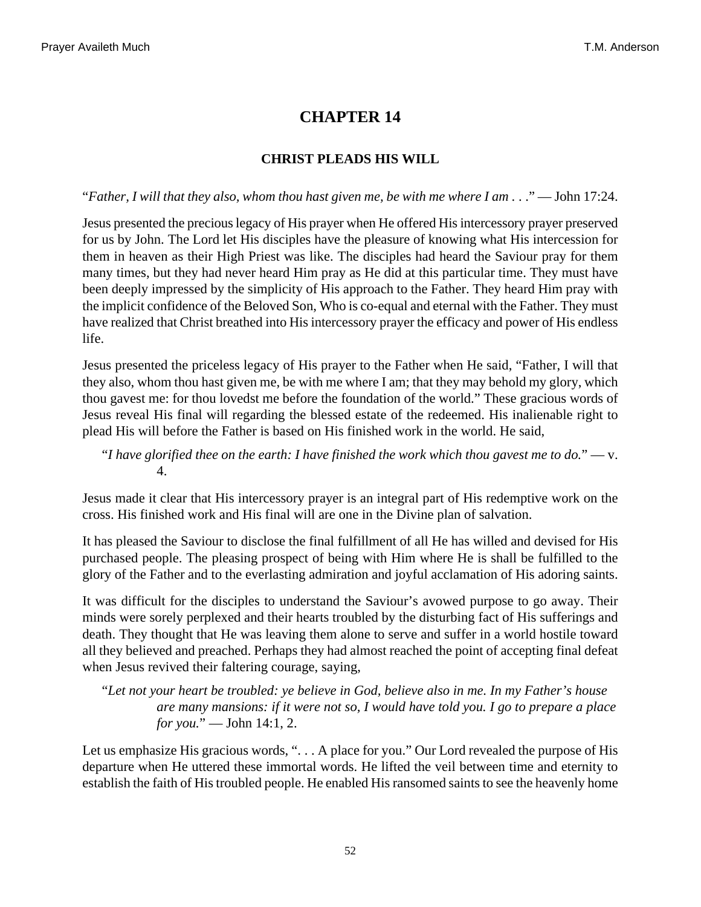# CHAPTER 14

## CHRIST PLEADS HIS WILL

"*Father, I will that they also, whom thou hast given me, be with me where I am . . .*" — John 17:24.

Jesus presented the precious legacy of His prayer when He offered His intercessory prayer preserved for us by John. The Lord let His disciples have the pleasure of knowing what His intercession for them in heaven as their High Priest was like. The disciples had heard the Saviour pray for them many times, but they had never heard Him pray as He did at this particular time. They must have been deeply impressed by the simplicity of His approach to the Father. They heard Him pray with the implicit confidence of the Beloved Son, Who is co-equal and eternal with the Father. They must have realized that Christ breathed into His intercessory prayer the efficacy and power of His endless life.

Jesus presented the priceless legacy of His prayer to the Father when He said, "Father, I will that they also, whom thou hast given me, be with me where I am; that they may behold my glory, which thou gavest me: for thou lovedst me before the foundation of the world." These gracious words of Jesus reveal His final will regarding the blessed estate of the redeemed. His inalienable right to plead His will before the Father is based on His finished work in the world. He said,

> "*I have glorified thee on the earth: I have finished the work which thou gavest me to do.*" — v. 4.

Jesus made it clear that His intercessory prayer is an integral part of His redemptive work on the cross. His finished work and His final will are one in the Divine plan of salvation.

It has pleased the Saviour to disclose the final fulfillment of all He has willed and devised for His purchased people. The pleasing prospect of being with Him where He is shall be fulfilled to the glory of the Father and to the everlasting admiration and joyful acclamation of His adoring saints.

It was difficult for the disciples to understand the Saviour's avowed purpose to go away. Their minds were sorely perplexed and their hearts troubled by the disturbing fact of His sufferings and death. They thought that He was leaving them alone to serve and suffer in a world hostile toward all they believed and preached. Perhaps they had almost reached the point of accepting final defeat when Jesus revived their faltering courage, saying,

> "*Let not your heart be troubled: ye believe in God, believe also in me. In my Father's house are many mansions: if it were not so, I would have told you. I go to prepare a place for you.*" — John 14:1, 2.

Let us emphasize His gracious words, ". . . A place for you." Our Lord revealed the purpose of His departure when He uttered these immortal words. He lifted the veil between time and eternity to establish the faith of His troubled people. He enabled His ransomed saints to see the heavenly home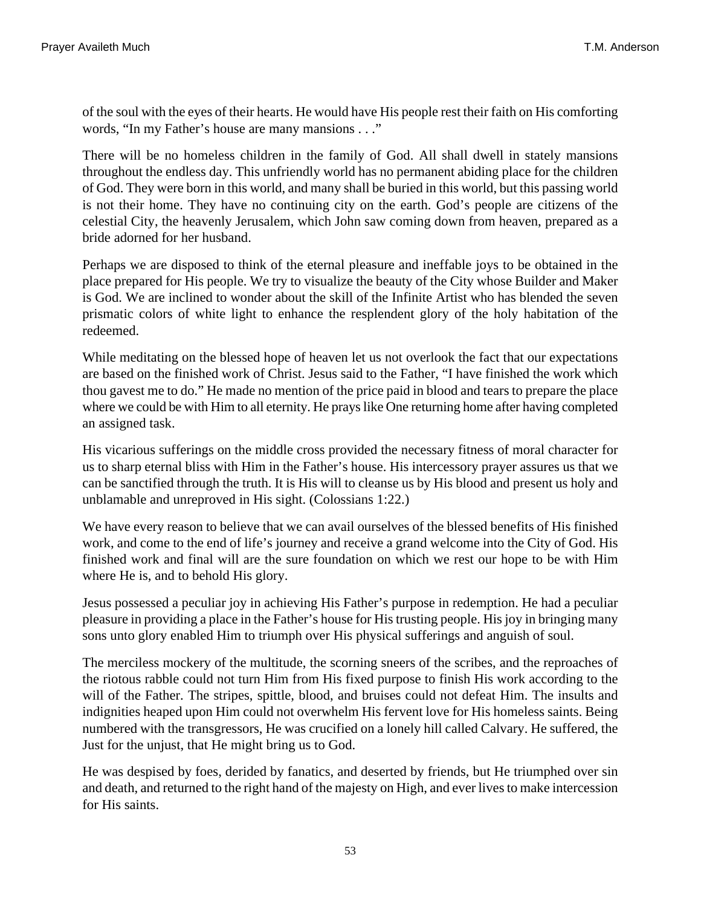of the soul with the eyes of their hearts. He would have His people rest their faith on His comforting words, “In my Father’s house are many mansions . . .”

There will be no homeless children in the family of God. All shall dwell in stately mansions throughout the endless day. This unfriendly world has no permanent abiding place for the children of God. They were born in this world, and many shall be buried in this world, but this passing world is not their home. They have no continuing city on the earth. God’s people are citizens of the celestial City, the heavenly Jerusalem, which John saw coming down from heaven, prepared as a bride adorned for her husband.

Perhaps we are disposed to think of the eternal pleasure and ineffable joys to be obtained in the place prepared for His people. We try to visualize the beauty of the City whose Builder and Maker is God. We are inclined to wonder about the skill of the Infinite Artist who has blended the seven prismatic colors of white light to enhance the resplendent glory of the holy habitation of the redeemed.

While meditating on the blessed hope of heaven let us not overlook the fact that our expectations are based on the finished work of Christ. Jesus said to the Father, “I have finished the work which thou gavest me to do.” He made no mention of the price paid in blood and tears to prepare the place where we could be with Him to all eternity. He prays like One returning home after having completed an assigned task.

His vicarious sufferings on the middle cross provided the necessary fitness of moral character for us to sharp eternal bliss with Him in the Father’s house. His intercessory prayer assures us that we can be sanctified through the truth. It is His will to cleanse us by His blood and present us holy and unblamable and unreproved in His sight. (Colossians 1:22.)

We have every reason to believe that we can avail ourselves of the blessed benefits of His finished work, and come to the end of life’s journey and receive a grand welcome into the City of God. His finished work and final will are the sure foundation on which we rest our hope to be with Him where He is, and to behold His glory.

Jesus possessed a peculiar joy in achieving His Father’s purpose in redemption. He had a peculiar pleasure in providing a place in the Father’s house for His trusting people. His joy in bringing many sons unto glory enabled Him to triumph over His physical sufferings and anguish of soul.

The merciless mockery of the multitude, the scorning sneers of the scribes, and the reproaches of the riotous rabble could not turn Him from His fixed purpose to finish His work according to the will of the Father. The stripes, spittle, blood, and bruises could not defeat Him. The insults and indignities heaped upon Him could not overwhelm His fervent love for His homeless saints. Being numbered with the transgressors, He was crucified on a lonely hill called Calvary. He suffered, the Just for the unjust, that He might bring us to God.

He was despised by foes, derided by fanatics, and deserted by friends, but He triumphed over sin and death, and returned to the right hand of the majesty on High, and ever lives to make intercession for His saints.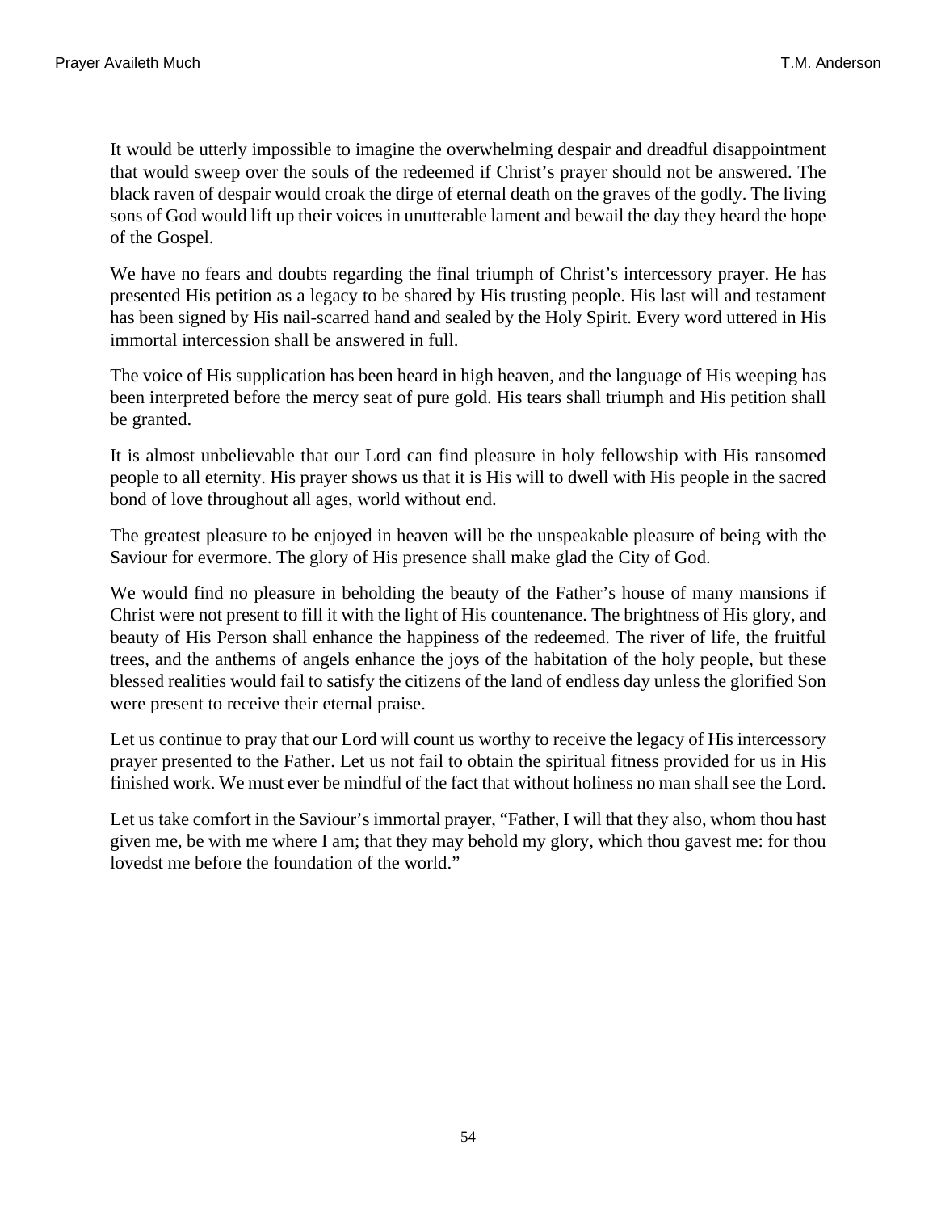It would be utterly impossible to imagine the overwhelming despair and dreadful disappointment that would sweep over the souls of the redeemed if Christ's prayer should not be answered. The black raven of despair would croak the dirge of eternal death on the graves of the godly. The living sons of God would lift up their voices in unutterable lament and bewail the day they heard the hope of the Gospel.

We have no fears and doubts regarding the final triumph of Christ's intercessory prayer. He has presented His petition as a legacy to be shared by His trusting people. His last will and testament has been signed by His nail-scarred hand and sealed by the Holy Spirit. Every word uttered in His immortal intercession shall be answered in full.

The voice of His supplication has been heard in high heaven, and the language of His weeping has been interpreted before the mercy seat of pure gold. His tears shall triumph and His petition shall be granted.

It is almost unbelievable that our Lord can find pleasure in holy fellowship with His ransomed people to all eternity. His prayer shows us that it is His will to dwell with His people in the sacred bond of love throughout all ages, world without end.

The greatest pleasure to be enjoyed in heaven will be the unspeakable pleasure of being with the Saviour for evermore. The glory of His presence shall make glad the City of God.

We would find no pleasure in beholding the beauty of the Father's house of many mansions if Christ were not present to fill it with the light of His countenance. The brightness of His glory, and beauty of His Person shall enhance the happiness of the redeemed. The river of life, the fruitful trees, and the anthems of angels enhance the joys of the habitation of the holy people, but these blessed realities would fail to satisfy the citizens of the land of endless day unless the glorified Son were present to receive their eternal praise.

Let us continue to pray that our Lord will count us worthy to receive the legacy of His intercessory prayer presented to the Father. Let us not fail to obtain the spiritual fitness provided for us in His finished work. We must ever be mindful of the fact that without holiness no man shall see the Lord.

Let us take comfort in the Saviour's immortal prayer, "Father, I will that they also, whom thou hast given me, be with me where I am; that they may behold my glory, which thou gavest me: for thou lovedst me before the foundation of the world."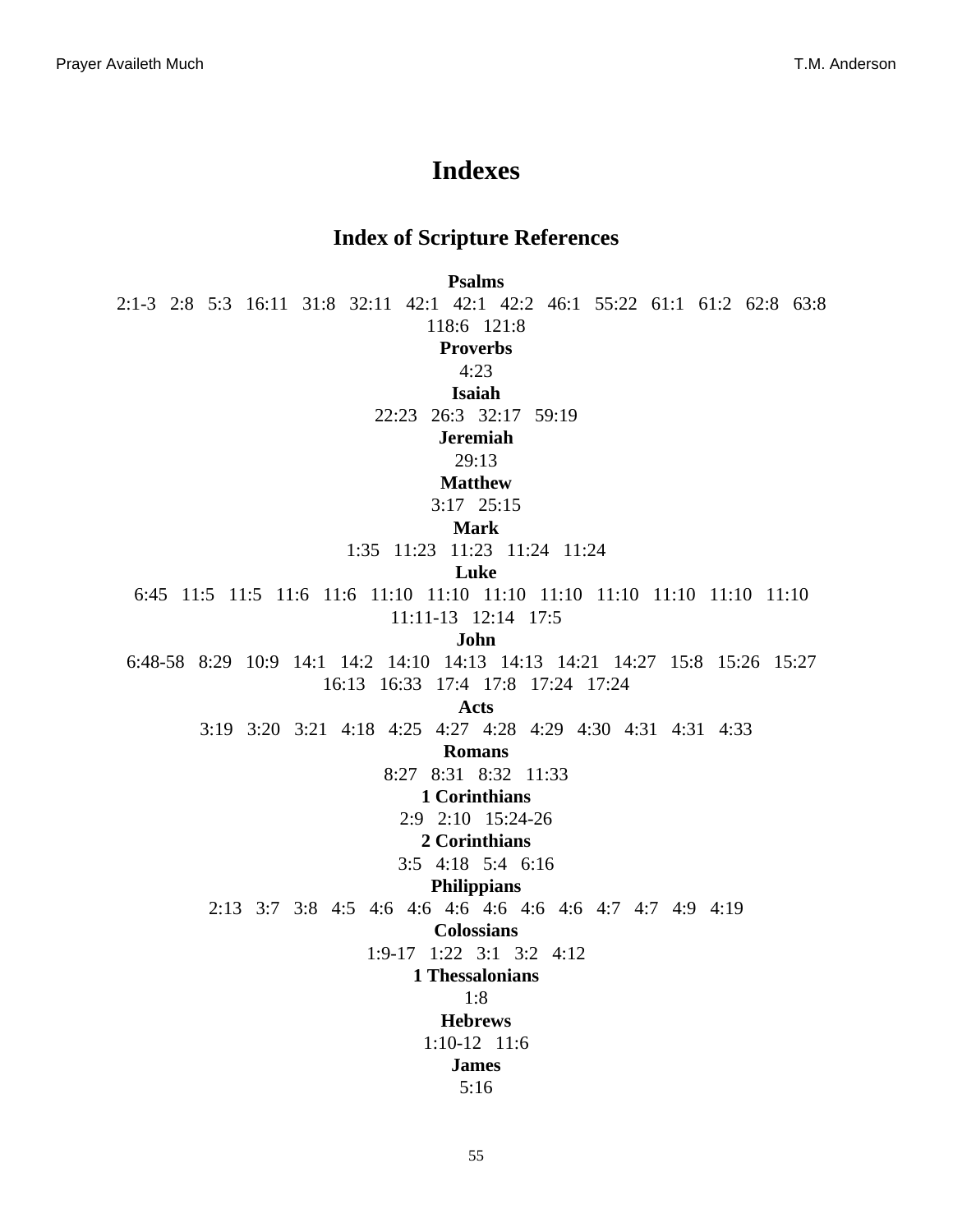# Indexes

## Index of Scripture References

**Psalms**

2:1-3   2:8   5:3   16:11   31:8   32:11   42:1   42:1   42:2   46:1   55:22   61:1   61:2   62:8   63:8   118:6   121:8

**Proverbs**

4:23

**Isaiah**

22:23   26:3   32:17   59:19

**Jeremiah**

29:13

**Matthew**

3:17   25:15

**Mark**

1:35   11:23   11:23   11:24   11:24

**Luke**

6:45   11:5   11:5   11:6   11:6   11:10   11:10   11:10   11:10   11:10   11:10   11:10   11:10   11:11-13   12:14   17:5

**John**

6:48-58   8:29   10:9   14:1   14:2   14:10   14:13   14:13   14:21   14:27   15:8   15:26   15:27   16:13   16:33   17:4   17:8   17:24   17:24

**Acts**

3:19   3:20   3:21   4:18   4:25   4:27   4:28   4:29   4:30   4:31   4:31   4:33

**Romans**

8:27   8:31   8:32   11:33

**1 Corinthians**

2:9   2:10   15:24-26

**2 Corinthians**

3:5   4:18   5:4   6:16

**Philippians**

2:13   3:7   3:8   4:5   4:6   4:6   4:6   4:6   4:6   4:6   4:7   4:7   4:9   4:19

**Colossians**

1:9-17   1:22   3:1   3:2   4:12

**1 Thessalonians**

1:8

**Hebrews**

1:10-12   11:6

**James**

5:16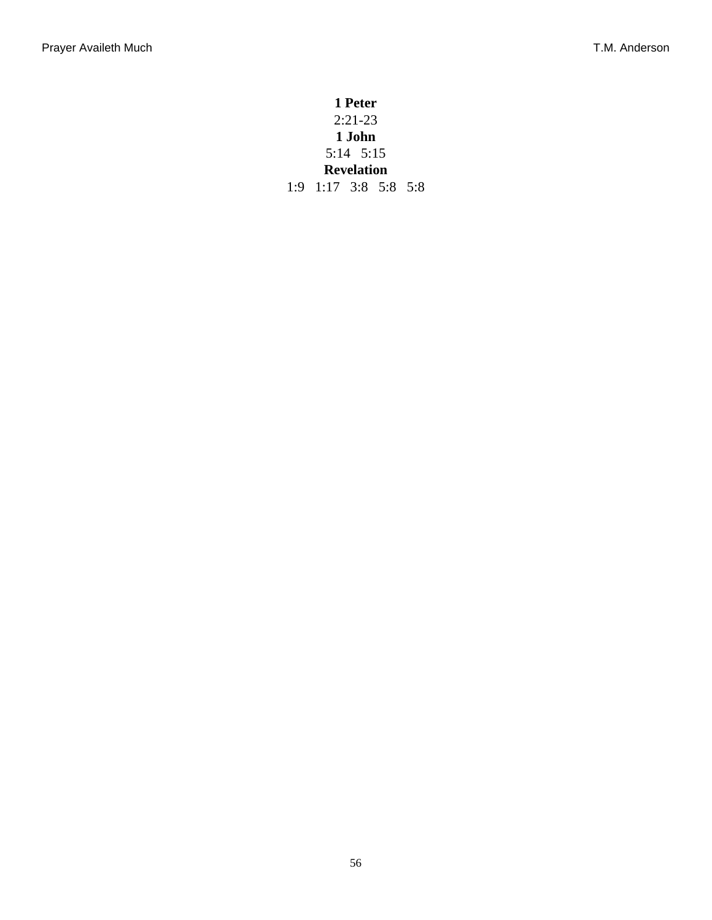**1 Peter**

2:21-23

**1 John**

5:14   5:15

**Revelation**

1:9   1:17   3:8   5:8   5:8